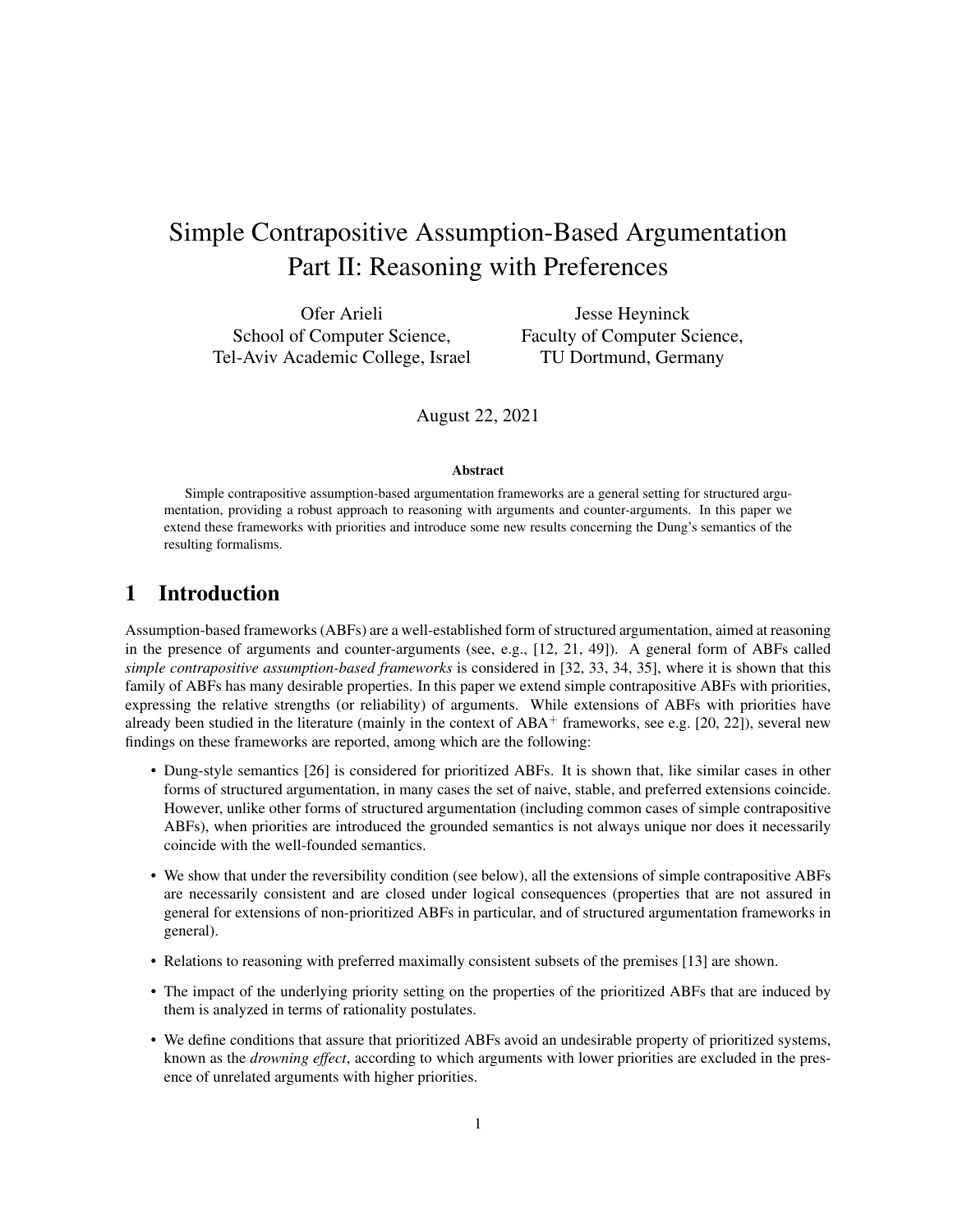# Simple Contrapositive Assumption-Based Argumentation Part II: Reasoning with Preferences

Ofer Arieli
School of Computer Science,
Tel-Aviv Academic College, Israel

Jesse Heyninck
Faculty of Computer Science,
TU Dortmund, Germany

August 22, 2021

**Abstract**

Simple contrapositive assumption-based argumentation frameworks are a general setting for structured argumentation, providing a robust approach to reasoning with arguments and counter-arguments. In this paper we extend these frameworks with priorities and introduce some new results concerning the Dung's semantics of the resulting formalisms.

## 1 Introduction

Assumption-based frameworks (ABFs) are a well-established form of structured argumentation, aimed at reasoning in the presence of arguments and counter-arguments (see, e.g., [12, 21, 49]). A general form of ABFs called *simple contrapositive assumption-based frameworks* is considered in [32, 33, 34, 35], where it is shown that this family of ABFs has many desirable properties. In this paper we extend simple contrapositive ABFs with priorities, expressing the relative strengths (or reliability) of arguments. While extensions of ABFs with priorities have already been studied in the literature (mainly in the context of $\text{ABA}^+$ frameworks, see e.g. [20, 22]), several new findings on these frameworks are reported, among which are the following:

- Dung-style semantics [26] is considered for prioritized ABFs. It is shown that, like similar cases in other forms of structured argumentation, in many cases the set of naive, stable, and preferred extensions coincide. However, unlike other forms of structured argumentation (including common cases of simple contrapositive ABFs), when priorities are introduced the grounded semantics is not always unique nor does it necessarily coincide with the well-founded semantics.
- We show that under the reversibility condition (see below), all the extensions of simple contrapositive ABFs are necessarily consistent and are closed under logical consequences (properties that are not assured in general for extensions of non-prioritized ABFs in particular, and of structured argumentation frameworks in general).
- Relations to reasoning with preferred maximally consistent subsets of the premises [13] are shown.
- The impact of the underlying priority setting on the properties of the prioritized ABFs that are induced by them is analyzed in terms of rationality postulates.
- We define conditions that assure that prioritized ABFs avoid an undesirable property of prioritized systems, known as the *drowning effect*, according to which arguments with lower priorities are excluded in the presence of unrelated arguments with higher priorities.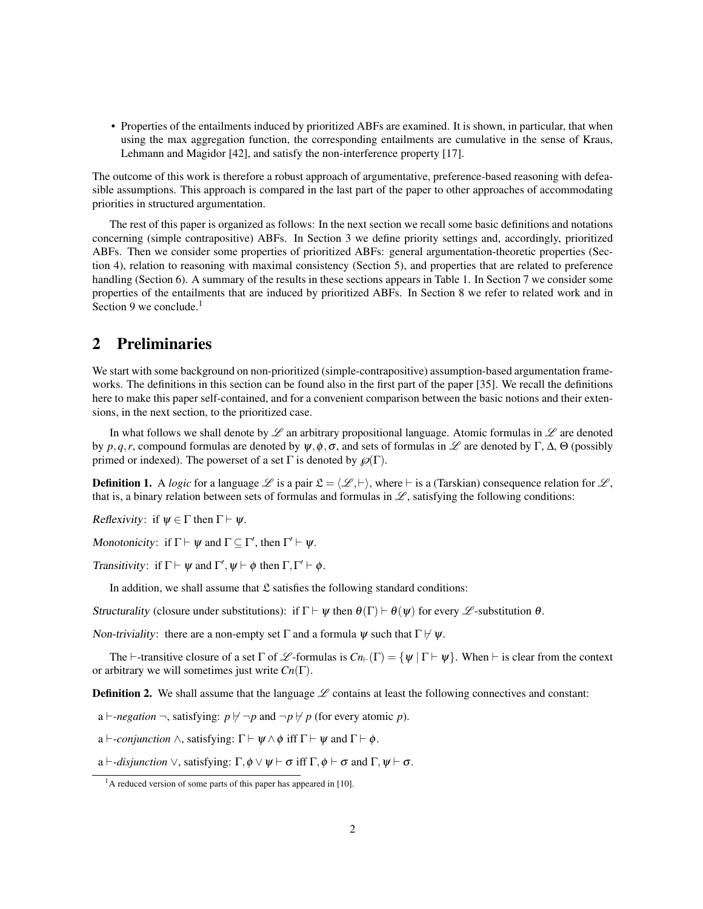- Properties of the entailments induced by prioritized ABFs are examined. It is shown, in particular, that when using the max aggregation function, the corresponding entailments are cumulative in the sense of Kraus, Lehmann and Magidor [42], and satisfy the non-interference property [17].

The outcome of this work is therefore a robust approach of argumentative, preference-based reasoning with defeasible assumptions. This approach is compared in the last part of the paper to other approaches of accommodating priorities in structured argumentation.

The rest of this paper is organized as follows: In the next section we recall some basic definitions and notations concerning (simple contrapositive) ABFs. In Section 3 we define priority settings and, accordingly, prioritized ABFs. Then we consider some properties of prioritized ABFs: general argumentation-theoretic properties (Section 4), relation to reasoning with maximal consistency (Section 5), and properties that are related to preference handling (Section 6). A summary of the results in these sections appears in Table 1. In Section 7 we consider some properties of the entailments that are induced by prioritized ABFs. In Section 8 we refer to related work and in Section 9 we conclude.[1]

## 2 Preliminaries

We start with some background on non-prioritized (simple-contrapositive) assumption-based argumentation frameworks. The definitions in this section can be found also in the first part of the paper [35]. We recall the definitions here to make this paper self-contained, and for a convenient comparison between the basic notions and their extensions, in the next section, to the prioritized case.

In what follows we shall denote by $\mathscr{L}$ an arbitrary propositional language. Atomic formulas in $\mathscr{L}$ are denoted by $p, q, r$, compound formulas are denoted by $\psi, \phi, \sigma$, and sets of formulas in $\mathscr{L}$ are denoted by $\Gamma$, $\Delta$, $\Theta$ (possibly primed or indexed). The powerset of a set $\Gamma$ is denoted by $\wp(\Gamma)$.

**Definition 1.** A *logic* for a language $\mathscr{L}$ is a pair $\mathfrak{L} = \langle \mathscr{L}, \vdash \rangle$, where $\vdash$ is a (Tarskian) consequence relation for $\mathscr{L}$, that is, a binary relation between sets of formulas and formulas in $\mathscr{L}$, satisfying the following conditions:

*Reflexivity*: if $\psi \in \Gamma$ then $\Gamma \vdash \psi$.

*Monotonicity*: if $\Gamma \vdash \psi$ and $\Gamma \subseteq \Gamma'$, then $\Gamma' \vdash \psi$.

*Transitivity*: if $\Gamma \vdash \psi$ and $\Gamma', \psi \vdash \phi$ then $\Gamma, \Gamma' \vdash \phi$.

In addition, we shall assume that $\mathfrak{L}$ satisfies the following standard conditions:

*Structurality* (closure under substitutions): if $\Gamma \vdash \psi$ then $\theta(\Gamma) \vdash \theta(\psi)$ for every $\mathscr{L}$-substitution $\theta$.

*Non-triviality*: there are a non-empty set $\Gamma$ and a formula $\psi$ such that $\Gamma \not\vdash \psi$.

The $\vdash$-transitive closure of a set $\Gamma$ of $\mathscr{L}$-formulas is $Cn_{\vdash}(\Gamma) = \{\psi \mid \Gamma \vdash \psi\}$. When $\vdash$ is clear from the context or arbitrary we will sometimes just write $Cn(\Gamma)$.

**Definition 2.** We shall assume that the language $\mathscr{L}$ contains at least the following connectives and constant:

a $\vdash$-*negation* $\neg$, satisfying: $p \not\vdash \neg p$ and $\neg p \not\vdash p$ (for every atomic $p$).

a $\vdash$-*conjunction* $\wedge$, satisfying: $\Gamma \vdash \psi \wedge \phi$ iff $\Gamma \vdash \psi$ and $\Gamma \vdash \phi$.

a $\vdash$-*disjunction* $\vee$, satisfying: $\Gamma, \phi \vee \psi \vdash \sigma$ iff $\Gamma, \phi \vdash \sigma$ and $\Gamma, \psi \vdash \sigma$.

[1] A reduced version of some parts of this paper has appeared in [10].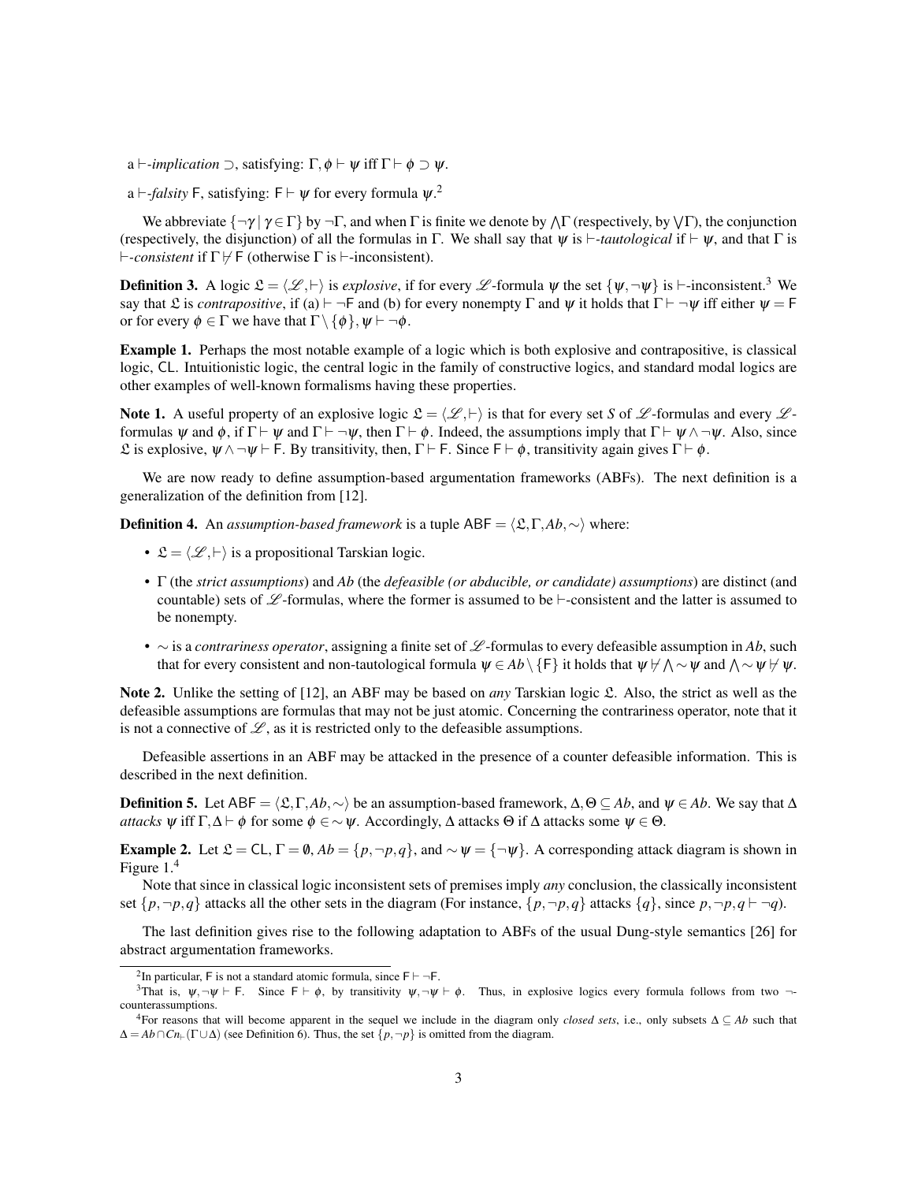- a $\vdash$-*implication* $\supset$, satisfying: $\Gamma, \phi \vdash \psi$ iff $\Gamma \vdash \phi \supset \psi$.
- a $\vdash$-*falsity* $\mathsf{F}$, satisfying: $\mathsf{F} \vdash \psi$ for every formula $\psi$.[2]

We abbreviate $\{\neg\gamma \mid \gamma \in \Gamma\}$ by $\neg\Gamma$, and when $\Gamma$ is finite we denote by $\bigwedge\Gamma$ (respectively, by $\bigvee\Gamma$), the conjunction (respectively, the disjunction) of all the formulas in $\Gamma$. We shall say that $\psi$ is $\vdash$-*tautological* if $\vdash \psi$, and that $\Gamma$ is $\vdash$-*consistent* if $\Gamma \not\vdash \mathsf{F}$ (otherwise $\Gamma$ is $\vdash$-inconsistent).

**Definition 3.** A logic $\mathfrak{L} = \langle \mathscr{L}, \vdash \rangle$ is *explosive*, if for every $\mathscr{L}$-formula $\psi$ the set $\{\psi, \neg\psi\}$ is $\vdash$-inconsistent.[3] We say that $\mathfrak{L}$ is *contrapositive*, if (a) $\vdash \neg\mathsf{F}$ and (b) for every nonempty $\Gamma$ and $\psi$ it holds that $\Gamma \vdash \neg\psi$ iff either $\psi = \mathsf{F}$ or for every $\phi \in \Gamma$ we have that $\Gamma \setminus \{\phi\}, \psi \vdash \neg\phi$.

**Example 1.** Perhaps the most notable example of a logic which is both explosive and contrapositive, is classical logic, $\mathsf{CL}$. Intuitionistic logic, the central logic in the family of constructive logics, and standard modal logics are other examples of well-known formalisms having these properties.

**Note 1.** A useful property of an explosive logic $\mathfrak{L} = \langle \mathscr{L}, \vdash \rangle$ is that for every set $S$ of $\mathscr{L}$-formulas and every $\mathscr{L}$-formulas $\psi$ and $\phi$, if $\Gamma \vdash \psi$ and $\Gamma \vdash \neg\psi$, then $\Gamma \vdash \phi$. Indeed, the assumptions imply that $\Gamma \vdash \psi \wedge \neg\psi$. Also, since $\mathfrak{L}$ is explosive, $\psi \wedge \neg\psi \vdash \mathsf{F}$. By transitivity, then, $\Gamma \vdash \mathsf{F}$. Since $\mathsf{F} \vdash \phi$, transitivity again gives $\Gamma \vdash \phi$.

We are now ready to define assumption-based argumentation frameworks (ABFs). The next definition is a generalization of the definition from [12].

**Definition 4.** An *assumption-based framework* is a tuple $\mathsf{ABF} = \langle \mathfrak{L}, \Gamma, Ab, \sim \rangle$ where:

- $\mathfrak{L} = \langle \mathscr{L}, \vdash \rangle$ is a propositional Tarskian logic.
- $\Gamma$ (the *strict assumptions*) and $Ab$ (the *defeasible (or abducible, or candidate) assumptions*) are distinct (and countable) sets of $\mathscr{L}$-formulas, where the former is assumed to be $\vdash$-consistent and the latter is assumed to be nonempty.
- $\sim$ is a *contrariness operator*, assigning a finite set of $\mathscr{L}$-formulas to every defeasible assumption in $Ab$, such that for every consistent and non-tautological formula $\psi \in Ab \setminus \{\mathsf{F}\}$ it holds that $\psi \not\vdash \bigwedge \sim \psi$ and $\bigwedge \sim \psi \not\vdash \psi$.

**Note 2.** Unlike the setting of [12], an ABF may be based on *any* Tarskian logic $\mathfrak{L}$. Also, the strict as well as the defeasible assumptions are formulas that may not be just atomic. Concerning the contrariness operator, note that it is not a connective of $\mathscr{L}$, as it is restricted only to the defeasible assumptions.

Defeasible assertions in an ABF may be attacked in the presence of a counter defeasible information. This is described in the next definition.

**Definition 5.** Let $\mathsf{ABF} = \langle \mathfrak{L}, \Gamma, Ab, \sim \rangle$ be an assumption-based framework, $\Delta, \Theta \subseteq Ab$, and $\psi \in Ab$. We say that $\Delta$ *attacks* $\psi$ iff $\Gamma, \Delta \vdash \phi$ for some $\phi \in \sim\psi$. Accordingly, $\Delta$ attacks $\Theta$ if $\Delta$ attacks some $\psi \in \Theta$.

**Example 2.** Let $\mathfrak{L} = \mathsf{CL}$, $\Gamma = \emptyset$, $Ab = \{p, \neg p, q\}$, and $\sim\psi = \{\neg\psi\}$. A corresponding attack diagram is shown in Figure 1.[4]

Note that since in classical logic inconsistent sets of premises imply *any* conclusion, the classically inconsistent set $\{p, \neg p, q\}$ attacks all the other sets in the diagram (For instance, $\{p, \neg p, q\}$ attacks $\{q\}$, since $p, \neg p, q \vdash \neg q$).

The last definition gives rise to the following adaptation to ABFs of the usual Dung-style semantics [26] for abstract argumentation frameworks.

---

[2] In particular, $\mathsf{F}$ is not a standard atomic formula, since $\mathsf{F} \vdash \neg\mathsf{F}$.

[3] That is, $\psi, \neg\psi \vdash \mathsf{F}$. Since $\mathsf{F} \vdash \phi$, by transitivity $\psi, \neg\psi \vdash \phi$. Thus, in explosive logics every formula follows from two $\neg$-counterassumptions.

[4] For reasons that will become apparent in the sequel we include in the diagram only *closed sets*, i.e., only subsets $\Delta \subseteq Ab$ such that $\Delta = Ab \cap Cn_{\vdash}(\Gamma \cup \Delta)$ (see Definition 6). Thus, the set $\{p, \neg p\}$ is omitted from the diagram.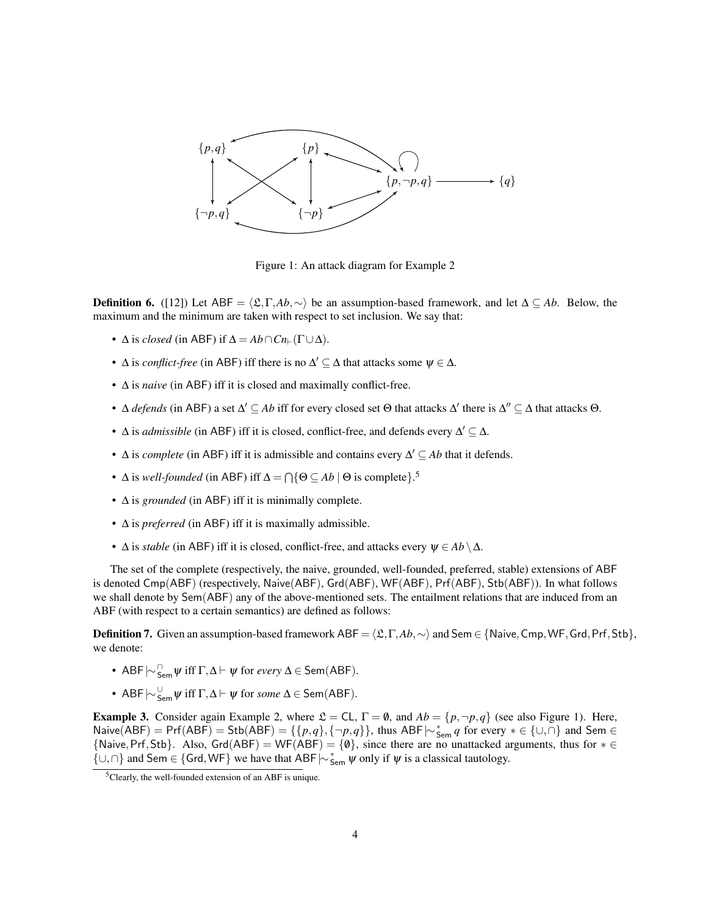Figure 1: An attack diagram for Example 2

**Definition 6.** ([12]) Let $\mathsf{ABF} = \langle \mathfrak{L}, \Gamma, Ab, \sim \rangle$ be an assumption-based framework, and let $\Delta \subseteq Ab$. Below, the maximum and the minimum are taken with respect to set inclusion. We say that:

- $\Delta$ is *closed* (in ABF) if $\Delta = Ab \cap Cn_{\vdash}(\Gamma \cup \Delta)$.
- $\Delta$ is *conflict-free* (in ABF) iff there is no $\Delta' \subseteq \Delta$ that attacks some $\psi \in \Delta$.
- $\Delta$ is *naive* (in ABF) iff it is closed and maximally conflict-free.
- $\Delta$ *defends* (in ABF) a set $\Delta' \subseteq Ab$ iff for every closed set $\Theta$ that attacks $\Delta'$ there is $\Delta'' \subseteq \Delta$ that attacks $\Theta$.
- $\Delta$ is *admissible* (in ABF) iff it is closed, conflict-free, and defends every $\Delta' \subseteq \Delta$.
- $\Delta$ is *complete* (in ABF) iff it is admissible and contains every $\Delta' \subseteq Ab$ that it defends.
- $\Delta$ is *well-founded* (in ABF) iff $\Delta = \bigcap \{\Theta \subseteq Ab \mid \Theta \text{ is complete}\}$.[5]
- $\Delta$ is *grounded* (in ABF) iff it is minimally complete.
- $\Delta$ is *preferred* (in ABF) iff it is maximally admissible.
- $\Delta$ is *stable* (in ABF) iff it is closed, conflict-free, and attacks every $\psi \in Ab \setminus \Delta$.

The set of the complete (respectively, the naive, grounded, well-founded, preferred, stable) extensions of ABF is denoted $\mathsf{Cmp}(\mathsf{ABF})$ (respectively, $\mathsf{Naive}(\mathsf{ABF})$, $\mathsf{Grd}(\mathsf{ABF})$, $\mathsf{WF}(\mathsf{ABF})$, $\mathsf{Prf}(\mathsf{ABF})$, $\mathsf{Stb}(\mathsf{ABF})$). In what follows we shall denote by $\mathsf{Sem}(\mathsf{ABF})$ any of the above-mentioned sets. The entailment relations that are induced from an ABF (with respect to a certain semantics) are defined as follows:

**Definition 7.** Given an assumption-based framework $\mathsf{ABF} = \langle \mathfrak{L}, \Gamma, Ab, \sim \rangle$ and $\mathsf{Sem} \in \{\mathsf{Naive}, \mathsf{Cmp}, \mathsf{WF}, \mathsf{Grd}, \mathsf{Prf}, \mathsf{Stb}\}$, we denote:

- $\mathsf{ABF} \mid\!\sim^{\cap}_{\mathsf{Sem}} \psi$ iff $\Gamma, \Delta \vdash \psi$ for *every* $\Delta \in \mathsf{Sem}(\mathsf{ABF})$.
- $\mathsf{ABF} \mid\!\sim^{\cup}_{\mathsf{Sem}} \psi$ iff $\Gamma, \Delta \vdash \psi$ for *some* $\Delta \in \mathsf{Sem}(\mathsf{ABF})$.

**Example 3.** Consider again Example 2, where $\mathfrak{L} = \mathsf{CL}$, $\Gamma = \emptyset$, and $Ab = \{p, \neg p, q\}$ (see also Figure 1). Here, $\mathsf{Naive}(\mathsf{ABF}) = \mathsf{Prf}(\mathsf{ABF}) = \mathsf{Stb}(\mathsf{ABF}) = \{\{p,q\}, \{\neg p, q\}\}$, thus $\mathsf{ABF} \mid\!\sim^{*}_{\mathsf{Sem}} q$ for every $* \in \{\cup, \cap\}$ and $\mathsf{Sem} \in \{\mathsf{Naive}, \mathsf{Prf}, \mathsf{Stb}\}$. Also, $\mathsf{Grd}(\mathsf{ABF}) = \mathsf{WF}(\mathsf{ABF}) = \{\emptyset\}$, since there are no unattacked arguments, thus for $* \in \{\cup, \cap\}$ and $\mathsf{Sem} \in \{\mathsf{Grd}, \mathsf{WF}\}$ we have that $\mathsf{ABF} \mid\!\sim^{*}_{\mathsf{Sem}} \psi$ only if $\psi$ is a classical tautology.

[5] Clearly, the well-founded extension of an ABF is unique.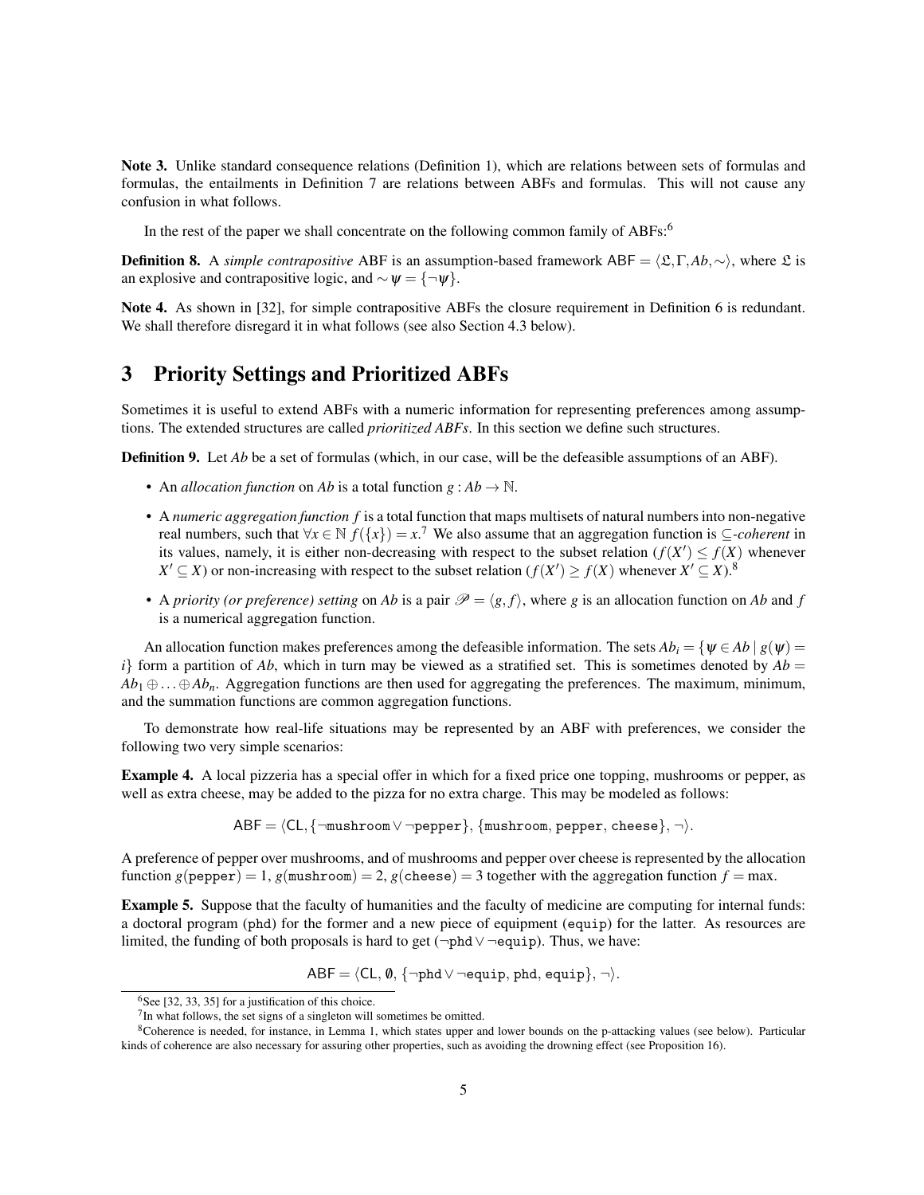**Note 3.** Unlike standard consequence relations (Definition 1), which are relations between sets of formulas and formulas, the entailments in Definition 7 are relations between ABFs and formulas. This will not cause any confusion in what follows.

In the rest of the paper we shall concentrate on the following common family of ABFs:[6]

**Definition 8.** A *simple contrapositive* ABF is an assumption-based framework $\mathsf{ABF} = \langle \mathfrak{L}, \Gamma, Ab, \sim \rangle$, where $\mathfrak{L}$ is an explosive and contrapositive logic, and $\sim \psi = \{\neg \psi\}$.

**Note 4.** As shown in [32], for simple contrapositive ABFs the closure requirement in Definition 6 is redundant. We shall therefore disregard it in what follows (see also Section 4.3 below).

# 3 Priority Settings and Prioritized ABFs

Sometimes it is useful to extend ABFs with a numeric information for representing preferences among assumptions. The extended structures are called *prioritized ABFs*. In this section we define such structures.

**Definition 9.** Let $Ab$ be a set of formulas (which, in our case, will be the defeasible assumptions of an ABF).

- An *allocation function* on $Ab$ is a total function $g : Ab \to \mathbb{N}$.
- A *numeric aggregation function* $f$ is a total function that maps multisets of natural numbers into non-negative real numbers, such that $\forall x \in \mathbb{N}\ f(\{x\}) = x$.[7] We also assume that an aggregation function is $\subseteq$*-coherent* in its values, namely, it is either non-decreasing with respect to the subset relation ($f(X') \leq f(X)$ whenever $X' \subseteq X$) or non-increasing with respect to the subset relation ($f(X') \geq f(X)$ whenever $X' \subseteq X$).[8]
- A *priority (or preference) setting* on $Ab$ is a pair $\mathscr{P} = \langle g, f \rangle$, where $g$ is an allocation function on $Ab$ and $f$ is a numerical aggregation function.

An allocation function makes preferences among the defeasible information. The sets $Ab_i = \{\psi \in Ab \mid g(\psi) = i\}$ form a partition of $Ab$, which in turn may be viewed as a stratified set. This is sometimes denoted by $Ab = Ab_1 \oplus \ldots \oplus Ab_n$. Aggregation functions are then used for aggregating the preferences. The maximum, minimum, and the summation functions are common aggregation functions.

To demonstrate how real-life situations may be represented by an ABF with preferences, we consider the following two very simple scenarios:

**Example 4.** A local pizzeria has a special offer in which for a fixed price one topping, mushrooms or pepper, as well as extra cheese, may be added to the pizza for no extra charge. This may be modeled as follows:

$$\mathsf{ABF} = \langle \mathsf{CL}, \{\neg \mathtt{mushroom} \vee \neg \mathtt{pepper}\}, \{\mathtt{mushroom}, \mathtt{pepper}, \mathtt{cheese}\}, \neg \rangle.$$

A preference of pepper over mushrooms, and of mushrooms and pepper over cheese is represented by the allocation function $g(\mathtt{pepper}) = 1$, $g(\mathtt{mushroom}) = 2$, $g(\mathtt{cheese}) = 3$ together with the aggregation function $f = \max$.

**Example 5.** Suppose that the faculty of humanities and the faculty of medicine are computing for internal funds: a doctoral program (phd) for the former and a new piece of equipment (equip) for the latter. As resources are limited, the funding of both proposals is hard to get ($\neg \mathtt{phd} \vee \neg \mathtt{equip}$). Thus, we have:

$$\mathsf{ABF} = \langle \mathsf{CL}, \emptyset, \{\neg \mathtt{phd} \vee \neg \mathtt{equip}, \mathtt{phd}, \mathtt{equip}\}, \neg \rangle.$$

---

[6] See [32, 33, 35] for a justification of this choice.

[7] In what follows, the set signs of a singleton will sometimes be omitted.

[8] Coherence is needed, for instance, in Lemma 1, which states upper and lower bounds on the p-attacking values (see below). Particular kinds of coherence are also necessary for assuring other properties, such as avoiding the drowning effect (see Proposition 16).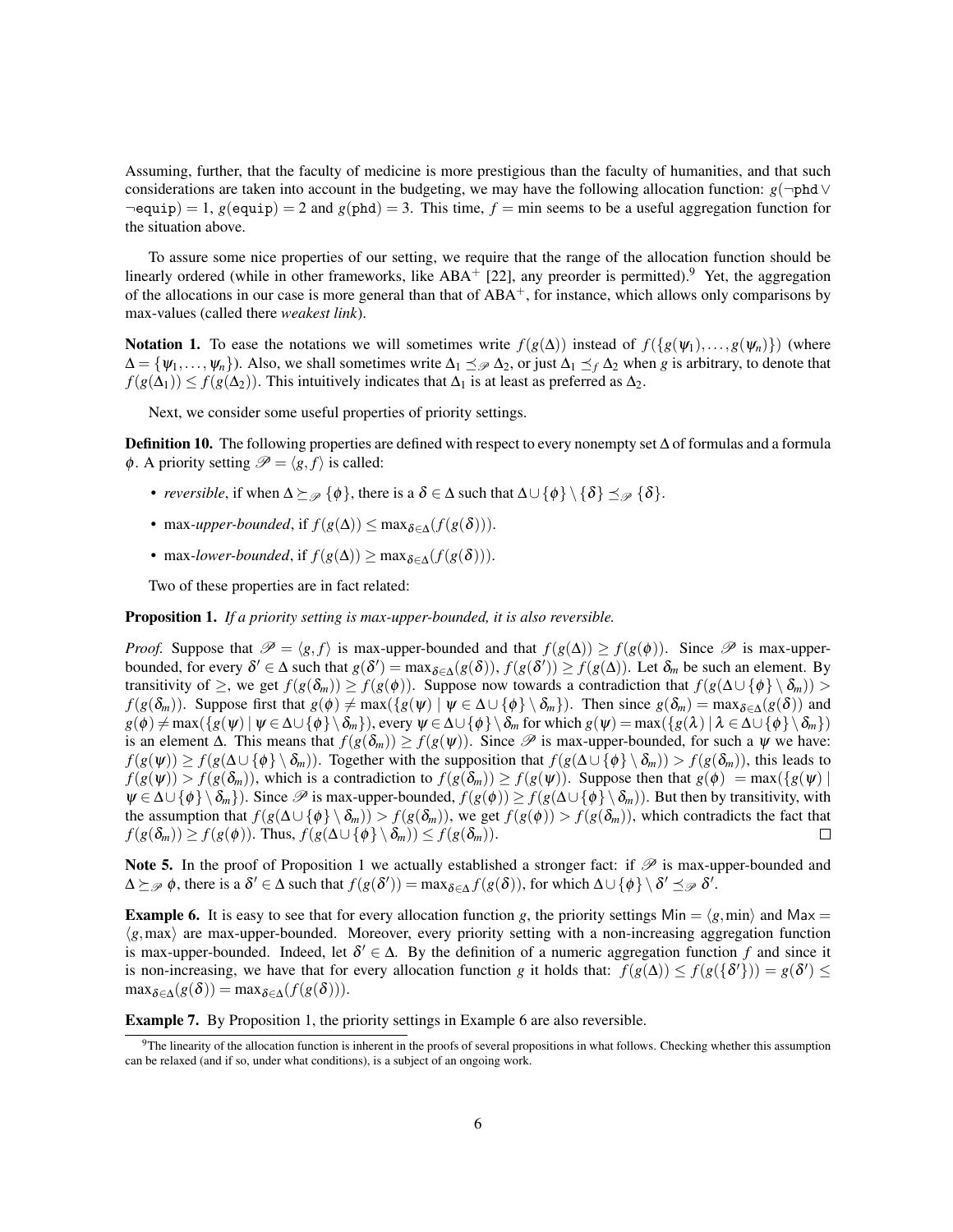Assuming, further, that the faculty of medicine is more prestigious than the faculty of humanities, and that such considerations are taken into account in the budgeting, we may have the following allocation function: $g(\neg\texttt{phd} \vee \neg\texttt{equip}) = 1$, $g(\texttt{equip}) = 2$ and $g(\texttt{phd}) = 3$. This time, $f = \min$ seems to be a useful aggregation function for the situation above.

To assure some nice properties of our setting, we require that the range of the allocation function should be linearly ordered (while in other frameworks, like $\mathrm{ABA}^+$ [22], any preorder is permitted).[9] Yet, the aggregation of the allocations in our case is more general than that of $\mathrm{ABA}^+$, for instance, which allows only comparisons by max-values (called there *weakest link*).

**Notation 1.** To ease the notations we will sometimes write $f(g(\Delta))$ instead of $f(\{g(\psi_1),\ldots,g(\psi_n)\})$ (where $\Delta = \{\psi_1,\ldots,\psi_n\}$). Also, we shall sometimes write $\Delta_1 \preceq_{\mathscr{P}} \Delta_2$, or just $\Delta_1 \preceq_f \Delta_2$ when $g$ is arbitrary, to denote that $f(g(\Delta_1)) \leq f(g(\Delta_2))$. This intuitively indicates that $\Delta_1$ is at least as preferred as $\Delta_2$.

Next, we consider some useful properties of priority settings.

**Definition 10.** The following properties are defined with respect to every nonempty set $\Delta$ of formulas and a formula $\phi$. A priority setting $\mathscr{P} = \langle g, f \rangle$ is called:

- *reversible*, if when $\Delta \succeq_{\mathscr{P}} \{\phi\}$, there is a $\delta \in \Delta$ such that $\Delta \cup \{\phi\} \setminus \{\delta\} \preceq_{\mathscr{P}} \{\delta\}$.
- max-*upper-bounded*, if $f(g(\Delta)) \leq \max_{\delta\in\Delta}(f(g(\delta)))$.
- max-*lower-bounded*, if $f(g(\Delta)) \geq \max_{\delta\in\Delta}(f(g(\delta)))$.

Two of these properties are in fact related:

**Proposition 1.** *If a priority setting is max-upper-bounded, it is also reversible.*

*Proof.* Suppose that $\mathscr{P} = \langle g, f \rangle$ is max-upper-bounded and that $f(g(\Delta)) \geq f(g(\phi))$. Since $\mathscr{P}$ is max-upper-bounded, for every $\delta' \in \Delta$ such that $g(\delta') = \max_{\delta\in\Delta}(g(\delta))$, $f(g(\delta')) \geq f(g(\Delta))$. Let $\delta_m$ be such an element. By transitivity of $\geq$, we get $f(g(\delta_m)) \geq f(g(\phi))$. Suppose now towards a contradiction that $f(g(\Delta\cup\{\phi\}\setminus\delta_m)) > f(g(\delta_m))$. Suppose first that $g(\phi) \neq \max(\{g(\psi) \mid \psi \in \Delta\cup\{\phi\}\setminus\delta_m\})$. Then since $g(\delta_m) = \max_{\delta\in\Delta}(g(\delta))$ and $g(\phi) \neq \max(\{g(\psi) \mid \psi \in \Delta\cup\{\phi\}\setminus\delta_m\})$, every $\psi \in \Delta\cup\{\phi\}\setminus\delta_m$ for which $g(\psi) = \max(\{g(\lambda) \mid \lambda \in \Delta\cup\{\phi\}\setminus\delta_m\})$ is an element $\Delta$. This means that $f(g(\delta_m)) \geq f(g(\psi))$. Since $\mathscr{P}$ is max-upper-bounded, for such a $\psi$ we have: $f(g(\psi)) \geq f(g(\Delta\cup\{\phi\}\setminus\delta_m))$. Together with the supposition that $f(g(\Delta\cup\{\phi\}\setminus\delta_m)) > f(g(\delta_m))$, this leads to $f(g(\psi)) > f(g(\delta_m))$, which is a contradiction to $f(g(\delta_m)) \geq f(g(\psi))$. Suppose then that $g(\phi) = \max(\{g(\psi) \mid \psi \in \Delta\cup\{\phi\}\setminus\delta_m\})$. Since $\mathscr{P}$ is max-upper-bounded, $f(g(\phi)) \geq f(g(\Delta\cup\{\phi\}\setminus\delta_m))$. But then by transitivity, with the assumption that $f(g(\Delta\cup\{\phi\}\setminus\delta_m)) > f(g(\delta_m))$, we get $f(g(\phi)) > f(g(\delta_m))$, which contradicts the fact that $f(g(\delta_m)) \geq f(g(\phi))$. Thus, $f(g(\Delta\cup\{\phi\}\setminus\delta_m)) \leq f(g(\delta_m))$. □

**Note 5.** In the proof of Proposition 1 we actually established a stronger fact: if $\mathscr{P}$ is max-upper-bounded and $\Delta \succeq_{\mathscr{P}} \phi$, there is a $\delta' \in \Delta$ such that $f(g(\delta')) = \max_{\delta\in\Delta} f(g(\delta))$, for which $\Delta\cup\{\phi\}\setminus\delta' \preceq_{\mathscr{P}} \delta'$.

**Example 6.** It is easy to see that for every allocation function $g$, the priority settings $\mathsf{Min} = \langle g, \min\rangle$ and $\mathsf{Max} = \langle g, \max\rangle$ are max-upper-bounded. Moreover, every priority setting with a non-increasing aggregation function is max-upper-bounded. Indeed, let $\delta' \in \Delta$. By the definition of a numeric aggregation function $f$ and since it is non-increasing, we have that for every allocation function $g$ it holds that: $f(g(\Delta)) \leq f(g(\{\delta'\})) = g(\delta') \leq \max_{\delta\in\Delta}(g(\delta)) = \max_{\delta\in\Delta}(f(g(\delta)))$.

**Example 7.** By Proposition 1, the priority settings in Example 6 are also reversible.

[9] The linearity of the allocation function is inherent in the proofs of several propositions in what follows. Checking whether this assumption can be relaxed (and if so, under what conditions), is a subject of an ongoing work.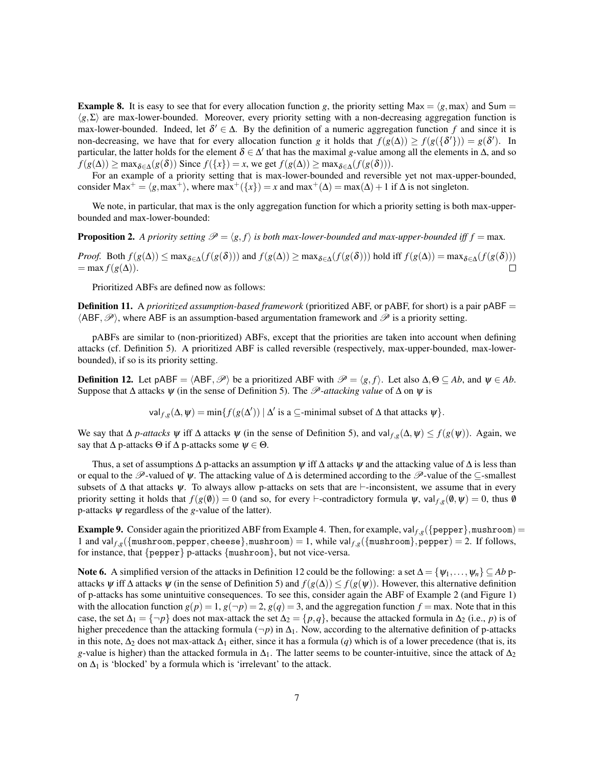**Example 8.** It is easy to see that for every allocation function $g$, the priority setting $\mathsf{Max} = \langle g, \max\rangle$ and $\mathsf{Sum} = \langle g, \Sigma\rangle$ are max-lower-bounded. Moreover, every priority setting with a non-decreasing aggregation function is max-lower-bounded. Indeed, let $\delta' \in \Delta$. By the definition of a numeric aggregation function $f$ and since it is non-decreasing, we have that for every allocation function $g$ it holds that $f(g(\Delta)) \geq f(g(\{\delta'\})) = g(\delta')$. In particular, the latter holds for the element $\delta \in \Delta'$ that has the maximal $g$-value among all the elements in $\Delta$, and so $f(g(\Delta)) \geq \max_{\delta\in\Delta}(g(\delta))$ Since $f(\{x\}) = x$, we get $f(g(\Delta)) \geq \max_{\delta\in\Delta}(f(g(\delta)))$.

For an example of a priority setting that is max-lower-bounded and reversible yet not max-upper-bounded, consider $\mathsf{Max}^+ = \langle g, \max^+\rangle$, where $\max^+(\{x\}) = x$ and $\max^+(\Delta) = \max(\Delta) + 1$ if $\Delta$ is not singleton.

We note, in particular, that max is the only aggregation function for which a priority setting is both max-upper-bounded and max-lower-bounded:

**Proposition 2.** *A priority setting $\mathscr{P} = \langle g, f\rangle$ is both max-lower-bounded and max-upper-bounded iff $f = \max$.*

*Proof.* Both $f(g(\Delta)) \leq \max_{\delta\in\Delta}(f(g(\delta)))$ and $f(g(\Delta)) \geq \max_{\delta\in\Delta}(f(g(\delta)))$ hold iff $f(g(\Delta)) = \max_{\delta\in\Delta}(f(g(\delta))) = \max f(g(\Delta))$. □

Prioritized ABFs are defined now as follows:

**Definition 11.** A *prioritized assumption-based framework* (prioritized ABF, or pABF, for short) is a pair $\mathsf{pABF} = \langle \mathsf{ABF}, \mathscr{P}\rangle$, where $\mathsf{ABF}$ is an assumption-based argumentation framework and $\mathscr{P}$ is a priority setting.

pABFs are similar to (non-prioritized) ABFs, except that the priorities are taken into account when defining attacks (cf. Definition 5). A prioritized ABF is called reversible (respectively, max-upper-bounded, max-lower-bounded), if so is its priority setting.

**Definition 12.** Let $\mathsf{pABF} = \langle \mathsf{ABF}, \mathscr{P}\rangle$ be a prioritized ABF with $\mathscr{P} = \langle g, f\rangle$. Let also $\Delta, \Theta \subseteq Ab$, and $\psi \in Ab$. Suppose that $\Delta$ attacks $\psi$ (in the sense of Definition 5). The *$\mathscr{P}$-attacking value* of $\Delta$ on $\psi$ is

$$\mathsf{val}_{f,g}(\Delta, \psi) = \min\{f(g(\Delta')) \mid \Delta' \text{ is a } \subseteq\text{-minimal subset of } \Delta \text{ that attacks } \psi\}.$$

We say that $\Delta$ *p-attacks* $\psi$ iff $\Delta$ attacks $\psi$ (in the sense of Definition 5), and $\mathsf{val}_{f,g}(\Delta, \psi) \leq f(g(\psi))$. Again, we say that $\Delta$ p-attacks $\Theta$ if $\Delta$ p-attacks some $\psi \in \Theta$.

Thus, a set of assumptions $\Delta$ p-attacks an assumption $\psi$ iff $\Delta$ attacks $\psi$ and the attacking value of $\Delta$ is less than or equal to the $\mathscr{P}$-valued of $\psi$. The attacking value of $\Delta$ is determined according to the $\mathscr{P}$-value of the $\subseteq$-smallest subsets of $\Delta$ that attacks $\psi$. To always allow p-attacks on sets that are $\vdash$-inconsistent, we assume that in every priority setting it holds that $f(g(\emptyset)) = 0$ (and so, for every $\vdash$-contradictory formula $\psi$, $\mathsf{val}_{f,g}(\emptyset, \psi) = 0$, thus $\emptyset$ p-attacks $\psi$ regardless of the $g$-value of the latter).

**Example 9.** Consider again the prioritized ABF from Example 4. Then, for example, $\mathsf{val}_{f,g}(\{\mathtt{pepper}\}, \mathtt{mushroom}) = 1$ and $\mathsf{val}_{f,g}(\{\mathtt{mushroom}, \mathtt{pepper}, \mathtt{cheese}\}, \mathtt{mushroom}) = 1$, while $\mathsf{val}_{f,g}(\{\mathtt{mushroom}\}, \mathtt{pepper}) = 2$. If follows, for instance, that $\{\mathtt{pepper}\}$ p-attacks $\{\mathtt{mushroom}\}$, but not vice-versa.

**Note 6.** A simplified version of the attacks in Definition 12 could be the following: a set $\Delta = \{\psi_1, \ldots, \psi_n\} \subseteq Ab$ p-attacks $\psi$ iff $\Delta$ attacks $\psi$ (in the sense of Definition 5) and $f(g(\Delta)) \leq f(g(\psi))$. However, this alternative definition of p-attacks has some unintuitive consequences. To see this, consider again the ABF of Example 2 (and Figure 1) with the allocation function $g(p) = 1$, $g(\neg p) = 2$, $g(q) = 3$, and the aggregation function $f = \max$. Note that in this case, the set $\Delta_1 = \{\neg p\}$ does not max-attack the set $\Delta_2 = \{p, q\}$, because the attacked formula in $\Delta_2$ (i.e., $p$) is of higher precedence than the attacking formula ($\neg p$) in $\Delta_1$. Now, according to the alternative definition of p-attacks in this note, $\Delta_2$ does not max-attack $\Delta_1$ either, since it has a formula ($q$) which is of a lower precedence (that is, its $g$-value is higher) than the attacked formula in $\Delta_1$. The latter seems to be counter-intuitive, since the attack of $\Delta_2$ on $\Delta_1$ is 'blocked' by a formula which is 'irrelevant' to the attack.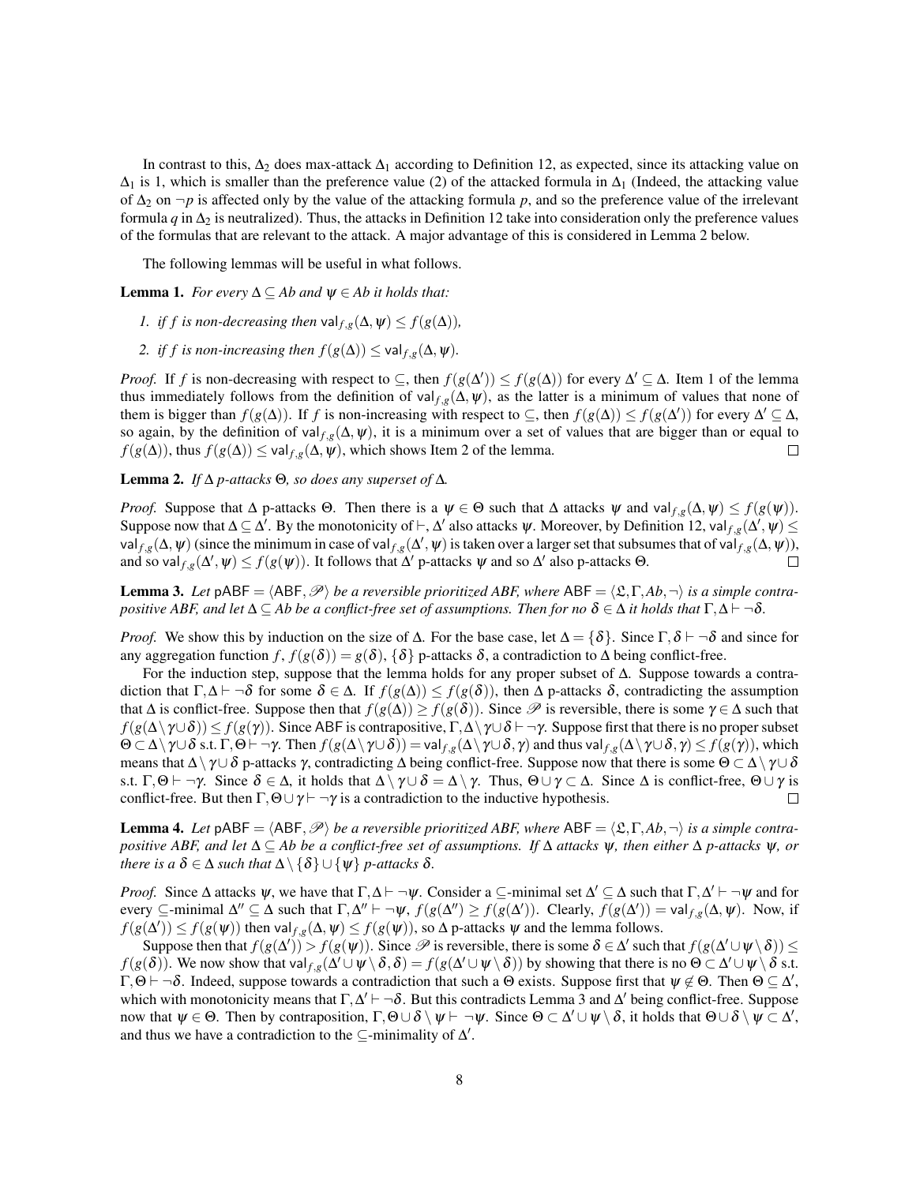In contrast to this, $\Delta_2$ does max-attack $\Delta_1$ according to Definition 12, as expected, since its attacking value on $\Delta_1$ is 1, which is smaller than the preference value (2) of the attacked formula in $\Delta_1$ (Indeed, the attacking value of $\Delta_2$ on $\neg p$ is affected only by the value of the attacking formula $p$, and so the preference value of the irrelevant formula $q$ in $\Delta_2$ is neutralized). Thus, the attacks in Definition 12 take into consideration only the preference values of the formulas that are relevant to the attack. A major advantage of this is considered in Lemma 2 below.

The following lemmas will be useful in what follows.

**Lemma 1.** *For every $\Delta \subseteq Ab$ and $\psi \in Ab$ it holds that:*

1. *if $f$ is non-decreasing then $\mathsf{val}_{f,g}(\Delta,\psi) \leq f(g(\Delta))$,*
2. *if $f$ is non-increasing then $f(g(\Delta)) \leq \mathsf{val}_{f,g}(\Delta,\psi)$.*

*Proof.* If $f$ is non-decreasing with respect to $\subseteq$, then $f(g(\Delta')) \leq f(g(\Delta))$ for every $\Delta' \subseteq \Delta$. Item 1 of the lemma thus immediately follows from the definition of $\mathsf{val}_{f,g}(\Delta,\psi)$, as the latter is a minimum of values that none of them is bigger than $f(g(\Delta))$. If $f$ is non-increasing with respect to $\subseteq$, then $f(g(\Delta)) \leq f(g(\Delta'))$ for every $\Delta' \subseteq \Delta$, so again, by the definition of $\mathsf{val}_{f,g}(\Delta,\psi)$, it is a minimum over a set of values that are bigger than or equal to $f(g(\Delta))$, thus $f(g(\Delta)) \leq \mathsf{val}_{f,g}(\Delta,\psi)$, which shows Item 2 of the lemma. $\square$

**Lemma 2.** *If $\Delta$ p-attacks $\Theta$, so does any superset of $\Delta$.*

*Proof.* Suppose that $\Delta$ p-attacks $\Theta$. Then there is a $\psi \in \Theta$ such that $\Delta$ attacks $\psi$ and $\mathsf{val}_{f,g}(\Delta,\psi) \leq f(g(\psi))$. Suppose now that $\Delta \subseteq \Delta'$. By the monotonicity of $\vdash$, $\Delta'$ also attacks $\psi$. Moreover, by Definition 12, $\mathsf{val}_{f,g}(\Delta',\psi) \leq \mathsf{val}_{f,g}(\Delta,\psi)$ (since the minimum in case of $\mathsf{val}_{f,g}(\Delta',\psi)$ is taken over a larger set that subsumes that of $\mathsf{val}_{f,g}(\Delta,\psi)$), and so $\mathsf{val}_{f,g}(\Delta',\psi) \leq f(g(\psi))$. It follows that $\Delta'$ p-attacks $\psi$ and so $\Delta'$ also p-attacks $\Theta$. $\square$

**Lemma 3.** *Let $\mathsf{pABF} = \langle \mathsf{ABF}, \mathscr{P} \rangle$ be a reversible prioritized ABF, where $\mathsf{ABF} = \langle \mathfrak{L}, \Gamma, Ab, \neg \rangle$ is a simple contrapositive ABF, and let $\Delta \subseteq Ab$ be a conflict-free set of assumptions. Then for no $\delta \in \Delta$ it holds that $\Gamma, \Delta \vdash \neg\delta$.*

*Proof.* We show this by induction on the size of $\Delta$. For the base case, let $\Delta = \{\delta\}$. Since $\Gamma, \delta \vdash \neg\delta$ and since for any aggregation function $f$, $f(g(\delta)) = g(\delta)$, $\{\delta\}$ p-attacks $\delta$, a contradiction to $\Delta$ being conflict-free.

For the induction step, suppose that the lemma holds for any proper subset of $\Delta$. Suppose towards a contradiction that $\Gamma, \Delta \vdash \neg\delta$ for some $\delta \in \Delta$. If $f(g(\Delta)) \leq f(g(\delta))$, then $\Delta$ p-attacks $\delta$, contradicting the assumption that $\Delta$ is conflict-free. Suppose then that $f(g(\Delta)) \geq f(g(\delta))$. Since $\mathscr{P}$ is reversible, there is some $\gamma \in \Delta$ such that $f(g(\Delta \setminus \gamma \cup \delta)) \leq f(g(\gamma))$. Since ABF is contrapositive, $\Gamma, \Delta \setminus \gamma \cup \delta \vdash \neg\gamma$. Suppose first that there is no proper subset $\Theta \subset \Delta \setminus \gamma \cup \delta$ s.t. $\Gamma, \Theta \vdash \neg\gamma$. Then $f(g(\Delta \setminus \gamma \cup \delta)) = \mathsf{val}_{f,g}(\Delta \setminus \gamma \cup \delta, \gamma)$ and thus $\mathsf{val}_{f,g}(\Delta \setminus \gamma \cup \delta, \gamma) \leq f(g(\gamma))$, which means that $\Delta \setminus \gamma \cup \delta$ p-attacks $\gamma$, contradicting $\Delta$ being conflict-free. Suppose now that there is some $\Theta \subset \Delta \setminus \gamma \cup \delta$ s.t. $\Gamma, \Theta \vdash \neg\gamma$. Since $\delta \in \Delta$, it holds that $\Delta \setminus \gamma \cup \delta = \Delta \setminus \gamma$. Thus, $\Theta \cup \gamma \subset \Delta$. Since $\Delta$ is conflict-free, $\Theta \cup \gamma$ is conflict-free. But then $\Gamma, \Theta \cup \gamma \vdash \neg\gamma$ is a contradiction to the inductive hypothesis. $\square$

**Lemma 4.** *Let $\mathsf{pABF} = \langle \mathsf{ABF}, \mathscr{P} \rangle$ be a reversible prioritized ABF, where $\mathsf{ABF} = \langle \mathfrak{L}, \Gamma, Ab, \neg \rangle$ is a simple contrapositive ABF, and let $\Delta \subseteq Ab$ be a conflict-free set of assumptions. If $\Delta$ attacks $\psi$, then either $\Delta$ p-attacks $\psi$, or there is a $\delta \in \Delta$ such that $\Delta \setminus \{\delta\} \cup \{\psi\}$ p-attacks $\delta$.*

*Proof.* Since $\Delta$ attacks $\psi$, we have that $\Gamma, \Delta \vdash \neg\psi$. Consider a $\subseteq$-minimal set $\Delta' \subseteq \Delta$ such that $\Gamma, \Delta' \vdash \neg\psi$ and for every $\subseteq$-minimal $\Delta'' \subseteq \Delta$ such that $\Gamma, \Delta'' \vdash \neg\psi$, $f(g(\Delta'')) \geq f(g(\Delta'))$. Clearly, $f(g(\Delta')) = \mathsf{val}_{f,g}(\Delta,\psi)$. Now, if $f(g(\Delta')) \leq f(g(\psi))$ then $\mathsf{val}_{f,g}(\Delta,\psi) \leq f(g(\psi))$, so $\Delta$ p-attacks $\psi$ and the lemma follows.

Suppose then that $f(g(\Delta')) > f(g(\psi))$. Since $\mathscr{P}$ is reversible, there is some $\delta \in \Delta'$ such that $f(g(\Delta' \cup \psi \setminus \delta)) \leq f(g(\delta))$. We now show that $\mathsf{val}_{f,g}(\Delta' \cup \psi \setminus \delta, \delta) = f(g(\Delta' \cup \psi \setminus \delta))$ by showing that there is no $\Theta \subset \Delta' \cup \psi \setminus \delta$ s.t. $\Gamma, \Theta \vdash \neg\delta$. Indeed, suppose towards a contradiction that such a $\Theta$ exists. Suppose first that $\psi \notin \Theta$. Then $\Theta \subseteq \Delta'$, which with monotonicity means that $\Gamma, \Delta' \vdash \neg\delta$. But this contradicts Lemma 3 and $\Delta'$ being conflict-free. Suppose now that $\psi \in \Theta$. Then by contraposition, $\Gamma, \Theta \cup \delta \setminus \psi \vdash \neg\psi$. Since $\Theta \subset \Delta' \cup \psi \setminus \delta$, it holds that $\Theta \cup \delta \setminus \psi \subset \Delta'$, and thus we have a contradiction to the $\subseteq$-minimality of $\Delta'$.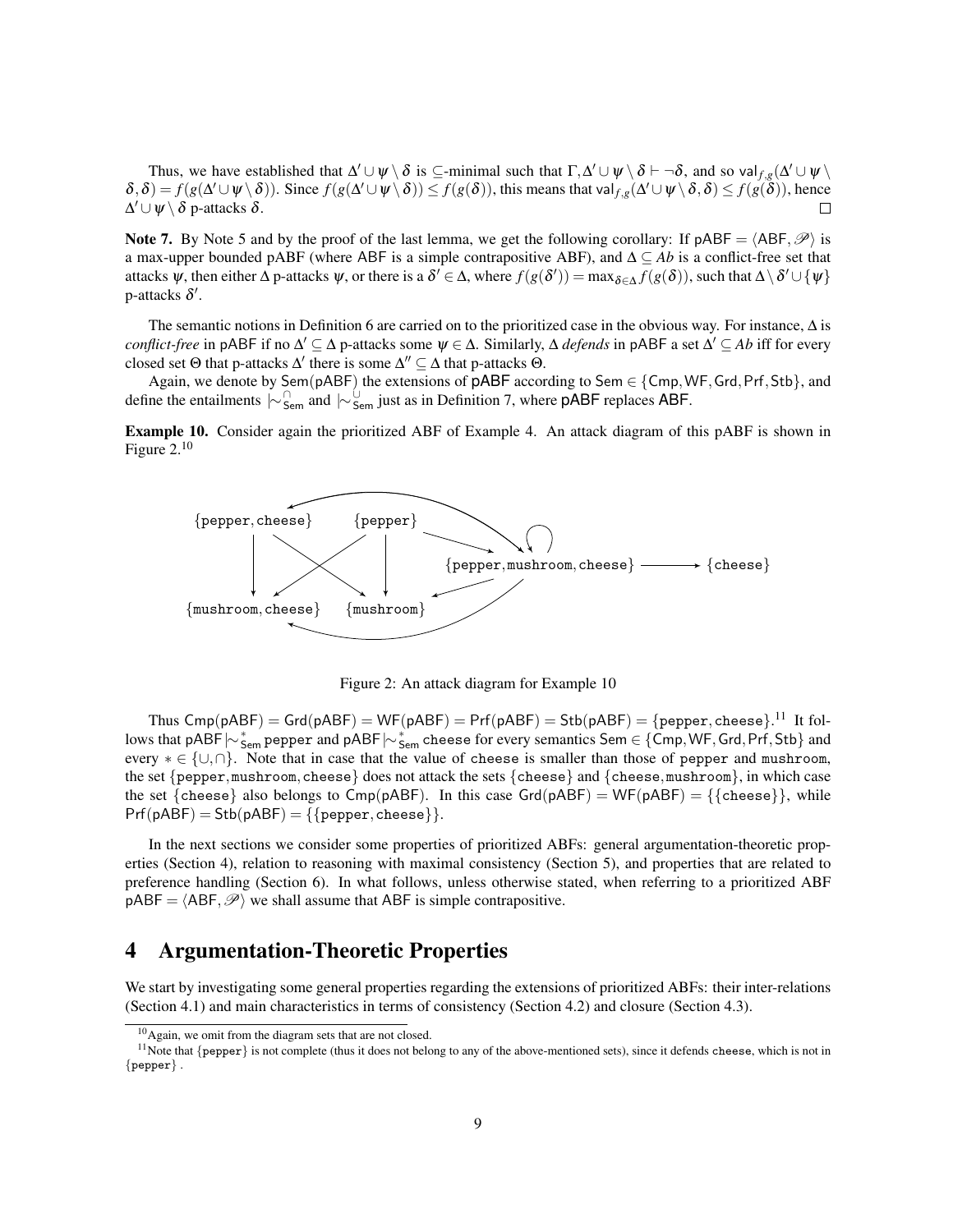Thus, we have established that $\Delta' \cup \psi \setminus \delta$ is $\subseteq$-minimal such that $\Gamma, \Delta' \cup \psi \setminus \delta \vdash \neg\delta$, and so $\mathsf{val}_{f,g}(\Delta' \cup \psi \setminus \delta, \delta) = f(g(\Delta' \cup \psi \setminus \delta))$. Since $f(g(\Delta' \cup \psi \setminus \delta)) \leq f(g(\delta))$, this means that $\mathsf{val}_{f,g}(\Delta' \cup \psi \setminus \delta, \delta) \leq f(g(\delta))$, hence $\Delta' \cup \psi \setminus \delta$ p-attacks $\delta$. □

**Note 7.** By Note 5 and by the proof of the last lemma, we get the following corollary: If $\mathsf{pABF} = \langle \mathsf{ABF}, \mathscr{P} \rangle$ is a max-upper bounded pABF (where ABF is a simple contrapositive ABF), and $\Delta \subseteq Ab$ is a conflict-free set that attacks $\psi$, then either $\Delta$ p-attacks $\psi$, or there is a $\delta' \in \Delta$, where $f(g(\delta')) = \max_{\delta \in \Delta} f(g(\delta))$, such that $\Delta \setminus \delta' \cup \{\psi\}$ p-attacks $\delta'$.

The semantic notions in Definition 6 are carried on to the prioritized case in the obvious way. For instance, $\Delta$ is *conflict-free* in pABF if no $\Delta' \subseteq \Delta$ p-attacks some $\psi \in \Delta$. Similarly, $\Delta$ *defends* in pABF a set $\Delta' \subseteq Ab$ iff for every closed set $\Theta$ that p-attacks $\Delta'$ there is some $\Delta'' \subseteq \Delta$ that p-attacks $\Theta$.

Again, we denote by $\mathsf{Sem}(\mathsf{pABF})$ the extensions of pABF according to $\mathsf{Sem} \in \{\mathsf{Cmp}, \mathsf{WF}, \mathsf{Grd}, \mathsf{Prf}, \mathsf{Stb}\}$, and define the entailments $\mid\!\sim^{\cap}_{\mathsf{Sem}}$ and $\mid\!\sim^{\cup}_{\mathsf{Sem}}$ just as in Definition 7, where pABF replaces ABF.

**Example 10.** Consider again the prioritized ABF of Example 4. An attack diagram of this pABF is shown in Figure 2.[10]

Figure 2: An attack diagram for Example 10

Thus $\mathsf{Cmp}(\mathsf{pABF}) = \mathsf{Grd}(\mathsf{pABF}) = \mathsf{WF}(\mathsf{pABF}) = \mathsf{Prf}(\mathsf{pABF}) = \mathsf{Stb}(\mathsf{pABF}) = \{\texttt{pepper}, \texttt{cheese}\}$.[11] It follows that $\mathsf{pABF} \mid\!\sim^{*}_{\mathsf{Sem}} \texttt{pepper}$ and $\mathsf{pABF} \mid\!\sim^{*}_{\mathsf{Sem}} \texttt{cheese}$ for every semantics $\mathsf{Sem} \in \{\mathsf{Cmp}, \mathsf{WF}, \mathsf{Grd}, \mathsf{Prf}, \mathsf{Stb}\}$ and every $* \in \{\cup, \cap\}$. Note that in case that the value of cheese is smaller than those of pepper and mushroom, the set $\{\texttt{pepper}, \texttt{mushroom}, \texttt{cheese}\}$ does not attack the sets $\{\texttt{cheese}\}$ and $\{\texttt{cheese}, \texttt{mushroom}\}$, in which case the set $\{\texttt{cheese}\}$ also belongs to $\mathsf{Cmp}(\mathsf{pABF})$. In this case $\mathsf{Grd}(\mathsf{pABF}) = \mathsf{WF}(\mathsf{pABF}) = \{\{\texttt{cheese}\}\}$, while $\mathsf{Prf}(\mathsf{pABF}) = \mathsf{Stb}(\mathsf{pABF}) = \{\{\texttt{pepper}, \texttt{cheese}\}\}$.

In the next sections we consider some properties of prioritized ABFs: general argumentation-theoretic properties (Section 4), relation to reasoning with maximal consistency (Section 5), and properties that are related to preference handling (Section 6). In what follows, unless otherwise stated, when referring to a prioritized ABF $\mathsf{pABF} = \langle \mathsf{ABF}, \mathscr{P} \rangle$ we shall assume that ABF is simple contrapositive.

# 4 Argumentation-Theoretic Properties

We start by investigating some general properties regarding the extensions of prioritized ABFs: their inter-relations (Section 4.1) and main characteristics in terms of consistency (Section 4.2) and closure (Section 4.3).

[10] Again, we omit from the diagram sets that are not closed.

[11] Note that $\{\texttt{pepper}\}$ is not complete (thus it does not belong to any of the above-mentioned sets), since it defends cheese, which is not in $\{\texttt{pepper}\}$.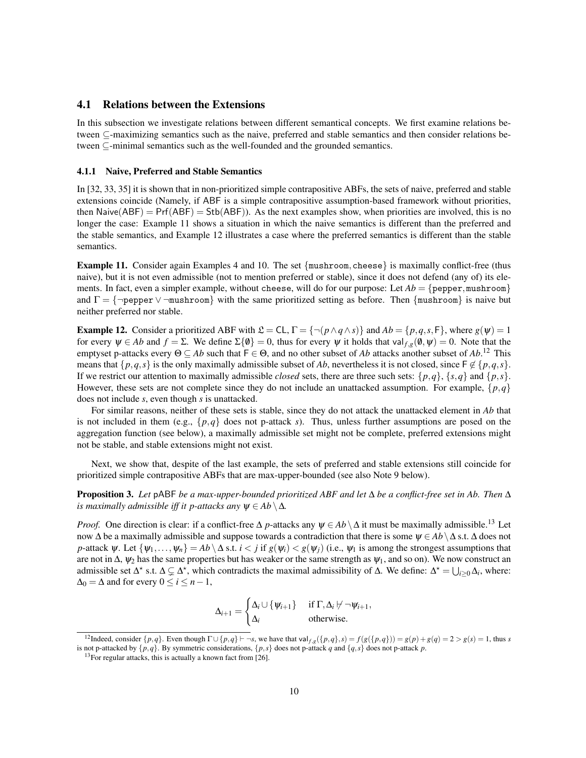### 4.1 Relations between the Extensions

In this subsection we investigate relations between different semantical concepts. We first examine relations between ⊆-maximizing semantics such as the naive, preferred and stable semantics and then consider relations between ⊆-minimal semantics such as the well-founded and the grounded semantics.

#### 4.1.1 Naive, Preferred and Stable Semantics

In [32, 33, 35] it is shown that in non-prioritized simple contrapositive ABFs, the sets of naive, preferred and stable extensions coincide (Namely, if ABF is a simple contrapositive assumption-based framework without priorities, then $\mathsf{Naive}(\mathsf{ABF}) = \mathsf{Prf}(\mathsf{ABF}) = \mathsf{Stb}(\mathsf{ABF})$). As the next examples show, when priorities are involved, this is no longer the case: Example 11 shows a situation in which the naive semantics is different than the preferred and the stable semantics, and Example 12 illustrates a case where the preferred semantics is different than the stable semantics.

**Example 11.** Consider again Examples 4 and 10. The set $\{\texttt{mushroom}, \texttt{cheese}\}$ is maximally conflict-free (thus naive), but it is not even admissible (not to mention preferred or stable), since it does not defend (any of) its elements. In fact, even a simpler example, without cheese, will do for our purpose: Let $Ab = \{\texttt{pepper}, \texttt{mushroom}\}$ and $\Gamma = \{\neg\texttt{pepper} \vee \neg\texttt{mushroom}\}$ with the same prioritized setting as before. Then $\{\texttt{mushroom}\}$ is naive but neither preferred nor stable.

**Example 12.** Consider a prioritized ABF with $\mathfrak{L} = \mathsf{CL}$, $\Gamma = \{\neg(p \wedge q \wedge s)\}$ and $Ab = \{p, q, s, \mathsf{F}\}$, where $g(\psi) = 1$ for every $\psi \in Ab$ and $f = \Sigma$. We define $\Sigma\{\emptyset\} = 0$, thus for every $\psi$ it holds that $\mathsf{val}_{f,g}(\emptyset, \psi) = 0$. Note that the emptyset p-attacks every $\Theta \subseteq Ab$ such that $\mathsf{F} \in \Theta$, and no other subset of $Ab$ attacks another subset of $Ab$.[12] This means that $\{p, q, s\}$ is the only maximally admissible subset of $Ab$, nevertheless it is not closed, since $\mathsf{F} \notin \{p, q, s\}$. If we restrict our attention to maximally admissible *closed* sets, there are three such sets: $\{p, q\}$, $\{s, q\}$ and $\{p, s\}$. However, these sets are not complete since they do not include an unattacked assumption. For example, $\{p, q\}$ does not include $s$, even though $s$ is unattacked.

For similar reasons, neither of these sets is stable, since they do not attack the unattacked element in $Ab$ that is not included in them (e.g., $\{p, q\}$ does not p-attack $s$). Thus, unless further assumptions are posed on the aggregation function (see below), a maximally admissible set might not be complete, preferred extensions might not be stable, and stable extensions might not exist.

Next, we show that, despite of the last example, the sets of preferred and stable extensions still coincide for prioritized simple contrapositive ABFs that are max-upper-bounded (see also Note 9 below).

**Proposition 3.** *Let* pABF *be a max-upper-bounded prioritized ABF and let* $\Delta$ *be a conflict-free set in Ab. Then* $\Delta$ *is maximally admissible iff it p-attacks any* $\psi \in Ab \setminus \Delta$.

*Proof.* One direction is clear: if a conflict-free $\Delta$ *p*-attacks any $\psi \in Ab \setminus \Delta$ it must be maximally admissible.[13] Let now $\Delta$ be a maximally admissible and suppose towards a contradiction that there is some $\psi \in Ab \setminus \Delta$ s.t. $\Delta$ does not *p*-attack $\psi$. Let $\{\psi_1, \ldots, \psi_n\} = Ab \setminus \Delta$ s.t. $i < j$ if $g(\psi_i) < g(\psi_j)$ (i.e., $\psi_1$ is among the strongest assumptions that are not in $\Delta$, $\psi_2$ has the same properties but has weaker or the same strength as $\psi_1$, and so on). We now construct an admissible set $\Delta^\star$ s.t. $\Delta \subsetneq \Delta^\star$, which contradicts the maximal admissibility of $\Delta$. We define: $\Delta^\star = \bigcup_{i \geq 0} \Delta_i$, where: $\Delta_0 = \Delta$ and for every $0 \leq i \leq n-1$,

$$\Delta_{i+1} = \begin{cases} \Delta_i \cup \{\psi_{i+1}\} & \text{if } \Gamma, \Delta_i \not\vdash \neg\psi_{i+1}, \\ \Delta_i & \text{otherwise.} \end{cases}$$

---

[12] Indeed, consider $\{p, q\}$. Even though $\Gamma \cup \{p, q\} \vdash \neg s$, we have that $\mathsf{val}_{f,g}(\{p, q\}, s) = f(g(\{p, q\})) = g(p) + g(q) = 2 > g(s) = 1$, thus $s$ is not p-attacked by $\{p, q\}$. By symmetric considerations, $\{p, s\}$ does not p-attack $q$ and $\{q, s\}$ does not p-attack $p$.

[13] For regular attacks, this is actually a known fact from [26].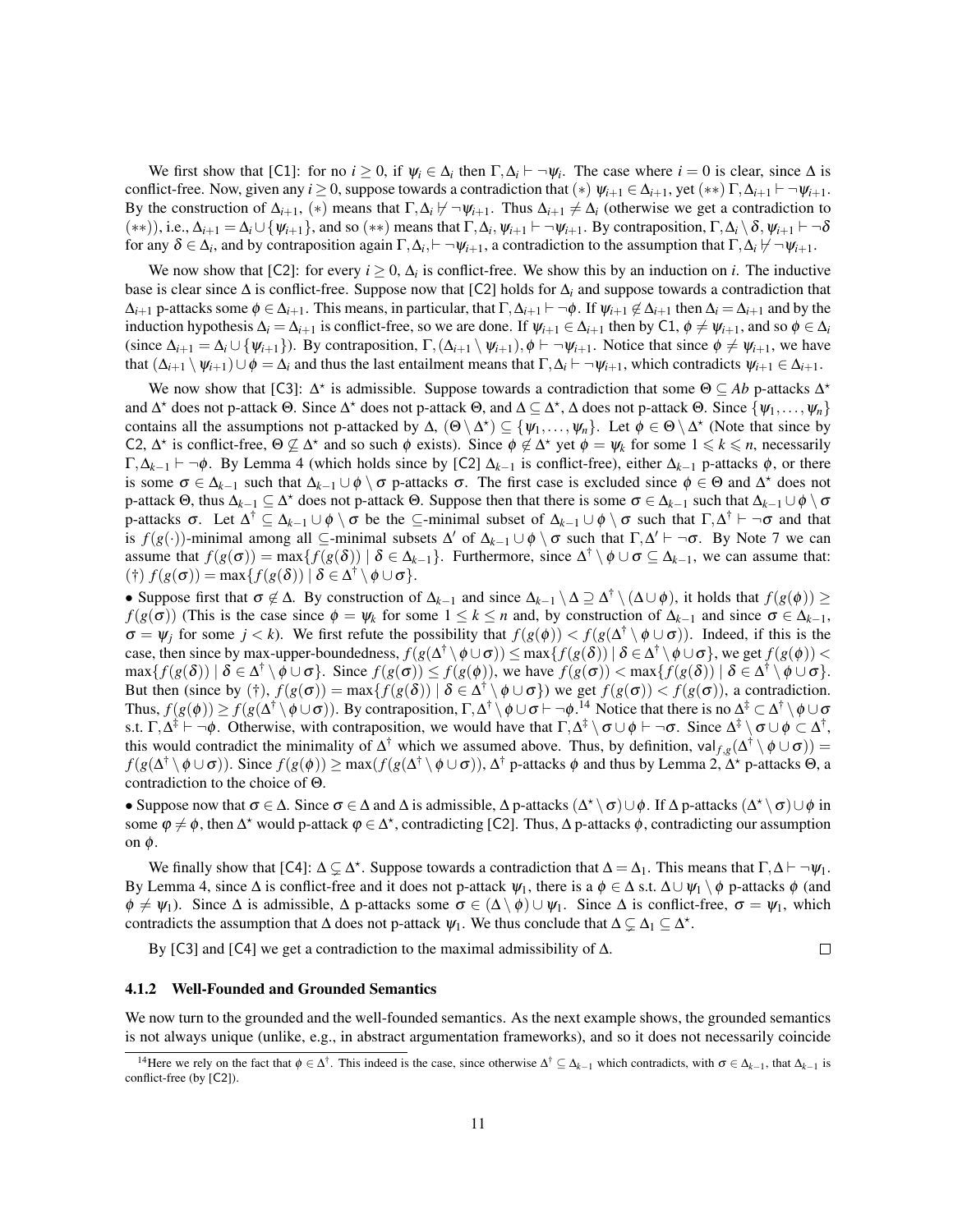We first show that [C1]: for no $i \geq 0$, if $\psi_i \in \Delta_i$ then $\Gamma, \Delta_i \vdash \neg\psi_i$. The case where $i = 0$ is clear, since $\Delta$ is conflict-free. Now, given any $i \geq 0$, suppose towards a contradiction that $(*)$ $\psi_{i+1} \in \Delta_{i+1}$, yet $(**)$ $\Gamma, \Delta_{i+1} \vdash \neg\psi_{i+1}$. By the construction of $\Delta_{i+1}$, $(*)$ means that $\Gamma, \Delta_i \nvdash \neg\psi_{i+1}$. Thus $\Delta_{i+1} \neq \Delta_i$ (otherwise we get a contradiction to $(**)$), i.e., $\Delta_{i+1} = \Delta_i \cup \{\psi_{i+1}\}$, and so $(**)$ means that $\Gamma, \Delta_i, \psi_{i+1} \vdash \neg\psi_{i+1}$. By contraposition, $\Gamma, \Delta_i \setminus \delta, \psi_{i+1} \vdash \neg\delta$ for any $\delta \in \Delta_i$, and by contraposition again $\Gamma, \Delta_i, \vdash \neg\psi_{i+1}$, a contradiction to the assumption that $\Gamma, \Delta_i \nvdash \neg\psi_{i+1}$.

We now show that [C2]: for every $i \geq 0$, $\Delta_i$ is conflict-free. We show this by an induction on $i$. The inductive base is clear since $\Delta$ is conflict-free. Suppose now that [C2] holds for $\Delta_i$ and suppose towards a contradiction that $\Delta_{i+1}$ p-attacks some $\phi \in \Delta_{i+1}$. This means, in particular, that $\Gamma, \Delta_{i+1} \vdash \neg\phi$. If $\psi_{i+1} \notin \Delta_{i+1}$ then $\Delta_i = \Delta_{i+1}$ and by the induction hypothesis $\Delta_i = \Delta_{i+1}$ is conflict-free, so we are done. If $\psi_{i+1} \in \Delta_{i+1}$ then by C1, $\phi \neq \psi_{i+1}$, and so $\phi \in \Delta_i$ (since $\Delta_{i+1} = \Delta_i \cup \{\psi_{i+1}\}$). By contraposition, $\Gamma, (\Delta_{i+1} \setminus \psi_{i+1}), \phi \vdash \neg\psi_{i+1}$. Notice that since $\phi \neq \psi_{i+1}$, we have that $(\Delta_{i+1} \setminus \psi_{i+1}) \cup \phi = \Delta_i$ and thus the last entailment means that $\Gamma, \Delta_i \vdash \neg\psi_{i+1}$, which contradicts $\psi_{i+1} \in \Delta_{i+1}$.

We now show that [C3]: $\Delta^\star$ is admissible. Suppose towards a contradiction that some $\Theta \subseteq Ab$ p-attacks $\Delta^\star$ and $\Delta^\star$ does not p-attack $\Theta$. Since $\Delta^\star$ does not p-attack $\Theta$, and $\Delta \subseteq \Delta^\star$, $\Delta$ does not p-attack $\Theta$. Since $\{\psi_1, \ldots, \psi_n\}$ contains all the assumptions not p-attacked by $\Delta$, $(\Theta \setminus \Delta^\star) \subseteq \{\psi_1, \ldots, \psi_n\}$. Let $\phi \in \Theta \setminus \Delta^\star$ (Note that since by C2, $\Delta^\star$ is conflict-free, $\Theta \nsubseteq \Delta^\star$ and so such $\phi$ exists). Since $\phi \notin \Delta^\star$ yet $\phi = \psi_k$ for some $1 \leqslant k \leqslant n$, necessarily $\Gamma, \Delta_{k-1} \vdash \neg\phi$. By Lemma 4 (which holds since by [C2] $\Delta_{k-1}$ is conflict-free), either $\Delta_{k-1}$ p-attacks $\phi$, or there is some $\sigma \in \Delta_{k-1}$ such that $\Delta_{k-1} \cup \phi \setminus \sigma$ p-attacks $\sigma$. The first case is excluded since $\phi \in \Theta$ and $\Delta^\star$ does not p-attack $\Theta$, thus $\Delta_{k-1} \subseteq \Delta^\star$ does not p-attack $\Theta$. Suppose then that there is some $\sigma \in \Delta_{k-1}$ such that $\Delta_{k-1} \cup \phi \setminus \sigma$ p-attacks $\sigma$. Let $\Delta^\dagger \subseteq \Delta_{k-1} \cup \phi \setminus \sigma$ be the $\subseteq$-minimal subset of $\Delta_{k-1} \cup \phi \setminus \sigma$ such that $\Gamma, \Delta^\dagger \vdash \neg\sigma$ and that is $f(g(\cdot))$-minimal among all $\subseteq$-minimal subsets $\Delta'$ of $\Delta_{k-1} \cup \phi \setminus \sigma$ such that $\Gamma, \Delta' \vdash \neg\sigma$. By Note 7 we can assume that $f(g(\sigma)) = \max\{f(g(\delta)) \mid \delta \in \Delta_{k-1}\}$. Furthermore, since $\Delta^\dagger \setminus \phi \cup \sigma \subseteq \Delta_{k-1}$, we can assume that: $(\dagger)$ $f(g(\sigma)) = \max\{f(g(\delta)) \mid \delta \in \Delta^\dagger \setminus \phi \cup \sigma\}$.

• Suppose first that $\sigma \notin \Delta$. By construction of $\Delta_{k-1}$ and since $\Delta_{k-1} \setminus \Delta \supseteq \Delta^\dagger \setminus (\Delta \cup \phi)$, it holds that $f(g(\phi)) \geq f(g(\sigma))$ (This is the case since $\phi = \psi_k$ for some $1 \leq k \leq n$ and, by construction of $\Delta_{k-1}$ and since $\sigma \in \Delta_{k-1}$, $\sigma = \psi_j$ for some $j < k$). We first refute the possibility that $f(g(\phi)) < f(g(\Delta^\dagger \setminus \phi \cup \sigma))$. Indeed, if this is the case, then since by max-upper-boundedness, $f(g(\Delta^\dagger \setminus \phi \cup \sigma)) \leq \max\{f(g(\delta)) \mid \delta \in \Delta^\dagger \setminus \phi \cup \sigma\}$, we get $f(g(\phi)) < \max\{f(g(\delta)) \mid \delta \in \Delta^\dagger \setminus \phi \cup \sigma\}$. Since $f(g(\sigma)) \leq f(g(\phi))$, we have $f(g(\sigma)) < \max\{f(g(\delta)) \mid \delta \in \Delta^\dagger \setminus \phi \cup \sigma\}$. But then (since by $(\dagger)$, $f(g(\sigma)) = \max\{f(g(\delta)) \mid \delta \in \Delta^\dagger \setminus \phi \cup \sigma\}$) we get $f(g(\sigma)) < f(g(\sigma))$, a contradiction. Thus, $f(g(\phi)) \geq f(g(\Delta^\dagger \setminus \phi \cup \sigma))$. By contraposition, $\Gamma, \Delta^\dagger \setminus \phi \cup \sigma \vdash \neg\phi$.[14] Notice that there is no $\Delta^\ddagger \subset \Delta^\dagger \setminus \phi \cup \sigma$ s.t. $\Gamma, \Delta^\ddagger \vdash \neg\phi$. Otherwise, with contraposition, we would have that $\Gamma, \Delta^\ddagger \setminus \sigma \cup \phi \vdash \neg\sigma$. Since $\Delta^\ddagger \setminus \sigma \cup \phi \subset \Delta^\dagger$, this would contradict the minimality of $\Delta^\dagger$ which we assumed above. Thus, by definition, $\mathsf{val}_{f,g}(\Delta^\dagger \setminus \phi \cup \sigma)) = f(g(\Delta^\dagger \setminus \phi \cup \sigma))$. Since $f(g(\phi)) \geq \max(f(g(\Delta^\dagger \setminus \phi \cup \sigma)), \Delta^\dagger$ p-attacks $\phi$ and thus by Lemma 2, $\Delta^\star$ p-attacks $\Theta$, a contradiction to the choice of $\Theta$.

• Suppose now that $\sigma \in \Delta$. Since $\sigma \in \Delta$ and $\Delta$ is admissible, $\Delta$ p-attacks $(\Delta^\star \setminus \sigma) \cup \phi$. If $\Delta$ p-attacks $(\Delta^\star \setminus \sigma) \cup \phi$ in some $\varphi \neq \phi$, then $\Delta^\star$ would p-attack $\varphi \in \Delta^\star$, contradicting [C2]. Thus, $\Delta$ p-attacks $\phi$, contradicting our assumption on $\phi$.

We finally show that [C4]: $\Delta \subsetneq \Delta^\star$. Suppose towards a contradiction that $\Delta = \Delta_1$. This means that $\Gamma, \Delta \vdash \neg\psi_1$. By Lemma 4, since $\Delta$ is conflict-free and it does not p-attack $\psi_1$, there is a $\phi \in \Delta$ s.t. $\Delta \cup \psi_1 \setminus \phi$ p-attacks $\phi$ (and $\phi \neq \psi_1$). Since $\Delta$ is admissible, $\Delta$ p-attacks some $\sigma \in (\Delta \setminus \phi) \cup \psi_1$. Since $\Delta$ is conflict-free, $\sigma = \psi_1$, which contradicts the assumption that $\Delta$ does not p-attack $\psi_1$. We thus conclude that $\Delta \subsetneq \Delta_1 \subseteq \Delta^\star$.

By [C3] and [C4] we get a contradiction to the maximal admissibility of $\Delta$. □

#### 4.1.2 Well-Founded and Grounded Semantics

We now turn to the grounded and the well-founded semantics. As the next example shows, the grounded semantics is not always unique (unlike, e.g., in abstract argumentation frameworks), and so it does not necessarily coincide

[14] Here we rely on the fact that $\phi \in \Delta^\dagger$. This indeed is the case, since otherwise $\Delta^\dagger \subseteq \Delta_{k-1}$ which contradicts, with $\sigma \in \Delta_{k-1}$, that $\Delta_{k-1}$ is conflict-free (by [C2]).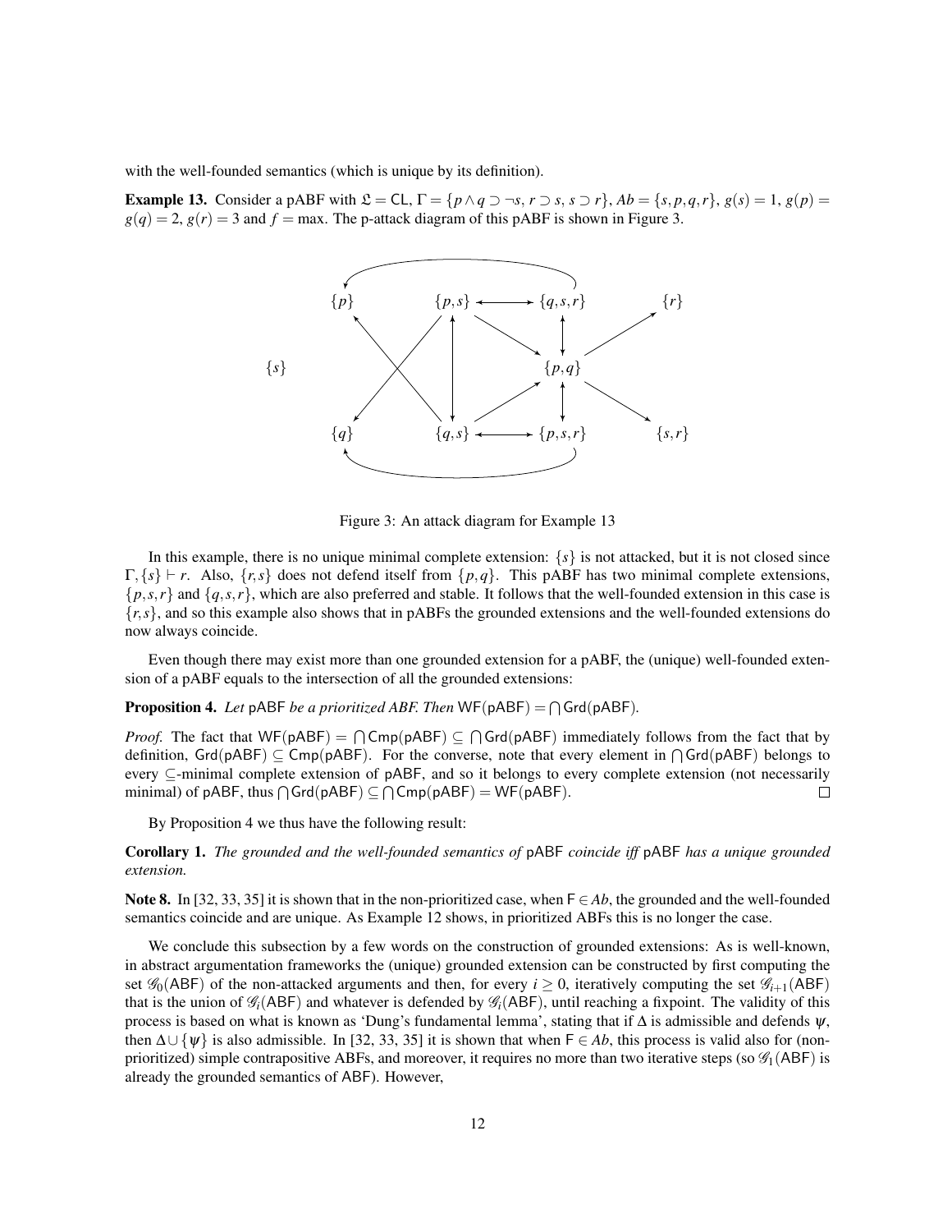with the well-founded semantics (which is unique by its definition).

**Example 13.** Consider a pABF with $\mathfrak{L} = \mathsf{CL}$, $\Gamma = \{p \wedge q \supset \neg s,\ r \supset s,\ s \supset r\}$, $Ab = \{s, p, q, r\}$, $g(s) = 1$, $g(p) = g(q) = 2$, $g(r) = 3$ and $f = \max$. The p-attack diagram of this pABF is shown in Figure 3.

Figure 3: An attack diagram for Example 13

In this example, there is no unique minimal complete extension: $\{s\}$ is not attacked, but it is not closed since $\Gamma, \{s\} \vdash r$. Also, $\{r, s\}$ does not defend itself from $\{p, q\}$. This pABF has two minimal complete extensions, $\{p, s, r\}$ and $\{q, s, r\}$, which are also preferred and stable. It follows that the well-founded extension in this case is $\{r, s\}$, and so this example also shows that in pABFs the grounded extensions and the well-founded extensions do now always coincide.

Even though there may exist more than one grounded extension for a pABF, the (unique) well-founded extension of a pABF equals to the intersection of all the grounded extensions:

**Proposition 4.** *Let* pABF *be a prioritized ABF. Then* $\mathsf{WF}(\mathsf{pABF}) = \bigcap \mathsf{Grd}(\mathsf{pABF})$.

*Proof.* The fact that $\mathsf{WF}(\mathsf{pABF}) = \bigcap \mathsf{Cmp}(\mathsf{pABF}) \subseteq \bigcap \mathsf{Grd}(\mathsf{pABF})$ immediately follows from the fact that by definition, $\mathsf{Grd}(\mathsf{pABF}) \subseteq \mathsf{Cmp}(\mathsf{pABF})$. For the converse, note that every element in $\bigcap \mathsf{Grd}(\mathsf{pABF})$ belongs to every $\subseteq$-minimal complete extension of pABF, and so it belongs to every complete extension (not necessarily minimal) of pABF, thus $\bigcap \mathsf{Grd}(\mathsf{pABF}) \subseteq \bigcap \mathsf{Cmp}(\mathsf{pABF}) = \mathsf{WF}(\mathsf{pABF})$. □

By Proposition 4 we thus have the following result:

**Corollary 1.** *The grounded and the well-founded semantics of* pABF *coincide iff* pABF *has a unique grounded extension.*

**Note 8.** In [32, 33, 35] it is shown that in the non-prioritized case, when $\mathsf{F} \in Ab$, the grounded and the well-founded semantics coincide and are unique. As Example 12 shows, in prioritized ABFs this is no longer the case.

We conclude this subsection by a few words on the construction of grounded extensions: As is well-known, in abstract argumentation frameworks the (unique) grounded extension can be constructed by first computing the set $\mathscr{G}_0(\mathsf{ABF})$ of the non-attacked arguments and then, for every $i \geq 0$, iteratively computing the set $\mathscr{G}_{i+1}(\mathsf{ABF})$ that is the union of $\mathscr{G}_i(\mathsf{ABF})$ and whatever is defended by $\mathscr{G}_i(\mathsf{ABF})$, until reaching a fixpoint. The validity of this process is based on what is known as 'Dung's fundamental lemma', stating that if $\Delta$ is admissible and defends $\psi$, then $\Delta \cup \{\psi\}$ is also admissible. In [32, 33, 35] it is shown that when $\mathsf{F} \in Ab$, this process is valid also for (non-prioritized) simple contrapositive ABFs, and moreover, it requires no more than two iterative steps (so $\mathscr{G}_1(\mathsf{ABF})$ is already the grounded semantics of ABF). However,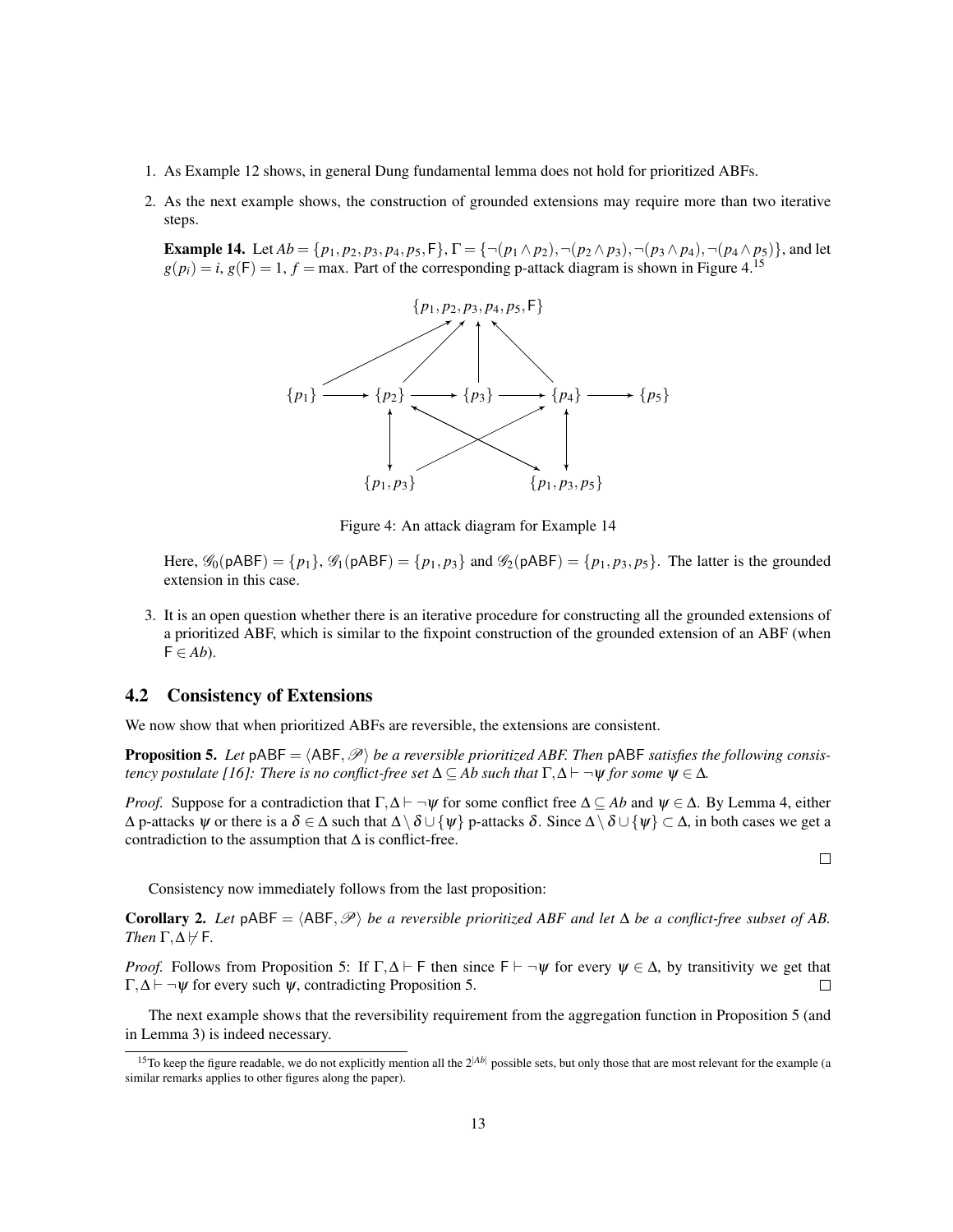1. As Example 12 shows, in general Dung fundamental lemma does not hold for prioritized ABFs.

2. As the next example shows, the construction of grounded extensions may require more than two iterative steps.

   **Example 14.** Let $Ab = \{p_1, p_2, p_3, p_4, p_5, \mathsf{F}\}$, $\Gamma = \{\neg(p_1 \wedge p_2), \neg(p_2 \wedge p_3), \neg(p_3 \wedge p_4), \neg(p_4 \wedge p_5)\}$, and let $g(p_i) = i$, $g(\mathsf{F}) = 1$, $f = \max$. Part of the corresponding p-attack diagram is shown in Figure 4.[15]

   Figure 4: An attack diagram for Example 14

   Here, $\mathscr{G}_0(\mathsf{pABF}) = \{p_1\}$, $\mathscr{G}_1(\mathsf{pABF}) = \{p_1, p_3\}$ and $\mathscr{G}_2(\mathsf{pABF}) = \{p_1, p_3, p_5\}$. The latter is the grounded extension in this case.

3. It is an open question whether there is an iterative procedure for constructing all the grounded extensions of a prioritized ABF, which is similar to the fixpoint construction of the grounded extension of an ABF (when $\mathsf{F} \in Ab$).

## 4.2 Consistency of Extensions

We now show that when prioritized ABFs are reversible, the extensions are consistent.

**Proposition 5.** *Let* $\mathsf{pABF} = \langle \mathsf{ABF}, \mathscr{P} \rangle$ *be a reversible prioritized ABF. Then* $\mathsf{pABF}$ *satisfies the following consistency postulate [16]: There is no conflict-free set* $\Delta \subseteq Ab$ *such that* $\Gamma, \Delta \vdash \neg\psi$ *for some* $\psi \in \Delta$*.*

*Proof.* Suppose for a contradiction that $\Gamma, \Delta \vdash \neg\psi$ for some conflict free $\Delta \subseteq Ab$ and $\psi \in \Delta$. By Lemma 4, either $\Delta$ p-attacks $\psi$ or there is a $\delta \in \Delta$ such that $\Delta \setminus \delta \cup \{\psi\}$ p-attacks $\delta$. Since $\Delta \setminus \delta \cup \{\psi\} \subset \Delta$, in both cases we get a contradiction to the assumption that $\Delta$ is conflict-free. □

Consistency now immediately follows from the last proposition:

**Corollary 2.** *Let* $\mathsf{pABF} = \langle \mathsf{ABF}, \mathscr{P} \rangle$ *be a reversible prioritized ABF and let* $\Delta$ *be a conflict-free subset of AB. Then* $\Gamma, \Delta \nvdash \mathsf{F}$*.*

*Proof.* Follows from Proposition 5: If $\Gamma, \Delta \vdash \mathsf{F}$ then since $\mathsf{F} \vdash \neg\psi$ for every $\psi \in \Delta$, by transitivity we get that $\Gamma, \Delta \vdash \neg\psi$ for every such $\psi$, contradicting Proposition 5. □

The next example shows that the reversibility requirement from the aggregation function in Proposition 5 (and in Lemma 3) is indeed necessary.

[15] To keep the figure readable, we do not explicitly mention all the $2^{|Ab|}$ possible sets, but only those that are most relevant for the example (a similar remarks applies to other figures along the paper).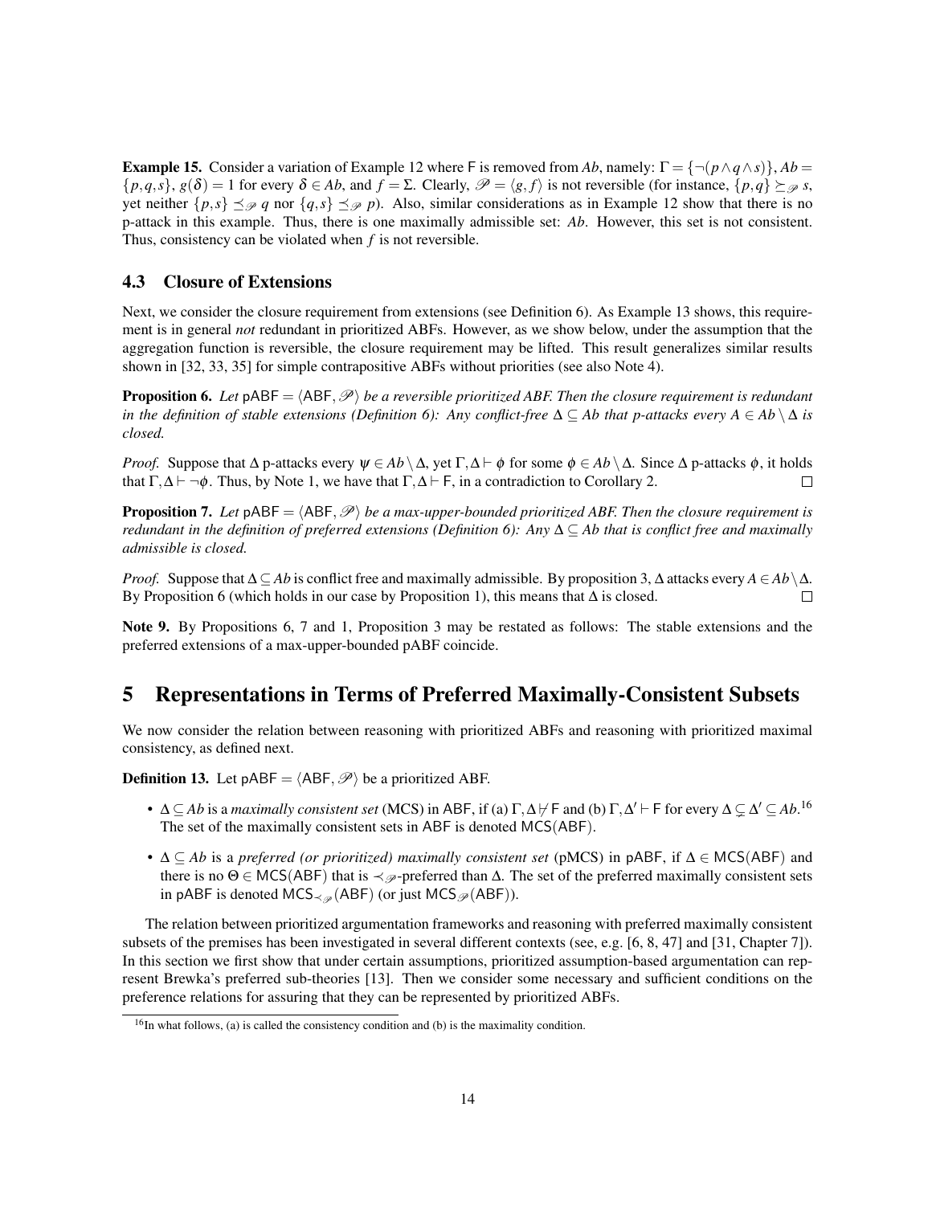**Example 15.** Consider a variation of Example 12 where $\mathsf{F}$ is removed from $Ab$, namely: $\Gamma = \{\neg(p \wedge q \wedge s)\}$, $Ab = \{p,q,s\}$, $g(\delta) = 1$ for every $\delta \in Ab$, and $f = \Sigma$. Clearly, $\mathscr{P} = \langle g, f\rangle$ is not reversible (for instance, $\{p,q\} \succeq_{\mathscr{P}} s$, yet neither $\{p,s\} \preceq_{\mathscr{P}} q$ nor $\{q,s\} \preceq_{\mathscr{P}} p$). Also, similar considerations as in Example 12 show that there is no p-attack in this example. Thus, there is one maximally admissible set: $Ab$. However, this set is not consistent. Thus, consistency can be violated when $f$ is not reversible.

### 4.3 Closure of Extensions

Next, we consider the closure requirement from extensions (see Definition 6). As Example 13 shows, this requirement is in general *not* redundant in prioritized ABFs. However, as we show below, under the assumption that the aggregation function is reversible, the closure requirement may be lifted. This result generalizes similar results shown in [32, 33, 35] for simple contrapositive ABFs without priorities (see also Note 4).

**Proposition 6.** *Let $\mathsf{pABF} = \langle \mathsf{ABF}, \mathscr{P}\rangle$ be a reversible prioritized ABF. Then the closure requirement is redundant in the definition of stable extensions (Definition 6): Any conflict-free $\Delta \subseteq Ab$ that p-attacks every $A \in Ab \setminus \Delta$ is closed.*

*Proof.* Suppose that $\Delta$ p-attacks every $\psi \in Ab \setminus \Delta$, yet $\Gamma, \Delta \vdash \phi$ for some $\phi \in Ab \setminus \Delta$. Since $\Delta$ p-attacks $\phi$, it holds that $\Gamma, \Delta \vdash \neg\phi$. Thus, by Note 1, we have that $\Gamma, \Delta \vdash \mathsf{F}$, in a contradiction to Corollary 2. $\square$

**Proposition 7.** *Let $\mathsf{pABF} = \langle \mathsf{ABF}, \mathscr{P}\rangle$ be a max-upper-bounded prioritized ABF. Then the closure requirement is redundant in the definition of preferred extensions (Definition 6): Any $\Delta \subseteq Ab$ that is conflict free and maximally admissible is closed.*

*Proof.* Suppose that $\Delta \subseteq Ab$ is conflict free and maximally admissible. By proposition 3, $\Delta$ attacks every $A \in Ab \setminus \Delta$. By Proposition 6 (which holds in our case by Proposition 1), this means that $\Delta$ is closed. $\square$

**Note 9.** By Propositions 6, 7 and 1, Proposition 3 may be restated as follows: The stable extensions and the preferred extensions of a max-upper-bounded pABF coincide.

## 5 Representations in Terms of Preferred Maximally-Consistent Subsets

We now consider the relation between reasoning with prioritized ABFs and reasoning with prioritized maximal consistency, as defined next.

**Definition 13.** Let $\mathsf{pABF} = \langle \mathsf{ABF}, \mathscr{P}\rangle$ be a prioritized ABF.

- $\Delta \subseteq Ab$ is a *maximally consistent set* (MCS) in $\mathsf{ABF}$, if (a) $\Gamma, \Delta \not\vdash \mathsf{F}$ and (b) $\Gamma, \Delta' \vdash \mathsf{F}$ for every $\Delta \subsetneq \Delta' \subseteq Ab$.[16] The set of the maximally consistent sets in $\mathsf{ABF}$ is denoted $\mathsf{MCS}(\mathsf{ABF})$.
- $\Delta \subseteq Ab$ is a *preferred (or prioritized) maximally consistent set* (pMCS) in $\mathsf{pABF}$, if $\Delta \in \mathsf{MCS}(\mathsf{ABF})$ and there is no $\Theta \in \mathsf{MCS}(\mathsf{ABF})$ that is $\prec_{\mathscr{P}}$-preferred than $\Delta$. The set of the preferred maximally consistent sets in $\mathsf{pABF}$ is denoted $\mathsf{MCS}_{\prec_{\mathscr{P}}}(\mathsf{ABF})$ (or just $\mathsf{MCS}_{\mathscr{P}}(\mathsf{ABF})$).

The relation between prioritized argumentation frameworks and reasoning with preferred maximally consistent subsets of the premises has been investigated in several different contexts (see, e.g. [6, 8, 47] and [31, Chapter 7]). In this section we first show that under certain assumptions, prioritized assumption-based argumentation can represent Brewka's preferred sub-theories [13]. Then we consider some necessary and sufficient conditions on the preference relations for assuring that they can be represented by prioritized ABFs.

[16] In what follows, (a) is called the consistency condition and (b) is the maximality condition.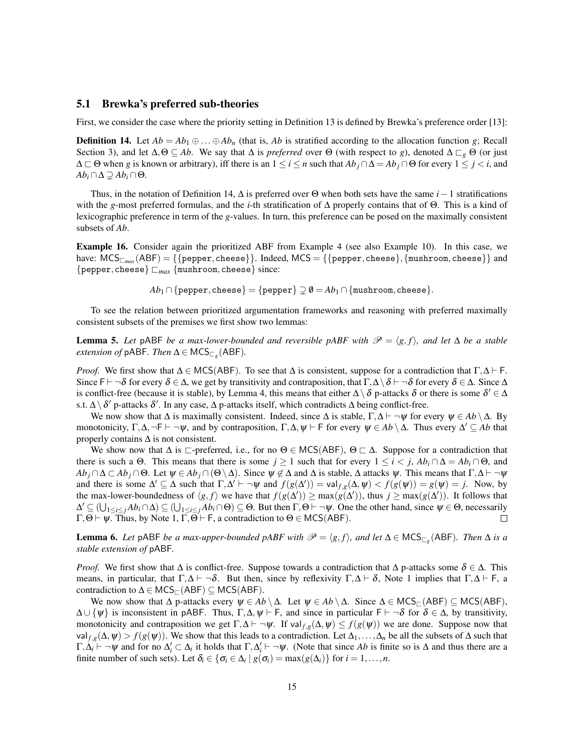### 5.1 Brewka's preferred sub-theories

First, we consider the case where the priority setting in Definition 13 is defined by Brewka's preference order [13]:

**Definition 14.** Let $Ab = Ab_1 \oplus \ldots \oplus Ab_n$ (that is, $Ab$ is stratified according to the allocation function $g$; Recall Section 3), and let $\Delta, \Theta \subseteq Ab$. We say that $\Delta$ is *preferred* over $\Theta$ (with respect to $g$), denoted $\Delta \sqsubset_g \Theta$ (or just $\Delta \sqsubset \Theta$ when $g$ is known or arbitrary), iff there is an $1 \leq i \leq n$ such that $Ab_j \cap \Delta = Ab_j \cap \Theta$ for every $1 \leq j < i$, and $Ab_i \cap \Delta \supsetneq Ab_i \cap \Theta$.

Thus, in the notation of Definition 14, $\Delta$ is preferred over $\Theta$ when both sets have the same $i-1$ stratifications with the $g$-most preferred formulas, and the $i$-th stratification of $\Delta$ properly contains that of $\Theta$. This is a kind of lexicographic preference in term of the $g$-values. In turn, this preference can be posed on the maximally consistent subsets of $Ab$.

**Example 16.** Consider again the prioritized ABF from Example 4 (see also Example 10). In this case, we have: $\mathsf{MCS}_{\sqsubset_{max}}(\mathsf{ABF}) = \{\{\texttt{pepper}, \texttt{cheese}\}\}$. Indeed, $\mathsf{MCS} = \{\{\texttt{pepper}, \texttt{cheese}\}, \{\texttt{mushroom}, \texttt{cheese}\}\}$ and $\{\texttt{pepper}, \texttt{cheese}\} \sqsubset_{max} \{\texttt{mushroom}, \texttt{cheese}\}$ since:

$$Ab_1 \cap \{\texttt{pepper}, \texttt{cheese}\} = \{\texttt{pepper}\} \supsetneq \emptyset = Ab_1 \cap \{\texttt{mushroom}, \texttt{cheese}\}.$$

To see the relation between prioritized argumentation frameworks and reasoning with preferred maximally consistent subsets of the premises we first show two lemmas:

**Lemma 5.** *Let* pABF *be a max-lower-bounded and reversible pABF with $\mathscr{P} = \langle g, f \rangle$, and let $\Delta$ be a stable extension of* pABF*. Then $\Delta \in \mathsf{MCS}_{\sqsubset_g}(\mathsf{ABF})$.*

*Proof.* We first show that $\Delta \in \mathsf{MCS}(\mathsf{ABF})$. To see that $\Delta$ is consistent, suppose for a contradiction that $\Gamma, \Delta \vdash \mathsf{F}$. Since $\mathsf{F} \vdash \neg\delta$ for every $\delta \in \Delta$, we get by transitivity and contraposition, that $\Gamma, \Delta \setminus \delta \vdash \neg\delta$ for every $\delta \in \Delta$. Since $\Delta$ is conflict-free (because it is stable), by Lemma 4, this means that either $\Delta \setminus \delta$ p-attacks $\delta$ or there is some $\delta' \in \Delta$ s.t. $\Delta \setminus \delta'$ p-attacks $\delta'$. In any case, $\Delta$ p-attacks itself, which contradicts $\Delta$ being conflict-free.

We now show that $\Delta$ is maximally consistent. Indeed, since $\Delta$ is stable, $\Gamma, \Delta \vdash \neg\psi$ for every $\psi \in Ab \setminus \Delta$. By monotonicity, $\Gamma, \Delta, \neg\mathsf{F} \vdash \neg\psi$, and by contraposition, $\Gamma, \Delta, \psi \vdash \mathsf{F}$ for every $\psi \in Ab \setminus \Delta$. Thus every $\Delta' \subseteq Ab$ that properly contains $\Delta$ is not consistent.

We show now that $\Delta$ is $\sqsubset$-preferred, i.e., for no $\Theta \in \mathsf{MCS}(\mathsf{ABF})$, $\Theta \sqsubset \Delta$. Suppose for a contradiction that there is such a $\Theta$. This means that there is some $j \geq 1$ such that for every $1 \leq i < j$, $Ab_i \cap \Delta = Ab_i \cap \Theta$, and $Ab_j \cap \Delta \subset Ab_j \cap \Theta$. Let $\psi \in Ab_j \cap (\Theta \setminus \Delta)$. Since $\psi \notin \Delta$ and $\Delta$ is stable, $\Delta$ attacks $\psi$. This means that $\Gamma, \Delta \vdash \neg\psi$ and there is some $\Delta' \subseteq \Delta$ such that $\Gamma, \Delta' \vdash \neg\psi$ and $f(g(\Delta')) = \mathsf{val}_{f,g}(\Delta, \psi) < f(g(\psi)) = g(\psi) = j$. Now, by the max-lower-boundedness of $\langle g, f \rangle$ we have that $f(g(\Delta')) \geq \max(g(\Delta'))$, thus $j \geq \max(g(\Delta'))$. It follows that $\Delta' \subseteq (\bigcup_{1 \leq i \leq j} Ab_i \cap \Delta) \subseteq (\bigcup_{1 \leq i \leq j} Ab_i \cap \Theta) \subseteq \Theta$. But then $\Gamma, \Theta \vdash \neg\psi$. One the other hand, since $\psi \in \Theta$, necessarily $\Gamma, \Theta \vdash \psi$. Thus, by Note 1, $\Gamma, \Theta \vdash \mathsf{F}$, a contradiction to $\Theta \in \mathsf{MCS}(\mathsf{ABF})$. $\square$

**Lemma 6.** *Let* pABF *be a max-upper-bounded pABF with $\mathscr{P} = \langle g, f \rangle$, and let $\Delta \in \mathsf{MCS}_{\sqsubset_g}(\mathsf{ABF})$. Then $\Delta$ is a stable extension of* pABF*.*

*Proof.* We first show that $\Delta$ is conflict-free. Suppose towards a contradiction that $\Delta$ p-attacks some $\delta \in \Delta$. This means, in particular, that $\Gamma, \Delta \vdash \neg\delta$. But then, since by reflexivity $\Gamma, \Delta \vdash \delta$, Note 1 implies that $\Gamma, \Delta \vdash \mathsf{F}$, a contradiction to $\Delta \in \mathsf{MCS}_{\sqsubset}(\mathsf{ABF}) \subseteq \mathsf{MCS}(\mathsf{ABF})$.

We now show that $\Delta$ p-attacks every $\psi \in Ab \setminus \Delta$. Let $\psi \in Ab \setminus \Delta$. Since $\Delta \in \mathsf{MCS}_{\sqsubset}(\mathsf{ABF}) \subseteq \mathsf{MCS}(\mathsf{ABF})$, $\Delta \cup \{\psi\}$ is inconsistent in pABF. Thus, $\Gamma, \Delta, \psi \vdash \mathsf{F}$, and since in particular $\mathsf{F} \vdash \neg\delta$ for $\delta \in \Delta$, by transitivity, monotonicity and contraposition we get $\Gamma, \Delta \vdash \neg\psi$. If $\mathsf{val}_{f,g}(\Delta, \psi) \leq f(g(\psi))$ we are done. Suppose now that $\mathsf{val}_{f,g}(\Delta, \psi) > f(g(\psi))$. We show that this leads to a contradiction. Let $\Delta_1, \ldots, \Delta_n$ be all the subsets of $\Delta$ such that $\Gamma, \Delta_i \vdash \neg\psi$ and for no $\Delta'_i \subset \Delta_i$ it holds that $\Gamma, \Delta'_i \vdash \neg\psi$. (Note that since $Ab$ is finite so is $\Delta$ and thus there are a finite number of such sets). Let $\delta_i \in \{\sigma_i \in \Delta_i \mid g(\sigma_i) = \max(g(\Delta_i))\}$ for $i = 1, \ldots, n$.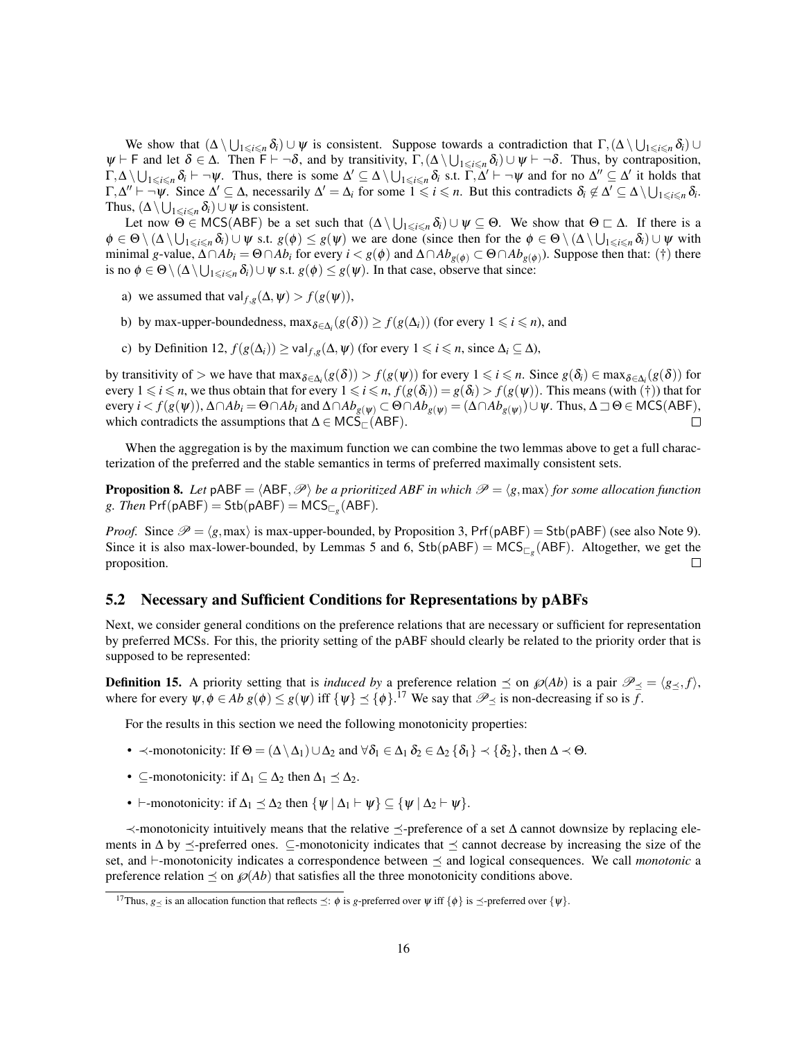We show that $(\Delta \setminus \bigcup_{1\leqslant i\leqslant n} \delta_i) \cup \psi$ is consistent. Suppose towards a contradiction that $\Gamma, (\Delta \setminus \bigcup_{1\leqslant i\leqslant n} \delta_i) \cup \psi \vdash \mathsf{F}$ and let $\delta \in \Delta$. Then $\mathsf{F} \vdash \neg\delta$, and by transitivity, $\Gamma, (\Delta \setminus \bigcup_{1\leqslant i\leqslant n} \delta_i) \cup \psi \vdash \neg\delta$. Thus, by contraposition, $\Gamma, \Delta \setminus \bigcup_{1\leqslant i\leqslant n} \delta_i \vdash \neg\psi$. Thus, there is some $\Delta' \subseteq \Delta \setminus \bigcup_{1\leqslant i\leqslant n} \delta_i$ s.t. $\Gamma, \Delta' \vdash \neg\psi$ and for no $\Delta'' \subseteq \Delta'$ it holds that $\Gamma, \Delta'' \vdash \neg\psi$. Since $\Delta' \subseteq \Delta$, necessarily $\Delta' = \Delta_i$ for some $1 \leqslant i \leqslant n$. But this contradicts $\delta_i \notin \Delta' \subseteq \Delta \setminus \bigcup_{1\leqslant i\leqslant n} \delta_i$. Thus, $(\Delta \setminus \bigcup_{1\leqslant i\leqslant n} \delta_i) \cup \psi$ is consistent.

Let now $\Theta \in \mathsf{MCS}(\mathsf{ABF})$ be a set such that $(\Delta \setminus \bigcup_{1\leqslant i\leqslant n} \delta_i) \cup \psi \subseteq \Theta$. We show that $\Theta \sqsubset \Delta$. If there is a $\phi \in \Theta \setminus (\Delta \setminus \bigcup_{1\leqslant i\leqslant n} \delta_i) \cup \psi$ s.t. $g(\phi) \leq g(\psi)$ we are done (since then for the $\phi \in \Theta \setminus (\Delta \setminus \bigcup_{1\leqslant i\leqslant n} \delta_i) \cup \psi$ with minimal $g$-value, $\Delta \cap Ab_i = \Theta \cap Ab_i$ for every $i < g(\phi)$ and $\Delta \cap Ab_{g(\phi)} \subset \Theta \cap Ab_{g(\phi)}$). Suppose then that: (†) there is no $\phi \in \Theta \setminus (\Delta \setminus \bigcup_{1\leqslant i\leqslant n} \delta_i) \cup \psi$ s.t. $g(\phi) \leq g(\psi)$. In that case, observe that since:

a) we assumed that $\mathsf{val}_{f,g}(\Delta, \psi) > f(g(\psi))$,

b) by max-upper-boundedness, $\max_{\delta \in \Delta_i}(g(\delta)) \geq f(g(\Delta_i))$ (for every $1 \leqslant i \leqslant n$), and

c) by Definition 12, $f(g(\Delta_i)) \geq \mathsf{val}_{f,g}(\Delta, \psi)$ (for every $1 \leqslant i \leqslant n$, since $\Delta_i \subseteq \Delta$),

by transitivity of $>$ we have that $\max_{\delta \in \Delta_i}(g(\delta)) > f(g(\psi))$ for every $1 \leqslant i \leqslant n$. Since $g(\delta_i) \in \max_{\delta \in \Delta_i}(g(\delta))$ for every $1 \leqslant i \leqslant n$, we thus obtain that for every $1 \leqslant i \leqslant n$, $f(g(\delta_i)) = g(\delta_i) > f(g(\psi))$. This means (with (†)) that for every $i < f(g(\psi))$, $\Delta \cap Ab_i = \Theta \cap Ab_i$ and $\Delta \cap Ab_{g(\psi)} \subset \Theta \cap Ab_{g(\psi)} = (\Delta \cap Ab_{g(\psi)}) \cup \psi$. Thus, $\Delta \sqsupset \Theta \in \mathsf{MCS}(\mathsf{ABF})$, which contradicts the assumptions that $\Delta \in \mathsf{MCS}_{\sqsubset}(\mathsf{ABF})$. $\square$

When the aggregation is by the maximum function we can combine the two lemmas above to get a full characterization of the preferred and the stable semantics in terms of preferred maximally consistent sets.

**Proposition 8.** *Let $\mathsf{pABF} = \langle \mathsf{ABF}, \mathscr{P} \rangle$ be a prioritized ABF in which $\mathscr{P} = \langle g, \max \rangle$ for some allocation function $g$. Then $\mathsf{Prf}(\mathsf{pABF}) = \mathsf{Stb}(\mathsf{pABF}) = \mathsf{MCS}_{\sqsubset_g}(\mathsf{ABF})$.*

*Proof.* Since $\mathscr{P} = \langle g, \max \rangle$ is max-upper-bounded, by Proposition 3, $\mathsf{Prf}(\mathsf{pABF}) = \mathsf{Stb}(\mathsf{pABF})$ (see also Note 9). Since it is also max-lower-bounded, by Lemmas 5 and 6, $\mathsf{Stb}(\mathsf{pABF}) = \mathsf{MCS}_{\sqsubset_g}(\mathsf{ABF})$. Altogether, we get the proposition. $\square$

## 5.2 Necessary and Sufficient Conditions for Representations by pABFs

Next, we consider general conditions on the preference relations that are necessary or sufficient for representation by preferred MCSs. For this, the priority setting of the pABF should clearly be related to the priority order that is supposed to be represented:

**Definition 15.** A priority setting that is *induced by* a preference relation $\preceq$ on $\wp(Ab)$ is a pair $\mathscr{P}_{\preceq} = \langle g_{\preceq}, f \rangle$, where for every $\psi, \phi \in Ab$ $g(\phi) \leq g(\psi)$ iff $\{\psi\} \preceq \{\phi\}$.[17] We say that $\mathscr{P}_{\preceq}$ is non-decreasing if so is $f$.

For the results in this section we need the following monotonicity properties:

- $\prec$-monotonicity: If $\Theta = (\Delta \setminus \Delta_1) \cup \Delta_2$ and $\forall \delta_1 \in \Delta_1\ \delta_2 \in \Delta_2\ \{\delta_1\} \prec \{\delta_2\}$, then $\Delta \prec \Theta$.
- $\subseteq$-monotonicity: if $\Delta_1 \subseteq \Delta_2$ then $\Delta_1 \preceq \Delta_2$.
- $\vdash$-monotonicity: if $\Delta_1 \preceq \Delta_2$ then $\{\psi \mid \Delta_1 \vdash \psi\} \subseteq \{\psi \mid \Delta_2 \vdash \psi\}$.

$\prec$-monotonicity intuitively means that the relative $\preceq$-preference of a set $\Delta$ cannot downsize by replacing elements in $\Delta$ by $\preceq$-preferred ones. $\subseteq$-monotonicity indicates that $\preceq$ cannot decrease by increasing the size of the set, and $\vdash$-monotonicity indicates a correspondence between $\preceq$ and logical consequences. We call *monotonic* a preference relation $\preceq$ on $\wp(Ab)$ that satisfies all the three monotonicity conditions above.

[17] Thus, $g_{\preceq}$ is an allocation function that reflects $\preceq$: $\phi$ is $g$-preferred over $\psi$ iff $\{\phi\}$ is $\preceq$-preferred over $\{\psi\}$.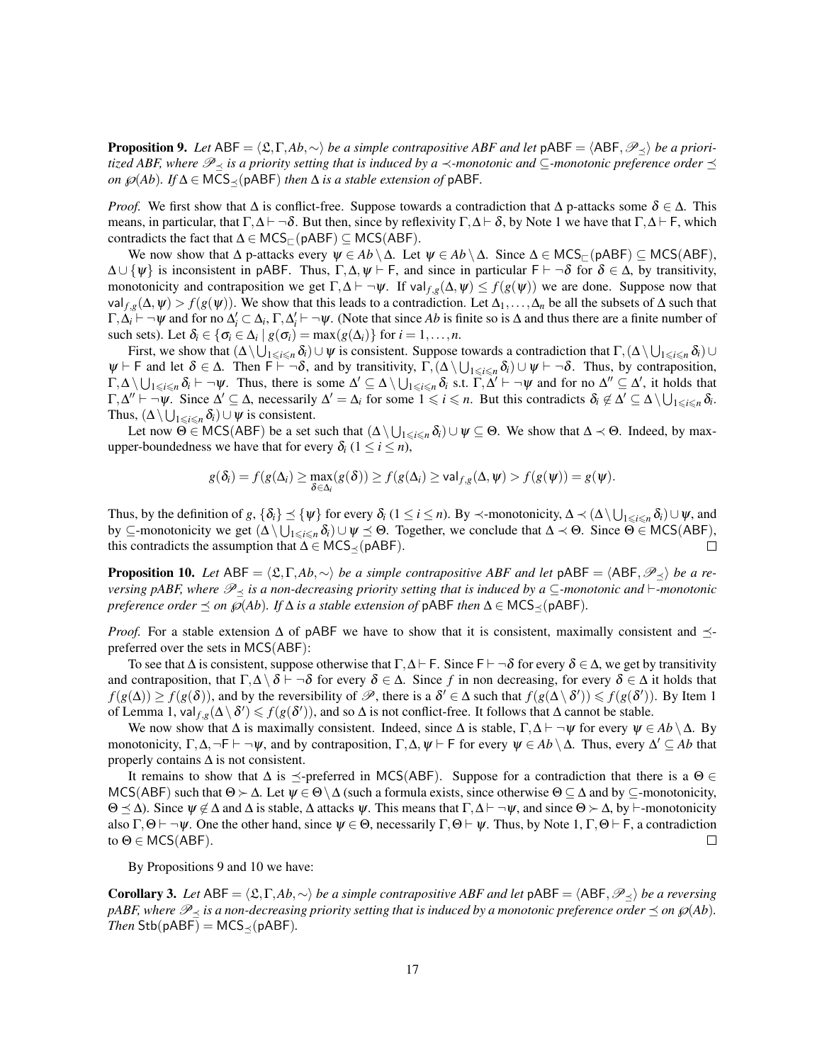**Proposition 9.** *Let* $\mathsf{ABF} = \langle \mathfrak{L}, \Gamma, Ab, \sim \rangle$ *be a simple contrapositive ABF and let* $\mathsf{pABF} = \langle \mathsf{ABF}, \mathscr{P}_{\preceq} \rangle$ *be a prioritized ABF, where* $\mathscr{P}_{\preceq}$ *is a priority setting that is induced by a* $\prec$*-monotonic and* $\subseteq$*-monotonic preference order* $\preceq$ *on* $\wp(Ab)$*. If* $\Delta \in \mathsf{MCS}_{\preceq}(\mathsf{pABF})$ *then* $\Delta$ *is a stable extension of* $\mathsf{pABF}$*.*

*Proof.* We first show that $\Delta$ is conflict-free. Suppose towards a contradiction that $\Delta$ p-attacks some $\delta \in \Delta$. This means, in particular, that $\Gamma, \Delta \vdash \neg\delta$. But then, since by reflexivity $\Gamma, \Delta \vdash \delta$, by Note 1 we have that $\Gamma, \Delta \vdash \mathsf{F}$, which contradicts the fact that $\Delta \in \mathsf{MCS}_{\sqsubset}(\mathsf{pABF}) \subseteq \mathsf{MCS}(\mathsf{ABF})$.

We now show that $\Delta$ p-attacks every $\psi \in Ab \setminus \Delta$. Let $\psi \in Ab \setminus \Delta$. Since $\Delta \in \mathsf{MCS}_{\sqsubset}(\mathsf{pABF}) \subseteq \mathsf{MCS}(\mathsf{ABF})$, $\Delta \cup \{\psi\}$ is inconsistent in $\mathsf{pABF}$. Thus, $\Gamma, \Delta, \psi \vdash \mathsf{F}$, and since in particular $\mathsf{F} \vdash \neg\delta$ for $\delta \in \Delta$, by transitivity, monotonicity and contraposition we get $\Gamma, \Delta \vdash \neg\psi$. If $\mathsf{val}_{f,g}(\Delta, \psi) \leq f(g(\psi))$ we are done. Suppose now that $\mathsf{val}_{f,g}(\Delta, \psi) > f(g(\psi))$. We show that this leads to a contradiction. Let $\Delta_1, \ldots, \Delta_n$ be all the subsets of $\Delta$ such that $\Gamma, \Delta_i \vdash \neg\psi$ and for no $\Delta'_i \subset \Delta_i$, $\Gamma, \Delta'_i \vdash \neg\psi$. (Note that since $Ab$ is finite so is $\Delta$ and thus there are a finite number of such sets). Let $\delta_i \in \{\sigma_i \in \Delta_i \mid g(\sigma_i) = \max(g(\Delta_i))\}$ for $i = 1, \ldots, n$.

First, we show that $(\Delta \setminus \bigcup_{1 \leqslant i \leqslant n} \delta_i) \cup \psi$ is consistent. Suppose towards a contradiction that $\Gamma, (\Delta \setminus \bigcup_{1 \leqslant i \leqslant n} \delta_i) \cup \psi \vdash \mathsf{F}$ and let $\delta \in \Delta$. Then $\mathsf{F} \vdash \neg\delta$, and by transitivity, $\Gamma, (\Delta \setminus \bigcup_{1 \leqslant i \leqslant n} \delta_i) \cup \psi \vdash \neg\delta$. Thus, by contraposition, $\Gamma, \Delta \setminus \bigcup_{1 \leqslant i \leqslant n} \delta_i \vdash \neg\psi$. Thus, there is some $\Delta' \subseteq \Delta \setminus \bigcup_{1 \leqslant i \leqslant n} \delta_i$ s.t. $\Gamma, \Delta' \vdash \neg\psi$ and for no $\Delta'' \subseteq \Delta'$, it holds that $\Gamma, \Delta'' \vdash \neg\psi$. Since $\Delta' \subseteq \Delta$, necessarily $\Delta' = \Delta_i$ for some $1 \leqslant i \leqslant n$. But this contradicts $\delta_i \notin \Delta' \subseteq \Delta \setminus \bigcup_{1 \leqslant i \leqslant n} \delta_i$. Thus, $(\Delta \setminus \bigcup_{1 \leqslant i \leqslant n} \delta_i) \cup \psi$ is consistent.

Let now $\Theta \in \mathsf{MCS}(\mathsf{ABF})$ be a set such that $(\Delta \setminus \bigcup_{1 \leqslant i \leqslant n} \delta_i) \cup \psi \subseteq \Theta$. We show that $\Delta \prec \Theta$. Indeed, by max-upper-boundedness we have that for every $\delta_i$ ($1 \leq i \leq n$),

$$g(\delta_i) = f(g(\Delta_i) \geq \max_{\delta \in \Delta_i}(g(\delta)) \geq f(g(\Delta_i) \geq \mathsf{val}_{f,g}(\Delta, \psi) > f(g(\psi)) = g(\psi).$$

Thus, by the definition of $g$, $\{\delta_i\} \preceq \{\psi\}$ for every $\delta_i$ ($1 \leq i \leq n$). By $\prec$-monotonicity, $\Delta \prec (\Delta \setminus \bigcup_{1 \leqslant i \leqslant n} \delta_i) \cup \psi$, and by $\subseteq$-monotonicity we get $(\Delta \setminus \bigcup_{1 \leqslant i \leqslant n} \delta_i) \cup \psi \preceq \Theta$. Together, we conclude that $\Delta \prec \Theta$. Since $\Theta \in \mathsf{MCS}(\mathsf{ABF})$, this contradicts the assumption that $\Delta \in \mathsf{MCS}_{\preceq}(\mathsf{pABF})$. $\square$

**Proposition 10.** *Let* $\mathsf{ABF} = \langle \mathfrak{L}, \Gamma, Ab, \sim \rangle$ *be a simple contrapositive ABF and let* $\mathsf{pABF} = \langle \mathsf{ABF}, \mathscr{P}_{\preceq} \rangle$ *be a reversing pABF, where* $\mathscr{P}_{\preceq}$ *is a non-decreasing priority setting that is induced by a* $\subseteq$*-monotonic and* $\vdash$*-monotonic preference order* $\preceq$ *on* $\wp(Ab)$*. If* $\Delta$ *is a stable extension of* $\mathsf{pABF}$ *then* $\Delta \in \mathsf{MCS}_{\preceq}(\mathsf{pABF})$*.*

*Proof.* For a stable extension $\Delta$ of $\mathsf{pABF}$ we have to show that it is consistent, maximally consistent and $\preceq$-preferred over the sets in $\mathsf{MCS}(\mathsf{ABF})$:

To see that $\Delta$ is consistent, suppose otherwise that $\Gamma, \Delta \vdash \mathsf{F}$. Since $\mathsf{F} \vdash \neg\delta$ for every $\delta \in \Delta$, we get by transitivity and contraposition, that $\Gamma, \Delta \setminus \delta \vdash \neg\delta$ for every $\delta \in \Delta$. Since $f$ in non decreasing, for every $\delta \in \Delta$ it holds that $f(g(\Delta)) \geq f(g(\delta))$, and by the reversibility of $\mathscr{P}$, there is a $\delta' \in \Delta$ such that $f(g(\Delta \setminus \delta')) \leqslant f(g(\delta'))$. By Item 1 of Lemma 1, $\mathsf{val}_{f,g}(\Delta \setminus \delta') \leqslant f(g(\delta'))$, and so $\Delta$ is not conflict-free. It follows that $\Delta$ cannot be stable.

We now show that $\Delta$ is maximally consistent. Indeed, since $\Delta$ is stable, $\Gamma, \Delta \vdash \neg\psi$ for every $\psi \in Ab \setminus \Delta$. By monotonicity, $\Gamma, \Delta, \neg\mathsf{F} \vdash \neg\psi$, and by contraposition, $\Gamma, \Delta, \psi \vdash \mathsf{F}$ for every $\psi \in Ab \setminus \Delta$. Thus, every $\Delta' \subseteq Ab$ that properly contains $\Delta$ is not consistent.

It remains to show that $\Delta$ is $\preceq$-preferred in $\mathsf{MCS}(\mathsf{ABF})$. Suppose for a contradiction that there is a $\Theta \in \mathsf{MCS}(\mathsf{ABF})$ such that $\Theta \succ \Delta$. Let $\psi \in \Theta \setminus \Delta$ (such a formula exists, since otherwise $\Theta \subseteq \Delta$ and by $\subseteq$-monotonicity, $\Theta \preceq \Delta$). Since $\psi \notin \Delta$ and $\Delta$ is stable, $\Delta$ attacks $\psi$. This means that $\Gamma, \Delta \vdash \neg\psi$, and since $\Theta \succ \Delta$, by $\vdash$-monotonicity also $\Gamma, \Theta \vdash \neg\psi$. One the other hand, since $\psi \in \Theta$, necessarily $\Gamma, \Theta \vdash \psi$. Thus, by Note 1, $\Gamma, \Theta \vdash \mathsf{F}$, a contradiction to $\Theta \in \mathsf{MCS}(\mathsf{ABF})$. $\square$

By Propositions 9 and 10 we have:

**Corollary 3.** *Let* $\mathsf{ABF} = \langle \mathfrak{L}, \Gamma, Ab, \sim \rangle$ *be a simple contrapositive ABF and let* $\mathsf{pABF} = \langle \mathsf{ABF}, \mathscr{P}_{\preceq} \rangle$ *be a reversing pABF, where* $\mathscr{P}_{\preceq}$ *is a non-decreasing priority setting that is induced by a monotonic preference order* $\preceq$ *on* $\wp(Ab)$*. Then* $\mathsf{Stb}(\mathsf{pABF}) = \mathsf{MCS}_{\preceq}(\mathsf{pABF})$*.*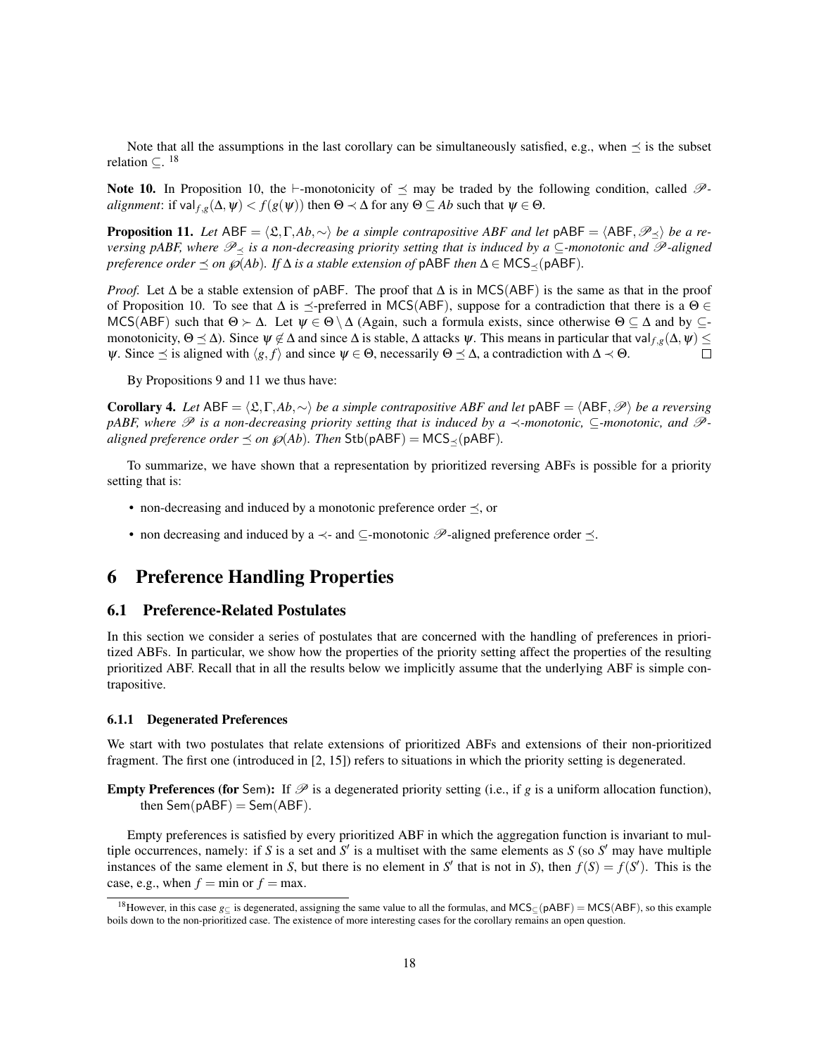Note that all the assumptions in the last corollary can be simultaneously satisfied, e.g., when $\preceq$ is the subset relation $\subseteq$. [18]

**Note 10.** In Proposition 10, the $\vdash$-monotonicity of $\preceq$ may be traded by the following condition, called $\mathscr{P}$-*alignment*: if $\mathsf{val}_{f,g}(\Delta,\psi) < f(g(\psi))$ then $\Theta \prec \Delta$ for any $\Theta \subseteq Ab$ such that $\psi \in \Theta$.

**Proposition 11.** *Let* $\mathsf{ABF} = \langle \mathfrak{L}, \Gamma, Ab, \sim \rangle$ *be a simple contrapositive ABF and let* $\mathsf{pABF} = \langle \mathsf{ABF}, \mathscr{P}_{\preceq} \rangle$ *be a reversing pABF, where* $\mathscr{P}_{\preceq}$ *is a non-decreasing priority setting that is induced by a* $\subseteq$*-monotonic and* $\mathscr{P}$*-aligned preference order* $\preceq$ *on* $\wp(Ab)$*. If* $\Delta$ *is a stable extension of* $\mathsf{pABF}$ *then* $\Delta \in \mathsf{MCS}_{\preceq}(\mathsf{pABF})$*.*

*Proof.* Let $\Delta$ be a stable extension of $\mathsf{pABF}$. The proof that $\Delta$ is in $\mathsf{MCS}(\mathsf{ABF})$ is the same as that in the proof of Proposition 10. To see that $\Delta$ is $\preceq$-preferred in $\mathsf{MCS}(\mathsf{ABF})$, suppose for a contradiction that there is a $\Theta \in \mathsf{MCS}(\mathsf{ABF})$ such that $\Theta \succ \Delta$. Let $\psi \in \Theta \setminus \Delta$ (Again, such a formula exists, since otherwise $\Theta \subseteq \Delta$ and by $\subseteq$-monotonicity, $\Theta \preceq \Delta$). Since $\psi \notin \Delta$ and since $\Delta$ is stable, $\Delta$ attacks $\psi$. This means in particular that $\mathsf{val}_{f,g}(\Delta,\psi) \leq \psi$. Since $\preceq$ is aligned with $\langle g, f \rangle$ and since $\psi \in \Theta$, necessarily $\Theta \preceq \Delta$, a contradiction with $\Delta \prec \Theta$. $\square$

By Propositions 9 and 11 we thus have:

**Corollary 4.** *Let* $\mathsf{ABF} = \langle \mathfrak{L}, \Gamma, Ab, \sim \rangle$ *be a simple contrapositive ABF and let* $\mathsf{pABF} = \langle \mathsf{ABF}, \mathscr{P} \rangle$ *be a reversing pABF, where* $\mathscr{P}$ *is a non-decreasing priority setting that is induced by a* $\prec$*-monotonic,* $\subseteq$*-monotonic, and* $\mathscr{P}$*-aligned preference order* $\preceq$ *on* $\wp(Ab)$*. Then* $\mathsf{Stb}(\mathsf{pABF}) = \mathsf{MCS}_{\preceq}(\mathsf{pABF})$*.*

To summarize, we have shown that a representation by prioritized reversing ABFs is possible for a priority setting that is:

- non-decreasing and induced by a monotonic preference order $\preceq$, or
- non decreasing and induced by a $\prec$- and $\subseteq$-monotonic $\mathscr{P}$-aligned preference order $\preceq$.

# 6 Preference Handling Properties

## 6.1 Preference-Related Postulates

In this section we consider a series of postulates that are concerned with the handling of preferences in prioritized ABFs. In particular, we show how the properties of the priority setting affect the properties of the resulting prioritized ABF. Recall that in all the results below we implicitly assume that the underlying ABF is simple contrapositive.

### 6.1.1 Degenerated Preferences

We start with two postulates that relate extensions of prioritized ABFs and extensions of their non-prioritized fragment. The first one (introduced in [2, 15]) refers to situations in which the priority setting is degenerated.

**Empty Preferences (for** $\mathsf{Sem}$**):** If $\mathscr{P}$ is a degenerated priority setting (i.e., if $g$ is a uniform allocation function), then $\mathsf{Sem}(\mathsf{pABF}) = \mathsf{Sem}(\mathsf{ABF})$.

Empty preferences is satisfied by every prioritized ABF in which the aggregation function is invariant to multiple occurrences, namely: if $S$ is a set and $S'$ is a multiset with the same elements as $S$ (so $S'$ may have multiple instances of the same element in $S$, but there is no element in $S'$ that is not in $S$), then $f(S) = f(S')$. This is the case, e.g., when $f = \min$ or $f = \max$.

[18] However, in this case $g_{\subseteq}$ is degenerated, assigning the same value to all the formulas, and $\mathsf{MCS}_{\subseteq}(\mathsf{pABF}) = \mathsf{MCS}(\mathsf{ABF})$, so this example boils down to the non-prioritized case. The existence of more interesting cases for the corollary remains an open question.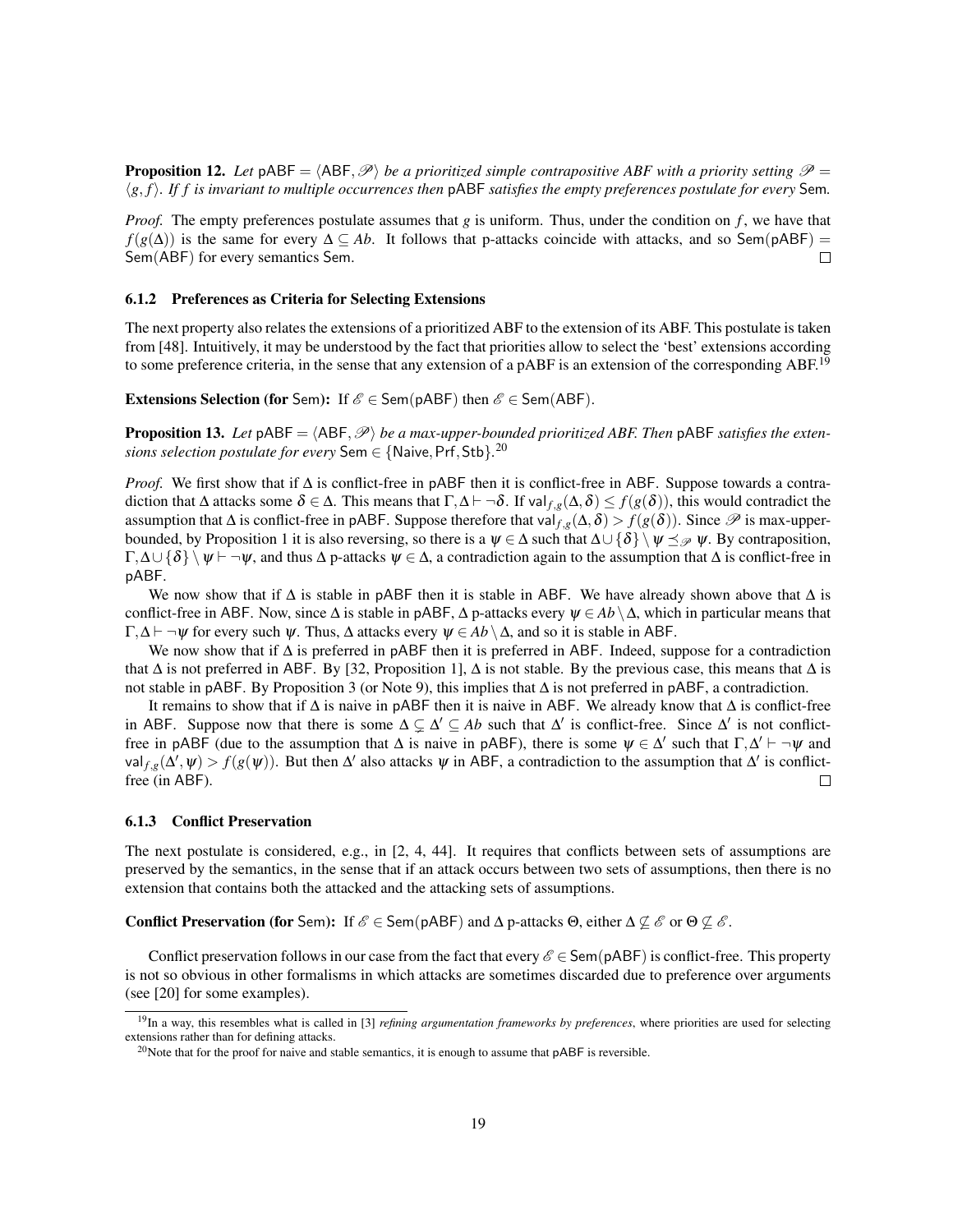**Proposition 12.** *Let* $\mathsf{pABF} = \langle \mathsf{ABF}, \mathscr{P} \rangle$ *be a prioritized simple contrapositive ABF with a priority setting* $\mathscr{P} = \langle g, f \rangle$. *If* $f$ *is invariant to multiple occurrences then* $\mathsf{pABF}$ *satisfies the empty preferences postulate for every* $\mathsf{Sem}$.

*Proof.* The empty preferences postulate assumes that $g$ is uniform. Thus, under the condition on $f$, we have that $f(g(\Delta))$ is the same for every $\Delta \subseteq Ab$. It follows that p-attacks coincide with attacks, and so $\mathsf{Sem}(\mathsf{pABF}) = \mathsf{Sem}(\mathsf{ABF})$ for every semantics $\mathsf{Sem}$. □

### 6.1.2 Preferences as Criteria for Selecting Extensions

The next property also relates the extensions of a prioritized ABF to the extension of its ABF. This postulate is taken from [48]. Intuitively, it may be understood by the fact that priorities allow to select the 'best' extensions according to some preference criteria, in the sense that any extension of a pABF is an extension of the corresponding ABF.[19]

**Extensions Selection (for** $\mathsf{Sem}$**):** If $\mathscr{E} \in \mathsf{Sem}(\mathsf{pABF})$ then $\mathscr{E} \in \mathsf{Sem}(\mathsf{ABF})$.

**Proposition 13.** *Let* $\mathsf{pABF} = \langle \mathsf{ABF}, \mathscr{P} \rangle$ *be a max-upper-bounded prioritized ABF. Then* $\mathsf{pABF}$ *satisfies the extensions selection postulate for every* $\mathsf{Sem} \in \{\mathsf{Naive}, \mathsf{Prf}, \mathsf{Stb}\}$.[20]

*Proof.* We first show that if $\Delta$ is conflict-free in $\mathsf{pABF}$ then it is conflict-free in $\mathsf{ABF}$. Suppose towards a contradiction that $\Delta$ attacks some $\delta \in \Delta$. This means that $\Gamma, \Delta \vdash \neg\delta$. If $\mathsf{val}_{f,g}(\Delta, \delta) \leq f(g(\delta))$, this would contradict the assumption that $\Delta$ is conflict-free in $\mathsf{pABF}$. Suppose therefore that $\mathsf{val}_{f,g}(\Delta, \delta) > f(g(\delta))$. Since $\mathscr{P}$ is max-upper-bounded, by Proposition 1 it is also reversing, so there is a $\psi \in \Delta$ such that $\Delta \cup \{\delta\} \setminus \psi \preceq_{\mathscr{P}} \psi$. By contraposition, $\Gamma, \Delta \cup \{\delta\} \setminus \psi \vdash \neg\psi$, and thus $\Delta$ p-attacks $\psi \in \Delta$, a contradiction again to the assumption that $\Delta$ is conflict-free in $\mathsf{pABF}$.

We now show that if $\Delta$ is stable in $\mathsf{pABF}$ then it is stable in $\mathsf{ABF}$. We have already shown above that $\Delta$ is conflict-free in $\mathsf{ABF}$. Now, since $\Delta$ is stable in $\mathsf{pABF}$, $\Delta$ p-attacks every $\psi \in Ab \setminus \Delta$, which in particular means that $\Gamma, \Delta \vdash \neg\psi$ for every such $\psi$. Thus, $\Delta$ attacks every $\psi \in Ab \setminus \Delta$, and so it is stable in $\mathsf{ABF}$.

We now show that if $\Delta$ is preferred in $\mathsf{pABF}$ then it is preferred in $\mathsf{ABF}$. Indeed, suppose for a contradiction that $\Delta$ is not preferred in $\mathsf{ABF}$. By [32, Proposition 1], $\Delta$ is not stable. By the previous case, this means that $\Delta$ is not stable in $\mathsf{pABF}$. By Proposition 3 (or Note 9), this implies that $\Delta$ is not preferred in $\mathsf{pABF}$, a contradiction.

It remains to show that if $\Delta$ is naive in $\mathsf{pABF}$ then it is naive in $\mathsf{ABF}$. We already know that $\Delta$ is conflict-free in $\mathsf{ABF}$. Suppose now that there is some $\Delta \subsetneq \Delta' \subseteq Ab$ such that $\Delta'$ is conflict-free. Since $\Delta'$ is not conflict-free in $\mathsf{pABF}$ (due to the assumption that $\Delta$ is naive in $\mathsf{pABF}$), there is some $\psi \in \Delta'$ such that $\Gamma, \Delta' \vdash \neg\psi$ and $\mathsf{val}_{f,g}(\Delta', \psi) > f(g(\psi))$. But then $\Delta'$ also attacks $\psi$ in $\mathsf{ABF}$, a contradiction to the assumption that $\Delta'$ is conflict-free (in $\mathsf{ABF}$). □

### 6.1.3 Conflict Preservation

The next postulate is considered, e.g., in [2, 4, 44]. It requires that conflicts between sets of assumptions are preserved by the semantics, in the sense that if an attack occurs between two sets of assumptions, then there is no extension that contains both the attacked and the attacking sets of assumptions.

**Conflict Preservation (for** $\mathsf{Sem}$**):** If $\mathscr{E} \in \mathsf{Sem}(\mathsf{pABF})$ and $\Delta$ p-attacks $\Theta$, either $\Delta \not\subseteq \mathscr{E}$ or $\Theta \not\subseteq \mathscr{E}$.

Conflict preservation follows in our case from the fact that every $\mathscr{E} \in \mathsf{Sem}(\mathsf{pABF})$ is conflict-free. This property is not so obvious in other formalisms in which attacks are sometimes discarded due to preference over arguments (see [20] for some examples).

---

[19] In a way, this resembles what is called in [3] *refining argumentation frameworks by preferences*, where priorities are used for selecting extensions rather than for defining attacks.

[20] Note that for the proof for naive and stable semantics, it is enough to assume that $\mathsf{pABF}$ is reversible.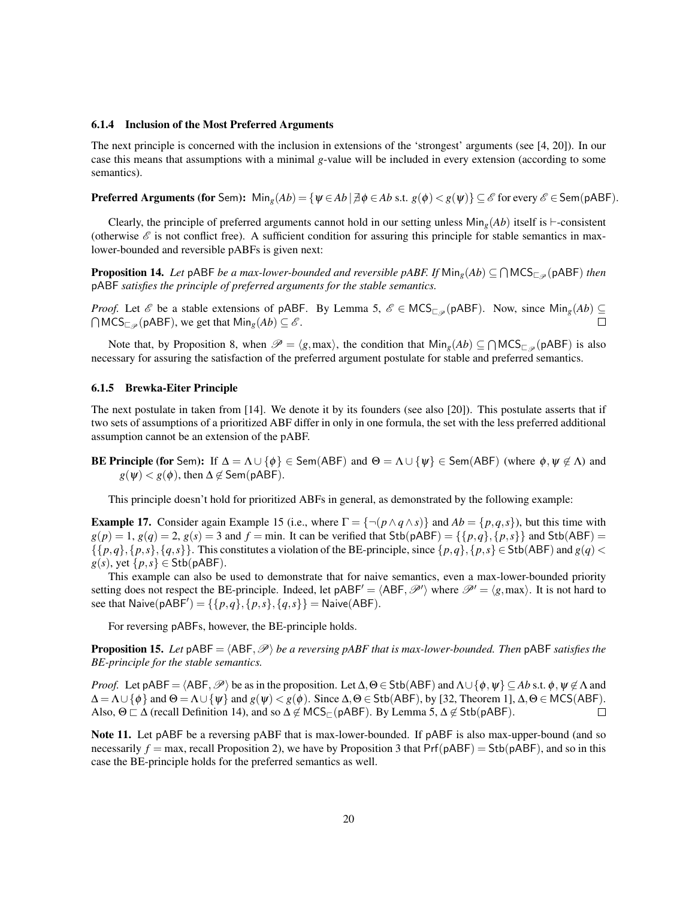#### 6.1.4 Inclusion of the Most Preferred Arguments

The next principle is concerned with the inclusion in extensions of the 'strongest' arguments (see [4, 20]). In our case this means that assumptions with a minimal $g$-value will be included in every extension (according to some semantics).

**Preferred Arguments (for $\mathsf{Sem}$):** $\mathsf{Min}_g(Ab) = \{\psi \in Ab \mid \nexists \phi \in Ab \text{ s.t. } g(\phi) < g(\psi)\} \subseteq \mathscr{E}$ for every $\mathscr{E} \in \mathsf{Sem}(\mathsf{pABF})$.

Clearly, the principle of preferred arguments cannot hold in our setting unless $\mathsf{Min}_g(Ab)$ itself is $\vdash$-consistent (otherwise $\mathscr{E}$ is not conflict free). A sufficient condition for assuring this principle for stable semantics in max-lower-bounded and reversible pABFs is given next:

**Proposition 14.** *Let* pABF *be a max-lower-bounded and reversible pABF. If* $\mathsf{Min}_g(Ab) \subseteq \bigcap \mathsf{MCS}_{\sqsubset_{\mathscr{P}}}(\mathsf{pABF})$ *then* pABF *satisfies the principle of preferred arguments for the stable semantics.*

*Proof.* Let $\mathscr{E}$ be a stable extensions of pABF. By Lemma 5, $\mathscr{E} \in \mathsf{MCS}_{\sqsubset_{\mathscr{P}}}(\mathsf{pABF})$. Now, since $\mathsf{Min}_g(Ab) \subseteq \bigcap \mathsf{MCS}_{\sqsubset_{\mathscr{P}}}(\mathsf{pABF})$, we get that $\mathsf{Min}_g(Ab) \subseteq \mathscr{E}$. □

Note that, by Proposition 8, when $\mathscr{P} = \langle g, \max \rangle$, the condition that $\mathsf{Min}_g(Ab) \subseteq \bigcap \mathsf{MCS}_{\sqsubset_{\mathscr{P}}}(\mathsf{pABF})$ is also necessary for assuring the satisfaction of the preferred argument postulate for stable and preferred semantics.

#### 6.1.5 Brewka-Eiter Principle

The next postulate in taken from [14]. We denote it by its founders (see also [20]). This postulate asserts that if two sets of assumptions of a prioritized ABF differ in only in one formula, the set with the less preferred additional assumption cannot be an extension of the pABF.

**BE Principle (for $\mathsf{Sem}$):** If $\Delta = \Lambda \cup \{\phi\} \in \mathsf{Sem}(\mathsf{ABF})$ and $\Theta = \Lambda \cup \{\psi\} \in \mathsf{Sem}(\mathsf{ABF})$ (where $\phi, \psi \notin \Lambda$) and $g(\psi) < g(\phi)$, then $\Delta \notin \mathsf{Sem}(\mathsf{pABF})$.

This principle doesn't hold for prioritized ABFs in general, as demonstrated by the following example:

**Example 17.** Consider again Example 15 (i.e., where $\Gamma = \{\neg(p \wedge q \wedge s)\}$ and $Ab = \{p, q, s\}$), but this time with $g(p) = 1$, $g(q) = 2$, $g(s) = 3$ and $f = \min$. It can be verified that $\mathsf{Stb}(\mathsf{pABF}) = \{\{p,q\},\{p,s\}\}$ and $\mathsf{Stb}(\mathsf{ABF}) = \{\{p,q\},\{p,s\},\{q,s\}\}$. This constitutes a violation of the BE-principle, since $\{p,q\},\{p,s\} \in \mathsf{Stb}(\mathsf{ABF})$ and $g(q) < g(s)$, yet $\{p,s\} \in \mathsf{Stb}(\mathsf{pABF})$.

This example can also be used to demonstrate that for naive semantics, even a max-lower-bounded priority setting does not respect the BE-principle. Indeed, let $\mathsf{pABF}' = \langle \mathsf{ABF}, \mathscr{P}' \rangle$ where $\mathscr{P}' = \langle g, \max \rangle$. It is not hard to see that $\mathsf{Naive}(\mathsf{pABF}') = \{\{p,q\},\{p,s\},\{q,s\}\} = \mathsf{Naive}(\mathsf{ABF})$.

For reversing pABFs, however, the BE-principle holds.

**Proposition 15.** *Let* $\mathsf{pABF} = \langle \mathsf{ABF}, \mathscr{P} \rangle$ *be a reversing pABF that is max-lower-bounded. Then* pABF *satisfies the BE-principle for the stable semantics.*

*Proof.* Let $\mathsf{pABF} = \langle \mathsf{ABF}, \mathscr{P} \rangle$ be as in the proposition. Let $\Delta, \Theta \in \mathsf{Stb}(\mathsf{ABF})$ and $\Lambda \cup \{\phi, \psi\} \subseteq Ab$ s.t. $\phi, \psi \notin \Lambda$ and $\Delta = \Lambda \cup \{\phi\}$ and $\Theta = \Lambda \cup \{\psi\}$ and $g(\psi) < g(\phi)$. Since $\Delta, \Theta \in \mathsf{Stb}(\mathsf{ABF})$, by [32, Theorem 1], $\Delta, \Theta \in \mathsf{MCS}(\mathsf{ABF})$. Also, $\Theta \sqsubset \Delta$ (recall Definition 14), and so $\Delta \notin \mathsf{MCS}_{\sqsubset}(\mathsf{pABF})$. By Lemma 5, $\Delta \notin \mathsf{Stb}(\mathsf{pABF})$. □

**Note 11.** Let pABF be a reversing pABF that is max-lower-bounded. If pABF is also max-upper-bound (and so necessarily $f = \max$, recall Proposition 2), we have by Proposition 3 that $\mathsf{Prf}(\mathsf{pABF}) = \mathsf{Stb}(\mathsf{pABF})$, and so in this case the BE-principle holds for the preferred semantics as well.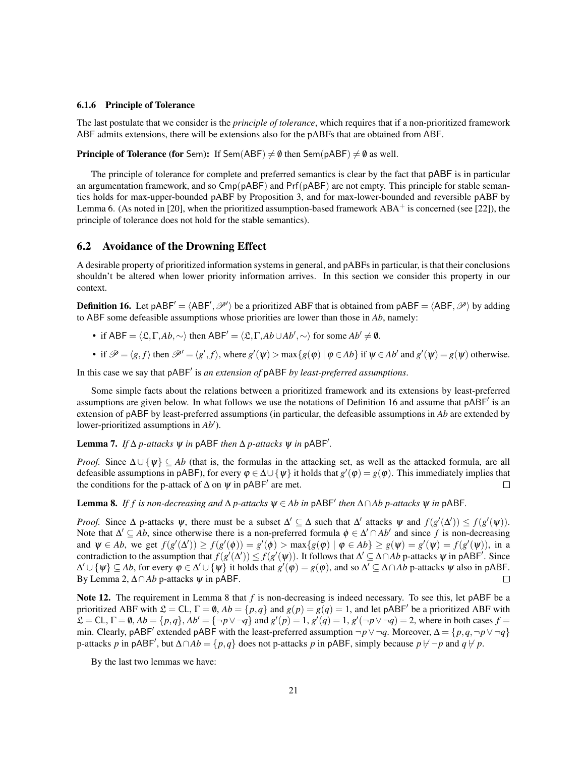#### 6.1.6 Principle of Tolerance

The last postulate that we consider is the *principle of tolerance*, which requires that if a non-prioritized framework $\mathsf{ABF}$ admits extensions, there will be extensions also for the pABFs that are obtained from $\mathsf{ABF}$.

**Principle of Tolerance (for $\mathsf{Sem}$):** If $\mathsf{Sem}(\mathsf{ABF}) \neq \emptyset$ then $\mathsf{Sem}(\mathsf{pABF}) \neq \emptyset$ as well.

The principle of tolerance for complete and preferred semantics is clear by the fact that $\mathsf{pABF}$ is in particular an argumentation framework, and so $\mathsf{Cmp}(\mathsf{pABF})$ and $\mathsf{Prf}(\mathsf{pABF})$ are not empty. This principle for stable semantics holds for max-upper-bounded pABF by Proposition 3, and for max-lower-bounded and reversible pABF by Lemma 6. (As noted in [20], when the prioritized assumption-based framework $\text{ABA}^+$ is concerned (see [22]), the principle of tolerance does not hold for the stable semantics).

## 6.2 Avoidance of the Drowning Effect

A desirable property of prioritized information systems in general, and pABFs in particular, is that their conclusions shouldn't be altered when lower priority information arrives. In this section we consider this property in our context.

**Definition 16.** Let $\mathsf{pABF}' = \langle \mathsf{ABF}', \mathscr{P}' \rangle$ be a prioritized ABF that is obtained from $\mathsf{pABF} = \langle \mathsf{ABF}, \mathscr{P} \rangle$ by adding to $\mathsf{ABF}$ some defeasible assumptions whose priorities are lower than those in $Ab$, namely:

- if $\mathsf{ABF} = \langle \mathfrak{L}, \Gamma, Ab, \sim \rangle$ then $\mathsf{ABF}' = \langle \mathfrak{L}, \Gamma, Ab \cup Ab', \sim \rangle$ for some $Ab' \neq \emptyset$.
- if $\mathscr{P} = \langle g, f \rangle$ then $\mathscr{P}' = \langle g', f \rangle$, where $g'(\psi) > \max\{g(\varphi) \mid \varphi \in Ab\}$ if $\psi \in Ab'$ and $g'(\psi) = g(\psi)$ otherwise.

In this case we say that $\mathsf{pABF}'$ is *an extension of* $\mathsf{pABF}$ *by least-preferred assumptions*.

Some simple facts about the relations between a prioritized framework and its extensions by least-preferred assumptions are given below. In what follows we use the notations of Definition 16 and assume that $\mathsf{pABF}'$ is an extension of $\mathsf{pABF}$ by least-preferred assumptions (in particular, the defeasible assumptions in $Ab$ are extended by lower-prioritized assumptions in $Ab'$).

**Lemma 7.** *If $\Delta$ p-attacks $\psi$ in $\mathsf{pABF}$ then $\Delta$ p-attacks $\psi$ in $\mathsf{pABF}'$.*

*Proof.* Since $\Delta \cup \{\psi\} \subseteq Ab$ (that is, the formulas in the attacking set, as well as the attacked formula, are all defeasible assumptions in pABF), for every $\varphi \in \Delta \cup \{\psi\}$ it holds that $g'(\varphi) = g(\varphi)$. This immediately implies that the conditions for the p-attack of $\Delta$ on $\psi$ in $\mathsf{pABF}'$ are met. □

**Lemma 8.** *If $f$ is non-decreasing and $\Delta$ p-attacks $\psi \in Ab$ in $\mathsf{pABF}'$ then $\Delta \cap Ab$ p-attacks $\psi$ in $\mathsf{pABF}$.*

*Proof.* Since $\Delta$ p-attacks $\psi$, there must be a subset $\Delta' \subseteq \Delta$ such that $\Delta'$ attacks $\psi$ and $f(g'(\Delta')) \leq f(g'(\psi))$. Note that $\Delta' \subseteq Ab$, since otherwise there is a non-preferred formula $\phi \in \Delta' \cap Ab'$ and since $f$ is non-decreasing and $\psi \in Ab$, we get $f(g'(\Delta')) \geq f(g'(\phi)) = g'(\phi) > \max\{g(\varphi) \mid \varphi \in Ab\} \geq g(\psi) = g'(\psi) = f(g'(\psi))$, in a contradiction to the assumption that $f(g'(\Delta')) \leq f(g'(\psi))$. It follows that $\Delta' \subseteq \Delta \cap Ab$ p-attacks $\psi$ in $\mathsf{pABF}'$. Since $\Delta' \cup \{\psi\} \subseteq Ab$, for every $\varphi \in \Delta' \cup \{\psi\}$ it holds that $g'(\varphi) = g(\varphi)$, and so $\Delta' \subseteq \Delta \cap Ab$ p-attacks $\psi$ also in $\mathsf{pABF}$. By Lemma 2, $\Delta \cap Ab$ p-attacks $\psi$ in $\mathsf{pABF}$. □

**Note 12.** The requirement in Lemma 8 that $f$ is non-decreasing is indeed necessary. To see this, let $\mathsf{pABF}$ be a prioritized ABF with $\mathfrak{L} = \mathsf{CL}$, $\Gamma = \emptyset$, $Ab = \{p, q\}$ and $g(p) = g(q) = 1$, and let $\mathsf{pABF}'$ be a prioritized ABF with $\mathfrak{L} = \mathsf{CL}$, $\Gamma = \emptyset$, $Ab = \{p, q\}$, $Ab' = \{\neg p \vee \neg q\}$ and $g'(p) = 1$, $g'(q) = 1$, $g'(\neg p \vee \neg q) = 2$, where in both cases $f = \min$. Clearly, $\mathsf{pABF}'$ extended $\mathsf{pABF}$ with the least-preferred assumption $\neg p \vee \neg q$. Moreover, $\Delta = \{p, q, \neg p \vee \neg q\}$ p-attacks $p$ in $\mathsf{pABF}'$, but $\Delta \cap Ab = \{p, q\}$ does not p-attacks $p$ in $\mathsf{pABF}$, simply because $p \not\vdash \neg p$ and $q \not\vdash p$.

By the last two lemmas we have: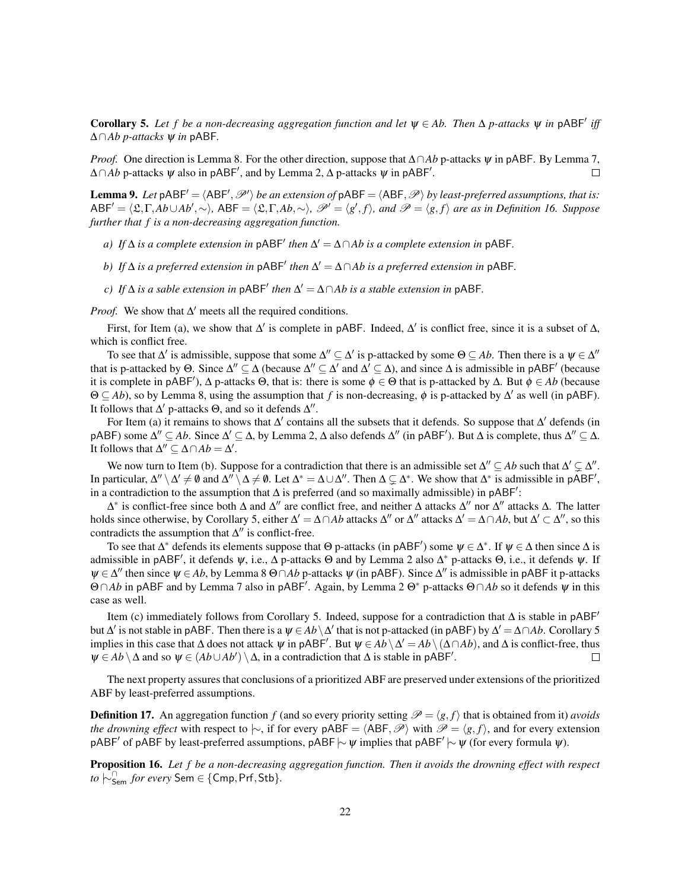**Corollary 5.** *Let $f$ be a non-decreasing aggregation function and let $\psi \in Ab$. Then $\Delta$ p-attacks $\psi$ in $\mathsf{pABF}'$ iff $\Delta \cap Ab$ p-attacks $\psi$ in $\mathsf{pABF}$.*

*Proof.* One direction is Lemma 8. For the other direction, suppose that $\Delta \cap Ab$ p-attacks $\psi$ in $\mathsf{pABF}$. By Lemma 7, $\Delta \cap Ab$ p-attacks $\psi$ also in $\mathsf{pABF}'$, and by Lemma 2, $\Delta$ p-attacks $\psi$ in $\mathsf{pABF}'$. □

**Lemma 9.** *Let $\mathsf{pABF}' = \langle \mathsf{ABF}', \mathscr{P}' \rangle$ be an extension of $\mathsf{pABF} = \langle \mathsf{ABF}, \mathscr{P} \rangle$ by least-preferred assumptions, that is: $\mathsf{ABF}' = \langle \mathfrak{L}, \Gamma, Ab \cup Ab', \sim \rangle$, $\mathsf{ABF} = \langle \mathfrak{L}, \Gamma, Ab, \sim \rangle$, $\mathscr{P}' = \langle g', f \rangle$, and $\mathscr{P} = \langle g, f \rangle$ are as in Definition 16. Suppose further that $f$ is a non-decreasing aggregation function.*

- *a) If $\Delta$ is a complete extension in $\mathsf{pABF}'$ then $\Delta' = \Delta \cap Ab$ is a complete extension in $\mathsf{pABF}$.*
- *b) If $\Delta$ is a preferred extension in $\mathsf{pABF}'$ then $\Delta' = \Delta \cap Ab$ is a preferred extension in $\mathsf{pABF}$.*
- *c) If $\Delta$ is a sable extension in $\mathsf{pABF}'$ then $\Delta' = \Delta \cap Ab$ is a stable extension in $\mathsf{pABF}$.*

*Proof.* We show that $\Delta'$ meets all the required conditions.

First, for Item (a), we show that $\Delta'$ is complete in $\mathsf{pABF}$. Indeed, $\Delta'$ is conflict free, since it is a subset of $\Delta$, which is conflict free.

To see that $\Delta'$ is admissible, suppose that some $\Delta'' \subseteq \Delta'$ is p-attacked by some $\Theta \subseteq Ab$. Then there is a $\psi \in \Delta''$ that is p-attacked by $\Theta$. Since $\Delta'' \subseteq \Delta$ (because $\Delta'' \subseteq \Delta'$ and $\Delta' \subseteq \Delta$), and since $\Delta$ is admissible in $\mathsf{pABF}'$ (because it is complete in $\mathsf{pABF}'$), $\Delta$ p-attacks $\Theta$, that is: there is some $\phi \in \Theta$ that is p-attacked by $\Delta$. But $\phi \in Ab$ (because $\Theta \subseteq Ab$), so by Lemma 8, using the assumption that $f$ is non-decreasing, $\phi$ is p-attacked by $\Delta'$ as well (in $\mathsf{pABF}$). It follows that $\Delta'$ p-attacks $\Theta$, and so it defends $\Delta''$.

For Item (a) it remains to shows that $\Delta'$ contains all the subsets that it defends. So suppose that $\Delta'$ defends (in $\mathsf{pABF}$) some $\Delta'' \subseteq Ab$. Since $\Delta' \subseteq \Delta$, by Lemma 2, $\Delta$ also defends $\Delta''$ (in $\mathsf{pABF}'$). But $\Delta$ is complete, thus $\Delta'' \subseteq \Delta$. It follows that $\Delta'' \subseteq \Delta \cap Ab = \Delta'$.

We now turn to Item (b). Suppose for a contradiction that there is an admissible set $\Delta'' \subseteq Ab$ such that $\Delta' \subsetneq \Delta''$. In particular, $\Delta'' \setminus \Delta' \neq \emptyset$ and $\Delta'' \setminus \Delta \neq \emptyset$. Let $\Delta^* = \Delta \cup \Delta''$. Then $\Delta \subsetneq \Delta^*$. We show that $\Delta^*$ is admissible in $\mathsf{pABF}'$, in a contradiction to the assumption that $\Delta$ is preferred (and so maximally admissible) in $\mathsf{pABF}'$:

$\Delta^*$ is conflict-free since both $\Delta$ and $\Delta''$ are conflict free, and neither $\Delta$ attacks $\Delta''$ nor $\Delta''$ attacks $\Delta$. The latter holds since otherwise, by Corollary 5, either $\Delta' = \Delta \cap Ab$ attacks $\Delta''$ or $\Delta''$ attacks $\Delta' = \Delta \cap Ab$, but $\Delta' \subset \Delta''$, so this contradicts the assumption that $\Delta''$ is conflict-free.

To see that $\Delta^*$ defends its elements suppose that $\Theta$ p-attacks (in $\mathsf{pABF}'$) some $\psi \in \Delta^*$. If $\psi \in \Delta$ then since $\Delta$ is admissible in $\mathsf{pABF}'$, it defends $\psi$, i.e., $\Delta$ p-attacks $\Theta$ and by Lemma 2 also $\Delta^*$ p-attacks $\Theta$, i.e., it defends $\psi$. If $\psi \in \Delta''$ then since $\psi \in Ab$, by Lemma 8 $\Theta \cap Ab$ p-attacks $\psi$ (in $\mathsf{pABF}$). Since $\Delta''$ is admissible in $\mathsf{pABF}$ it p-attacks $\Theta \cap Ab$ in $\mathsf{pABF}$ and by Lemma 7 also in $\mathsf{pABF}'$. Again, by Lemma 2 $\Theta^*$ p-attacks $\Theta \cap Ab$ so it defends $\psi$ in this case as well.

Item (c) immediately follows from Corollary 5. Indeed, suppose for a contradiction that $\Delta$ is stable in $\mathsf{pABF}'$ but $\Delta'$ is not stable in $\mathsf{pABF}$. Then there is a $\psi \in Ab \setminus \Delta'$ that is not p-attacked (in $\mathsf{pABF}$) by $\Delta' = \Delta \cap Ab$. Corollary 5 implies in this case that $\Delta$ does not attack $\psi$ in $\mathsf{pABF}'$. But $\psi \in Ab \setminus \Delta' = Ab \setminus (\Delta \cap Ab)$, and $\Delta$ is conflict-free, thus $\psi \in Ab \setminus \Delta$ and so $\psi \in (Ab \cup Ab') \setminus \Delta$, in a contradiction that $\Delta$ is stable in $\mathsf{pABF}'$. □

The next property assures that conclusions of a prioritized ABF are preserved under extensions of the prioritized ABF by least-preferred assumptions.

**Definition 17.** An aggregation function $f$ (and so every priority setting $\mathscr{P} = \langle g, f \rangle$ that is obtained from it) *avoids the drowning effect* with respect to $\mid\sim$, if for every $\mathsf{pABF} = \langle \mathsf{ABF}, \mathscr{P} \rangle$ with $\mathscr{P} = \langle g, f \rangle$, and for every extension $\mathsf{pABF}'$ of $\mathsf{pABF}$ by least-preferred assumptions, $\mathsf{pABF} \mid\sim \psi$ implies that $\mathsf{pABF}' \mid\sim \psi$ (for every formula $\psi$).

**Proposition 16.** *Let $f$ be a non-decreasing aggregation function. Then it avoids the drowning effect with respect to $\mid\sim^{\cap}_{\mathsf{Sem}}$ for every $\mathsf{Sem} \in \{\mathsf{Cmp}, \mathsf{Prf}, \mathsf{Stb}\}$.*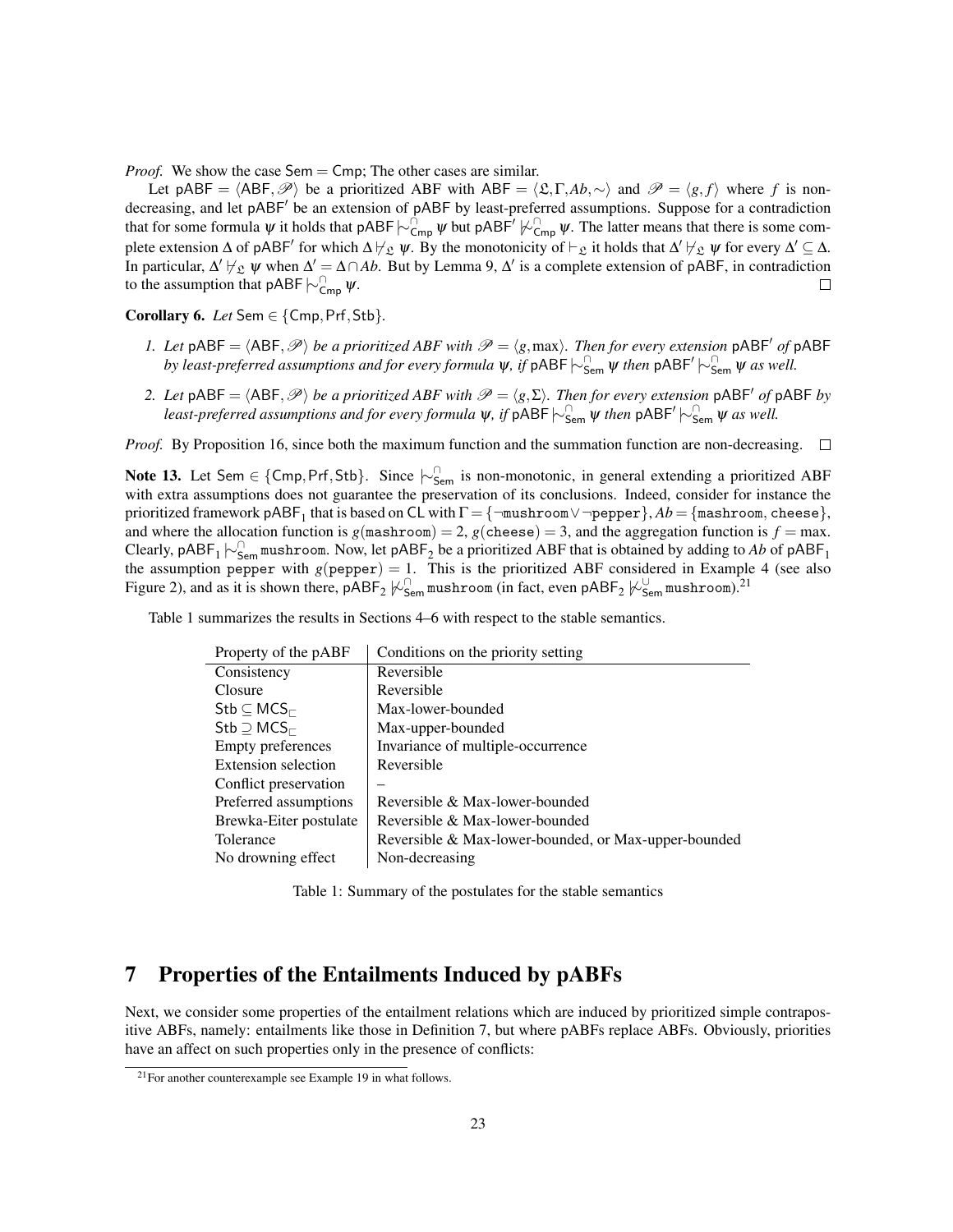*Proof.* We show the case $\mathsf{Sem} = \mathsf{Cmp}$; The other cases are similar.

Let $\mathsf{pABF} = \langle \mathsf{ABF}, \mathscr{P} \rangle$ be a prioritized ABF with $\mathsf{ABF} = \langle \mathfrak{L}, \Gamma, Ab, \sim \rangle$ and $\mathscr{P} = \langle g, f \rangle$ where $f$ is non-decreasing, and let $\mathsf{pABF}'$ be an extension of $\mathsf{pABF}$ by least-preferred assumptions. Suppose for a contradiction that for some formula $\psi$ it holds that $\mathsf{pABF} \mid\!\sim^{\cap}_{\mathsf{Cmp}} \psi$ but $\mathsf{pABF}' \not\mid\!\sim^{\cap}_{\mathsf{Cmp}} \psi$. The latter means that there is some complete extension $\Delta$ of $\mathsf{pABF}'$ for which $\Delta \not\vdash_{\mathfrak{L}} \psi$. By the monotonicity of $\vdash_{\mathfrak{L}}$ it holds that $\Delta' \not\vdash_{\mathfrak{L}} \psi$ for every $\Delta' \subseteq \Delta$. In particular, $\Delta' \not\vdash_{\mathfrak{L}} \psi$ when $\Delta' = \Delta \cap Ab$. But by Lemma 9, $\Delta'$ is a complete extension of $\mathsf{pABF}$, in contradiction to the assumption that $\mathsf{pABF} \mid\!\sim^{\cap}_{\mathsf{Cmp}} \psi$. □

**Corollary 6.** *Let* $\mathsf{Sem} \in \{\mathsf{Cmp}, \mathsf{Prf}, \mathsf{Stb}\}$.

1. *Let* $\mathsf{pABF} = \langle \mathsf{ABF}, \mathscr{P} \rangle$ *be a prioritized ABF with* $\mathscr{P} = \langle g, \max \rangle$*. Then for every extension* $\mathsf{pABF}'$ *of* $\mathsf{pABF}$ *by least-preferred assumptions and for every formula* $\psi$*, if* $\mathsf{pABF} \mid\!\sim^{\cap}_{\mathsf{Sem}} \psi$ *then* $\mathsf{pABF}' \mid\!\sim^{\cap}_{\mathsf{Sem}} \psi$ *as well.*
2. *Let* $\mathsf{pABF} = \langle \mathsf{ABF}, \mathscr{P} \rangle$ *be a prioritized ABF with* $\mathscr{P} = \langle g, \Sigma \rangle$*. Then for every extension* $\mathsf{pABF}'$ *of* $\mathsf{pABF}$ *by least-preferred assumptions and for every formula* $\psi$*, if* $\mathsf{pABF} \mid\!\sim^{\cap}_{\mathsf{Sem}} \psi$ *then* $\mathsf{pABF}' \mid\!\sim^{\cap}_{\mathsf{Sem}} \psi$ *as well.*

*Proof.* By Proposition 16, since both the maximum function and the summation function are non-decreasing. □

**Note 13.** Let $\mathsf{Sem} \in \{\mathsf{Cmp}, \mathsf{Prf}, \mathsf{Stb}\}$. Since $\mid\!\sim^{\cap}_{\mathsf{Sem}}$ is non-monotonic, in general extending a prioritized ABF with extra assumptions does not guarantee the preservation of its conclusions. Indeed, consider for instance the prioritized framework $\mathsf{pABF}_1$ that is based on $\mathsf{CL}$ with $\Gamma = \{\neg\mathtt{mushroom} \vee \neg\mathtt{pepper}\}$, $Ab = \{\mathtt{mashroom}, \mathtt{cheese}\}$, and where the allocation function is $g(\mathtt{mashroom}) = 2$, $g(\mathtt{cheese}) = 3$, and the aggregation function is $f = \max$. Clearly, $\mathsf{pABF}_1 \mid\!\sim^{\cap}_{\mathsf{Sem}} \mathtt{mushroom}$. Now, let $\mathsf{pABF}_2$ be a prioritized ABF that is obtained by adding to $Ab$ of $\mathsf{pABF}_1$ the assumption $\mathtt{pepper}$ with $g(\mathtt{pepper}) = 1$. This is the prioritized ABF considered in Example 4 (see also Figure 2), and as it is shown there, $\mathsf{pABF}_2 \not\mid\!\sim^{\cap}_{\mathsf{Sem}} \mathtt{mushroom}$ (in fact, even $\mathsf{pABF}_2 \not\mid\!\sim^{\cup}_{\mathsf{Sem}} \mathtt{mushroom}$).[21]

Table 1 summarizes the results in Sections 4–6 with respect to the stable semantics.

| Property of the pABF | Conditions on the priority setting |
| --- | --- |
| Consistency | Reversible |
| Closure | Reversible |
| $\mathsf{Stb} \subseteq \mathsf{MCS}_{\sqsubset}$ | Max-lower-bounded |
| $\mathsf{Stb} \supseteq \mathsf{MCS}_{\sqsubset}$ | Max-upper-bounded |
| Empty preferences | Invariance of multiple-occurrence |
| Extension selection | Reversible |
| Conflict preservation | – |
| Preferred assumptions | Reversible & Max-lower-bounded |
| Brewka-Eiter postulate | Reversible & Max-lower-bounded |
| Tolerance | Reversible & Max-lower-bounded, or Max-upper-bounded |
| No drowning effect | Non-decreasing |

Table 1: Summary of the postulates for the stable semantics

# 7 Properties of the Entailments Induced by pABFs

Next, we consider some properties of the entailment relations which are induced by prioritized simple contrapositive ABFs, namely: entailments like those in Definition 7, but where pABFs replace ABFs. Obviously, priorities have an affect on such properties only in the presence of conflicts:

[21] For another counterexample see Example 19 in what follows.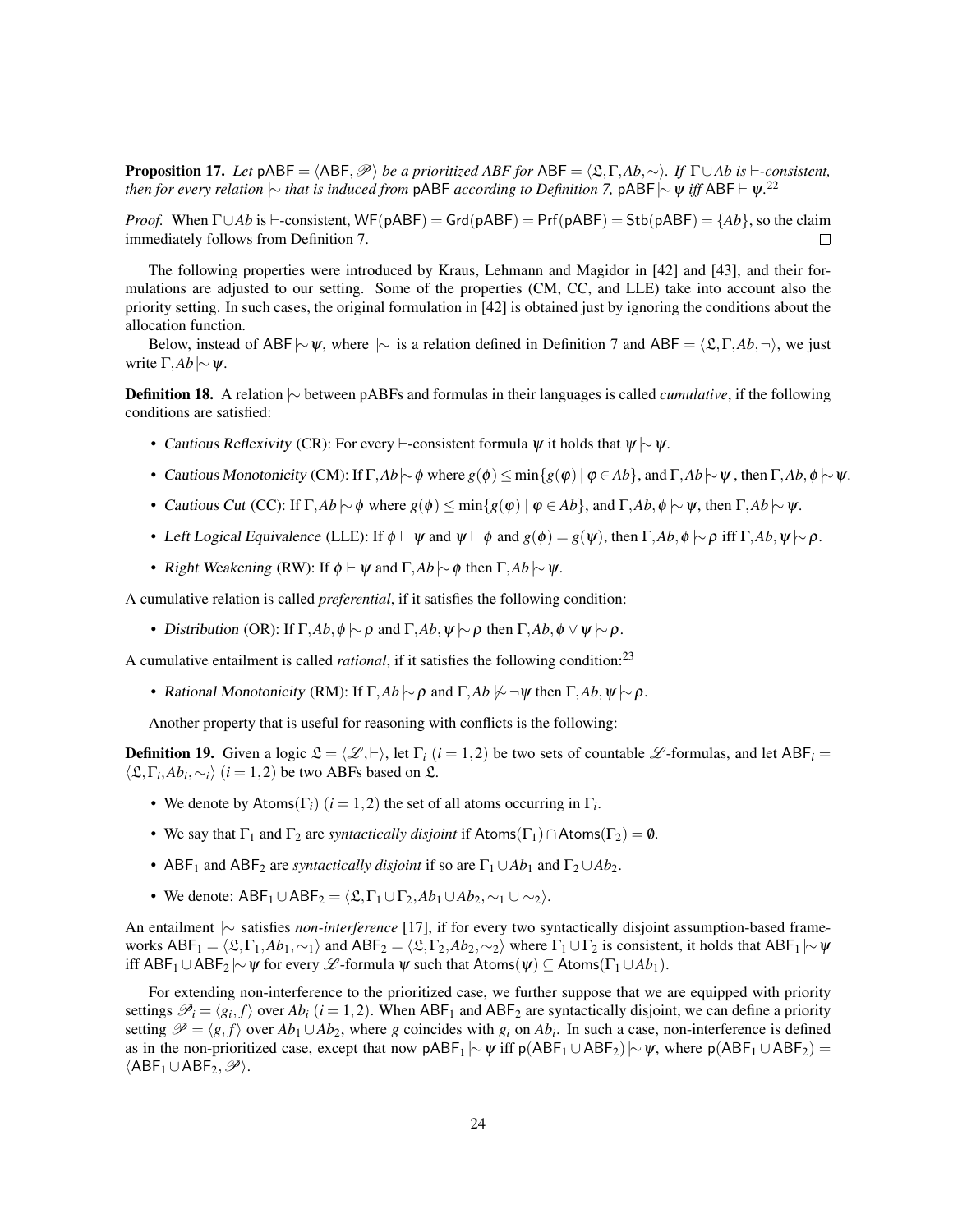**Proposition 17.** *Let* $\mathsf{pABF} = \langle \mathsf{ABF}, \mathscr{P} \rangle$ *be a prioritized ABF for* $\mathsf{ABF} = \langle \mathfrak{L}, \Gamma, Ab, \sim \rangle$*. If* $\Gamma \cup Ab$ *is* $\vdash$*-consistent, then for every relation* $\mid\!\sim$ *that is induced from* $\mathsf{pABF}$ *according to Definition 7,* $\mathsf{pABF} \mid\!\sim \psi$ *iff* $\mathsf{ABF} \vdash \psi$*.*[22]

*Proof.* When $\Gamma \cup Ab$ is $\vdash$-consistent, $\mathsf{WF}(\mathsf{pABF}) = \mathsf{Grd}(\mathsf{pABF}) = \mathsf{Prf}(\mathsf{pABF}) = \mathsf{Stb}(\mathsf{pABF}) = \{Ab\}$, so the claim immediately follows from Definition 7. □

The following properties were introduced by Kraus, Lehmann and Magidor in [42] and [43], and their formulations are adjusted to our setting. Some of the properties (CM, CC, and LLE) take into account also the priority setting. In such cases, the original formulation in [42] is obtained just by ignoring the conditions about the allocation function.

Below, instead of $\mathsf{ABF} \mid\!\sim \psi$, where $\mid\!\sim$ is a relation defined in Definition 7 and $\mathsf{ABF} = \langle \mathfrak{L}, \Gamma, Ab, \neg \rangle$, we just write $\Gamma, Ab \mid\!\sim \psi$.

**Definition 18.** A relation $\mid\!\sim$ between pABFs and formulas in their languages is called *cumulative*, if the following conditions are satisfied:

- *Cautious Reflexivity* (CR): For every $\vdash$-consistent formula $\psi$ it holds that $\psi \mid\!\sim \psi$.
- *Cautious Monotonicity* (CM): If $\Gamma, Ab \mid\!\sim \phi$ where $g(\phi) \leq \min\{g(\varphi) \mid \varphi \in Ab\}$, and $\Gamma, Ab \mid\!\sim \psi$ , then $\Gamma, Ab, \phi \mid\!\sim \psi$.
- *Cautious Cut* (CC): If $\Gamma, Ab \mid\!\sim \phi$ where $g(\phi) \leq \min\{g(\varphi) \mid \varphi \in Ab\}$, and $\Gamma, Ab, \phi \mid\!\sim \psi$, then $\Gamma, Ab \mid\!\sim \psi$.
- *Left Logical Equivalence* (LLE): If $\phi \vdash \psi$ and $\psi \vdash \phi$ and $g(\phi) = g(\psi)$, then $\Gamma, Ab, \phi \mid\!\sim \rho$ iff $\Gamma, Ab, \psi \mid\!\sim \rho$.
- *Right Weakening* (RW): If $\phi \vdash \psi$ and $\Gamma, Ab \mid\!\sim \phi$ then $\Gamma, Ab \mid\!\sim \psi$.

A cumulative relation is called *preferential*, if it satisfies the following condition:

- *Distribution* (OR): If $\Gamma, Ab, \phi \mid\!\sim \rho$ and $\Gamma, Ab, \psi \mid\!\sim \rho$ then $\Gamma, Ab, \phi \vee \psi \mid\!\sim \rho$.

A cumulative entailment is called *rational*, if it satisfies the following condition:[23]

- *Rational Monotonicity* (RM): If $\Gamma, Ab \mid\!\sim \rho$ and $\Gamma, Ab \not\mid\!\sim \neg\psi$ then $\Gamma, Ab, \psi \mid\!\sim \rho$.

Another property that is useful for reasoning with conflicts is the following:

**Definition 19.** Given a logic $\mathfrak{L} = \langle \mathscr{L}, \vdash \rangle$, let $\Gamma_i$ $(i = 1,2)$ be two sets of countable $\mathscr{L}$-formulas, and let $\mathsf{ABF}_i = \langle \mathfrak{L}, \Gamma_i, Ab_i, \sim_i \rangle$ $(i = 1,2)$ be two ABFs based on $\mathfrak{L}$.

- We denote by $\mathsf{Atoms}(\Gamma_i)$ $(i = 1,2)$ the set of all atoms occurring in $\Gamma_i$.
- We say that $\Gamma_1$ and $\Gamma_2$ are *syntactically disjoint* if $\mathsf{Atoms}(\Gamma_1) \cap \mathsf{Atoms}(\Gamma_2) = \emptyset$.
- $\mathsf{ABF}_1$ and $\mathsf{ABF}_2$ are *syntactically disjoint* if so are $\Gamma_1 \cup Ab_1$ and $\Gamma_2 \cup Ab_2$.
- We denote: $\mathsf{ABF}_1 \cup \mathsf{ABF}_2 = \langle \mathfrak{L}, \Gamma_1 \cup \Gamma_2, Ab_1 \cup Ab_2, \sim_1 \cup \sim_2 \rangle$.

An entailment $\mid\!\sim$ satisfies *non-interference* [17], if for every two syntactically disjoint assumption-based frameworks $\mathsf{ABF}_1 = \langle \mathfrak{L}, \Gamma_1, Ab_1, \sim_1 \rangle$ and $\mathsf{ABF}_2 = \langle \mathfrak{L}, \Gamma_2, Ab_2, \sim_2 \rangle$ where $\Gamma_1 \cup \Gamma_2$ is consistent, it holds that $\mathsf{ABF}_1 \mid\!\sim \psi$ iff $\mathsf{ABF}_1 \cup \mathsf{ABF}_2 \mid\!\sim \psi$ for every $\mathscr{L}$-formula $\psi$ such that $\mathsf{Atoms}(\psi) \subseteq \mathsf{Atoms}(\Gamma_1 \cup Ab_1)$.

For extending non-interference to the prioritized case, we further suppose that we are equipped with priority settings $\mathscr{P}_i = \langle g_i, f \rangle$ over $Ab_i$ $(i = 1,2)$. When $\mathsf{ABF}_1$ and $\mathsf{ABF}_2$ are syntactically disjoint, we can define a priority setting $\mathscr{P} = \langle g, f \rangle$ over $Ab_1 \cup Ab_2$, where $g$ coincides with $g_i$ on $Ab_i$. In such a case, non-interference is defined as in the non-prioritized case, except that now $\mathsf{pABF}_1 \mid\!\sim \psi$ iff $\mathsf{p}(\mathsf{ABF}_1 \cup \mathsf{ABF}_2) \mid\!\sim \psi$, where $\mathsf{p}(\mathsf{ABF}_1 \cup \mathsf{ABF}_2) = \langle \mathsf{ABF}_1 \cup \mathsf{ABF}_2, \mathscr{P} \rangle$.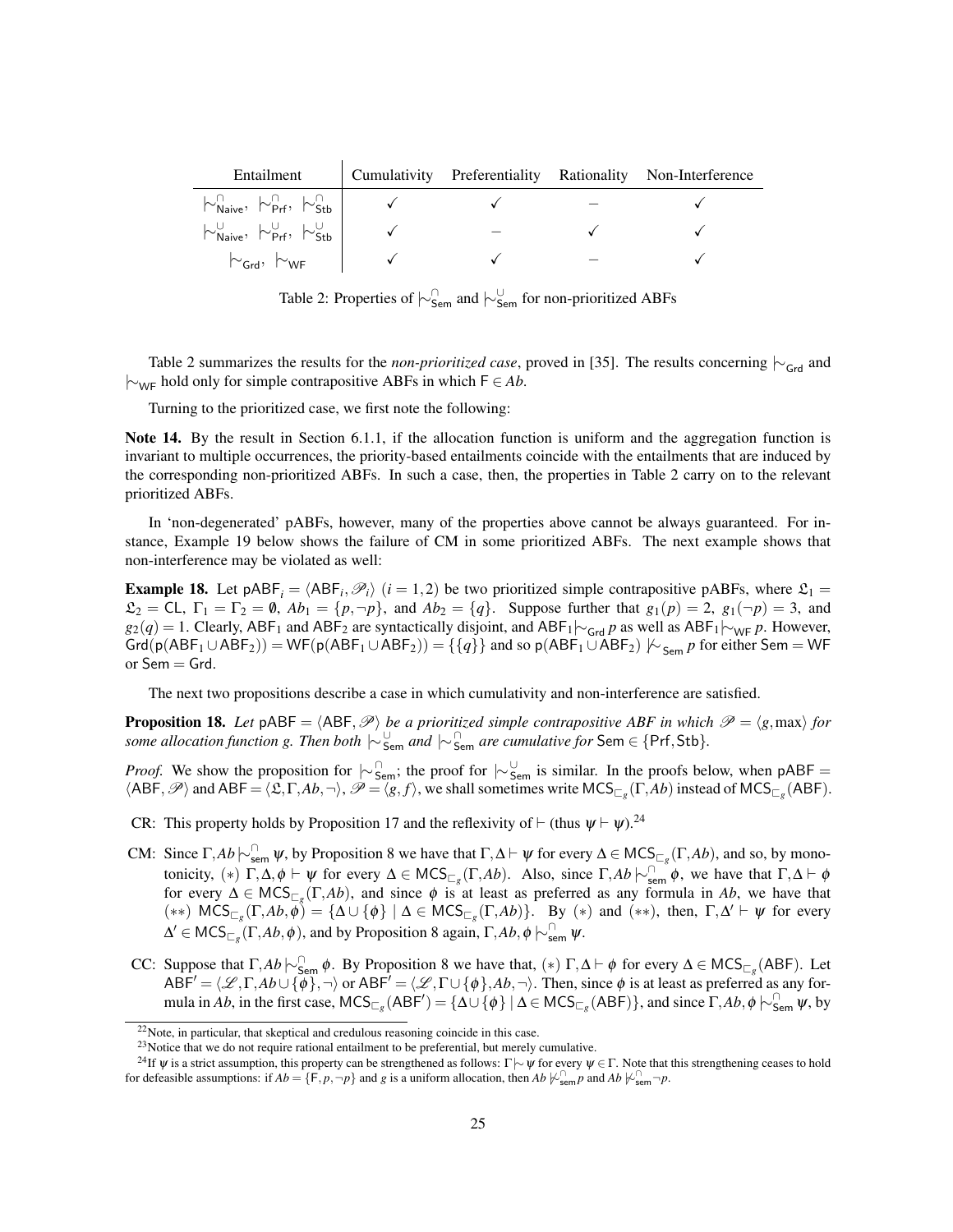| Entailment | Cumulativity | Preferentiality | Rationality | Non-Interference |
|---|---|---|---|---|
| $\mid\!\sim^{\cap}_{\mathsf{Naive}}$, $\mid\!\sim^{\cap}_{\mathsf{Prf}}$, $\mid\!\sim^{\cap}_{\mathsf{Stb}}$ | ✓ | ✓ | – | ✓ |
| $\mid\!\sim^{\cup}_{\mathsf{Naive}}$, $\mid\!\sim^{\cup}_{\mathsf{Prf}}$, $\mid\!\sim^{\cup}_{\mathsf{Stb}}$ | ✓ | – | ✓ | ✓ |
| $\mid\!\sim_{\mathsf{Grd}}$, $\mid\!\sim_{\mathsf{WF}}$ | ✓ | ✓ | – | ✓ |

Table 2: Properties of $\mid\!\sim^{\cap}_{\mathsf{Sem}}$ and $\mid\!\sim^{\cup}_{\mathsf{Sem}}$ for non-prioritized ABFs

Table 2 summarizes the results for the *non-prioritized case*, proved in [35]. The results concerning $\mid\!\sim_{\mathsf{Grd}}$ and $\mid\!\sim_{\mathsf{WF}}$ hold only for simple contrapositive ABFs in which $\mathsf{F} \in Ab$.

Turning to the prioritized case, we first note the following:

**Note 14.** By the result in Section 6.1.1, if the allocation function is uniform and the aggregation function is invariant to multiple occurrences, the priority-based entailments coincide with the entailments that are induced by the corresponding non-prioritized ABFs. In such a case, then, the properties in Table 2 carry on to the relevant prioritized ABFs.

In 'non-degenerated' pABFs, however, many of the properties above cannot be always guaranteed. For instance, Example 19 below shows the failure of CM in some prioritized ABFs. The next example shows that non-interference may be violated as well:

**Example 18.** Let $\mathsf{pABF}_i = \langle \mathsf{ABF}_i, \mathscr{P}_i \rangle$ $(i = 1,2)$ be two prioritized simple contrapositive pABFs, where $\mathfrak{L}_1 = \mathfrak{L}_2 = \mathsf{CL}$, $\Gamma_1 = \Gamma_2 = \emptyset$, $Ab_1 = \{p, \neg p\}$, and $Ab_2 = \{q\}$. Suppose further that $g_1(p) = 2$, $g_1(\neg p) = 3$, and $g_2(q) = 1$. Clearly, $\mathsf{ABF}_1$ and $\mathsf{ABF}_2$ are syntactically disjoint, and $\mathsf{ABF}_1 \mid\!\sim_{\mathsf{Grd}} p$ as well as $\mathsf{ABF}_1 \mid\!\sim_{\mathsf{WF}} p$. However, $\mathsf{Grd}(\mathsf{p}(\mathsf{ABF}_1 \cup \mathsf{ABF}_2)) = \mathsf{WF}(\mathsf{p}(\mathsf{ABF}_1 \cup \mathsf{ABF}_2)) = \{\{q\}\}$ and so $\mathsf{p}(\mathsf{ABF}_1 \cup \mathsf{ABF}_2) \not\mid\!\sim_{\mathsf{Sem}} p$ for either $\mathsf{Sem} = \mathsf{WF}$ or $\mathsf{Sem} = \mathsf{Grd}$.

The next two propositions describe a case in which cumulativity and non-interference are satisfied.

**Proposition 18.** *Let $\mathsf{pABF} = \langle \mathsf{ABF}, \mathscr{P} \rangle$ be a prioritized simple contrapositive ABF in which $\mathscr{P} = \langle g, \max \rangle$ for some allocation function $g$. Then both $\mid\!\sim^{\cap}_{\mathsf{Sem}}$ and $\mid\!\sim^{\cup}_{\mathsf{Sem}}$ are cumulative for $\mathsf{Sem} \in \{\mathsf{Prf}, \mathsf{Stb}\}$.*

*Proof.* We show the proposition for $\mid\!\sim^{\cap}_{\mathsf{Sem}}$; the proof for $\mid\!\sim^{\cup}_{\mathsf{Sem}}$ is similar. In the proofs below, when $\mathsf{pABF} = \langle \mathsf{ABF}, \mathscr{P} \rangle$ and $\mathsf{ABF} = \langle \mathfrak{L}, \Gamma, Ab, \neg \rangle$, $\mathscr{P} = \langle g, f \rangle$, we shall sometimes write $\mathsf{MCS}_{\sqsubset_g}(\Gamma, Ab)$ instead of $\mathsf{MCS}_{\sqsubset_g}(\mathsf{ABF})$.

- CR: This property holds by Proposition 17 and the reflexivity of $\vdash$ (thus $\psi \vdash \psi$).[24]
- CM: Since $\Gamma, Ab \mid\!\sim^{\cap}_{\mathsf{sem}} \psi$, by Proposition 8 we have that $\Gamma, \Delta \vdash \psi$ for every $\Delta \in \mathsf{MCS}_{\sqsubset_g}(\Gamma, Ab)$, and so, by monotonicity, $(*)$ $\Gamma, \Delta, \phi \vdash \psi$ for every $\Delta \in \mathsf{MCS}_{\sqsubset_g}(\Gamma, Ab)$. Also, since $\Gamma, Ab \mid\!\sim^{\cap}_{\mathsf{sem}} \phi$, we have that $\Gamma, \Delta \vdash \phi$ for every $\Delta \in \mathsf{MCS}_{\sqsubset_g}(\Gamma, Ab)$, and since $\phi$ is at least as preferred as any formula in $Ab$, we have that $(**)$ $\mathsf{MCS}_{\sqsubset_g}(\Gamma, Ab, \phi) = \{\Delta \cup \{\phi\} \mid \Delta \in \mathsf{MCS}_{\sqsubset_g}(\Gamma, Ab)\}$. By $(*)$ and $(**)$, then, $\Gamma, \Delta' \vdash \psi$ for every $\Delta' \in \mathsf{MCS}_{\sqsubset_g}(\Gamma, Ab, \phi)$, and by Proposition 8 again, $\Gamma, Ab, \phi \mid\!\sim^{\cap}_{\mathsf{sem}} \psi$.
- CC: Suppose that $\Gamma, Ab \mid\!\sim^{\cap}_{\mathsf{Sem}} \phi$. By Proposition 8 we have that, $(*)$ $\Gamma, \Delta \vdash \phi$ for every $\Delta \in \mathsf{MCS}_{\sqsubset_g}(\mathsf{ABF})$. Let $\mathsf{ABF}' = \langle \mathscr{L}, \Gamma, Ab \cup \{\phi\}, \neg \rangle$ or $\mathsf{ABF}' = \langle \mathscr{L}, \Gamma \cup \{\phi\}, Ab, \neg \rangle$. Then, since $\phi$ is at least as preferred as any formula in $Ab$, in the first case, $\mathsf{MCS}_{\sqsubset_g}(\mathsf{ABF}') = \{\Delta \cup \{\phi\} \mid \Delta \in \mathsf{MCS}_{\sqsubset_g}(\mathsf{ABF})\}$, and since $\Gamma, Ab, \phi \mid\!\sim^{\cap}_{\mathsf{Sem}} \psi$, by

[22] Note, in particular, that skeptical and credulous reasoning coincide in this case.

[23] Notice that we do not require rational entailment to be preferential, but merely cumulative.

[24] If $\psi$ is a strict assumption, this property can be strengthened as follows: $\Gamma \mid\!\sim \psi$ for every $\psi \in \Gamma$. Note that this strengthening ceases to hold for defeasible assumptions: if $Ab = \{\mathsf{F}, p, \neg p\}$ and $g$ is a uniform allocation, then $Ab \not\mid\!\sim^{\cap}_{\mathsf{sem}} p$ and $Ab \not\mid\!\sim^{\cap}_{\mathsf{sem}} \neg p$.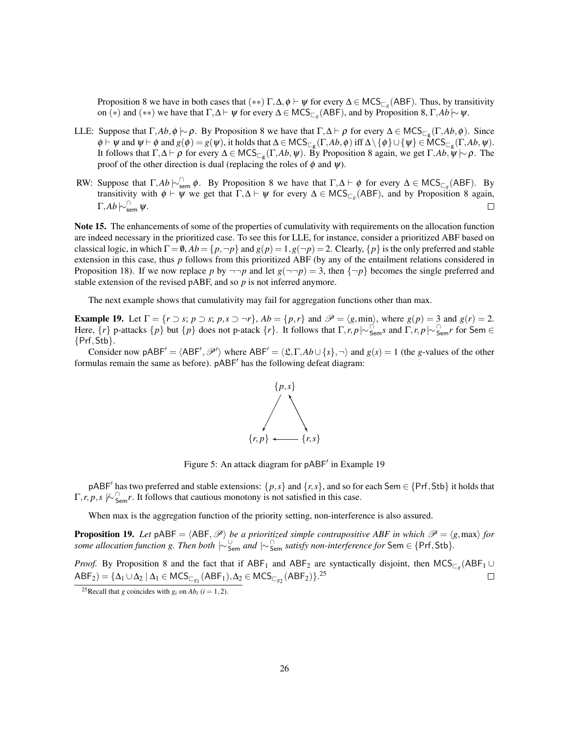Proposition 8 we have in both cases that $(**)\ \Gamma, \Delta, \phi \vdash \psi$ for every $\Delta \in \mathsf{MCS}_{\sqsubset_g}(\mathsf{ABF})$. Thus, by transitivity on $(*)$ and $(**)$ we have that $\Gamma, \Delta \vdash \psi$ for every $\Delta \in \mathsf{MCS}_{\sqsubset_g}(\mathsf{ABF})$, and by Proposition 8, $\Gamma, Ab \mid\!\sim \psi$.

LLE: Suppose that $\Gamma, Ab, \phi \mid\!\sim \rho$. By Proposition 8 we have that $\Gamma, \Delta \vdash \rho$ for every $\Delta \in \mathsf{MCS}_{\sqsubset_g}(\Gamma, Ab, \phi)$. Since $\phi \vdash \psi$ and $\psi \vdash \phi$ and $g(\phi) = g(\psi)$, it holds that $\Delta \in \mathsf{MCS}_{\sqsubset_g}(\Gamma, Ab, \phi)$ iff $\Delta \setminus \{\phi\} \cup \{\psi\} \in \mathsf{MCS}_{\sqsubset_g}(\Gamma, Ab, \psi)$. It follows that $\Gamma, \Delta \vdash \rho$ for every $\Delta \in \mathsf{MCS}_{\sqsubset_g}(\Gamma, Ab, \psi)$. By Proposition 8 again, we get $\Gamma, Ab, \psi \mid\!\sim \rho$. The proof of the other direction is dual (replacing the roles of $\phi$ and $\psi$).

RW: Suppose that $\Gamma, Ab \mid\!\sim^{\cap}_{\mathsf{sem}} \phi$. By Proposition 8 we have that $\Gamma, \Delta \vdash \phi$ for every $\Delta \in \mathsf{MCS}_{\sqsubset_g}(\mathsf{ABF})$. By transitivity with $\phi \vdash \psi$ we get that $\Gamma, \Delta \vdash \psi$ for every $\Delta \in \mathsf{MCS}_{\sqsubset_g}(\mathsf{ABF})$, and by Proposition 8 again, $\Gamma, Ab \mid\!\sim^{\cap}_{\mathsf{sem}} \psi$. ☐

**Note 15.** The enhancements of some of the properties of cumulativity with requirements on the allocation function are indeed necessary in the prioritized case. To see this for LLE, for instance, consider a prioritized ABF based on classical logic, in which $\Gamma = \emptyset$, $Ab = \{p, \neg p\}$ and $g(p) = 1$, $g(\neg p) = 2$. Clearly, $\{p\}$ is the only preferred and stable extension in this case, thus $p$ follows from this prioritized ABF (by any of the entailment relations considered in Proposition 18). If we now replace $p$ by $\neg\neg p$ and let $g(\neg\neg p) = 3$, then $\{\neg p\}$ becomes the single preferred and stable extension of the revised pABF, and so $p$ is not inferred anymore.

The next example shows that cumulativity may fail for aggregation functions other than max.

**Example 19.** Let $\Gamma = \{r \supset s;\ p \supset s;\ p, s \supset \neg r\}$, $Ab = \{p, r\}$ and $\mathscr{P} = \langle g, \min \rangle$, where $g(p) = 3$ and $g(r) = 2$. Here, $\{r\}$ p-attacks $\{p\}$ but $\{p\}$ does not p-atack $\{r\}$. It follows that $\Gamma, r, p \mid\!\sim^{\cap}_{\mathsf{Sem}} s$ and $\Gamma, r, p \mid\!\sim^{\cap}_{\mathsf{Sem}} r$ for $\mathsf{Sem} \in \{\mathsf{Prf}, \mathsf{Stb}\}$.

Consider now $\mathsf{pABF}' = \langle \mathsf{ABF}', \mathscr{P}' \rangle$ where $\mathsf{ABF}' = \langle \mathfrak{L}, \Gamma, Ab \cup \{s\}, \neg \rangle$ and $g(s) = 1$ (the $g$-values of the other formulas remain the same as before). $\mathsf{pABF}'$ has the following defeat diagram:

```
         {p,s}
        /     ^
       v       \
   {r,p} <---- {r,s}
```

Figure 5: An attack diagram for $\mathsf{pABF}'$ in Example 19

$\mathsf{pABF}'$ has two preferred and stable extensions: $\{p, s\}$ and $\{r, s\}$, and so for each $\mathsf{Sem} \in \{\mathsf{Prf}, \mathsf{Stb}\}$ it holds that $\Gamma, r, p, s \not\mid\!\sim^{\cap}_{\mathsf{Sem}} r$. It follows that cautious monotony is not satisfied in this case.

When max is the aggregation function of the priority setting, non-interference is also assured.

**Proposition 19.** *Let $\mathsf{pABF} = \langle \mathsf{ABF}, \mathscr{P} \rangle$ be a prioritized simple contrapositive ABF in which $\mathscr{P} = \langle g, \max \rangle$ for some allocation function $g$. Then both $\mid\!\sim^{\cup}_{\mathsf{Sem}}$ and $\mid\!\sim^{\cap}_{\mathsf{Sem}}$ satisfy non-interference for $\mathsf{Sem} \in \{\mathsf{Prf}, \mathsf{Stb}\}$.*

*Proof.* By Proposition 8 and the fact that if $\mathsf{ABF}_1$ and $\mathsf{ABF}_2$ are syntactically disjoint, then $\mathsf{MCS}_{\sqsubset_g}(\mathsf{ABF}_1 \cup \mathsf{ABF}_2) = \{\Delta_1 \cup \Delta_2 \mid \Delta_1 \in \mathsf{MCS}_{\sqsubset_{g_1}}(\mathsf{ABF}_1), \Delta_2 \in \mathsf{MCS}_{\sqsubset_{g_2}}(\mathsf{ABF}_2)\}$.[25] ☐

[25] Recall that $g$ coincides with $g_i$ on $Ab_i$ ($i = 1, 2$).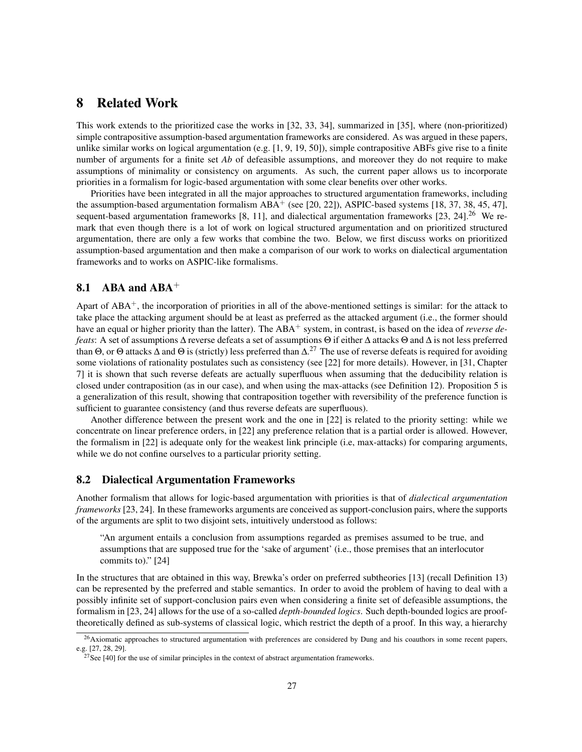# 8 Related Work

This work extends to the prioritized case the works in [32, 33, 34], summarized in [35], where (non-prioritized) simple contrapositive assumption-based argumentation frameworks are considered. As was argued in these papers, unlike similar works on logical argumentation (e.g. [1, 9, 19, 50]), simple contrapositive ABFs give rise to a finite number of arguments for a finite set *Ab* of defeasible assumptions, and moreover they do not require to make assumptions of minimality or consistency on arguments. As such, the current paper allows us to incorporate priorities in a formalism for logic-based argumentation with some clear benefits over other works.

Priorities have been integrated in all the major approaches to structured argumentation frameworks, including the assumption-based argumentation formalism ABA$^+$ (see [20, 22]), ASPIC-based systems [18, 37, 38, 45, 47], sequent-based argumentation frameworks [8, 11], and dialectical argumentation frameworks [23, 24].[26] We remark that even though there is a lot of work on logical structured argumentation and on prioritized structured argumentation, there are only a few works that combine the two. Below, we first discuss works on prioritized assumption-based argumentation and then make a comparison of our work to works on dialectical argumentation frameworks and to works on ASPIC-like formalisms.

## 8.1 ABA and ABA$^+$

Apart of ABA$^+$, the incorporation of priorities in all of the above-mentioned settings is similar: for the attack to take place the attacking argument should be at least as preferred as the attacked argument (i.e., the former should have an equal or higher priority than the latter). The ABA$^+$ system, in contrast, is based on the idea of *reverse defeats*: A set of assumptions $\Delta$ reverse defeats a set of assumptions $\Theta$ if either $\Delta$ attacks $\Theta$ and $\Delta$ is not less preferred than $\Theta$, or $\Theta$ attacks $\Delta$ and $\Theta$ is (strictly) less preferred than $\Delta$.[27] The use of reverse defeats is required for avoiding some violations of rationality postulates such as consistency (see [22] for more details). However, in [31, Chapter 7] it is shown that such reverse defeats are actually superfluous when assuming that the deducibility relation is closed under contraposition (as in our case), and when using the max-attacks (see Definition 12). Proposition 5 is a generalization of this result, showing that contraposition together with reversibility of the preference function is sufficient to guarantee consistency (and thus reverse defeats are superfluous).

Another difference between the present work and the one in [22] is related to the priority setting: while we concentrate on linear preference orders, in [22] any preference relation that is a partial order is allowed. However, the formalism in [22] is adequate only for the weakest link principle (i.e, max-attacks) for comparing arguments, while we do not confine ourselves to a particular priority setting.

## 8.2 Dialectical Argumentation Frameworks

Another formalism that allows for logic-based argumentation with priorities is that of *dialectical argumentation frameworks* [23, 24]. In these frameworks arguments are conceived as support-conclusion pairs, where the supports of the arguments are split to two disjoint sets, intuitively understood as follows:

> "An argument entails a conclusion from assumptions regarded as premises assumed to be true, and assumptions that are supposed true for the 'sake of argument' (i.e., those premises that an interlocutor commits to)." [24]

In the structures that are obtained in this way, Brewka's order on preferred subtheories [13] (recall Definition 13) can be represented by the preferred and stable semantics. In order to avoid the problem of having to deal with a possibly infinite set of support-conclusion pairs even when considering a finite set of defeasible assumptions, the formalism in [23, 24] allows for the use of a so-called *depth-bounded logics*. Such depth-bounded logics are proof-theoretically defined as sub-systems of classical logic, which restrict the depth of a proof. In this way, a hierarchy

[26] Axiomatic approaches to structured argumentation with preferences are considered by Dung and his coauthors in some recent papers, e.g. [27, 28, 29].

[27] See [40] for the use of similar principles in the context of abstract argumentation frameworks.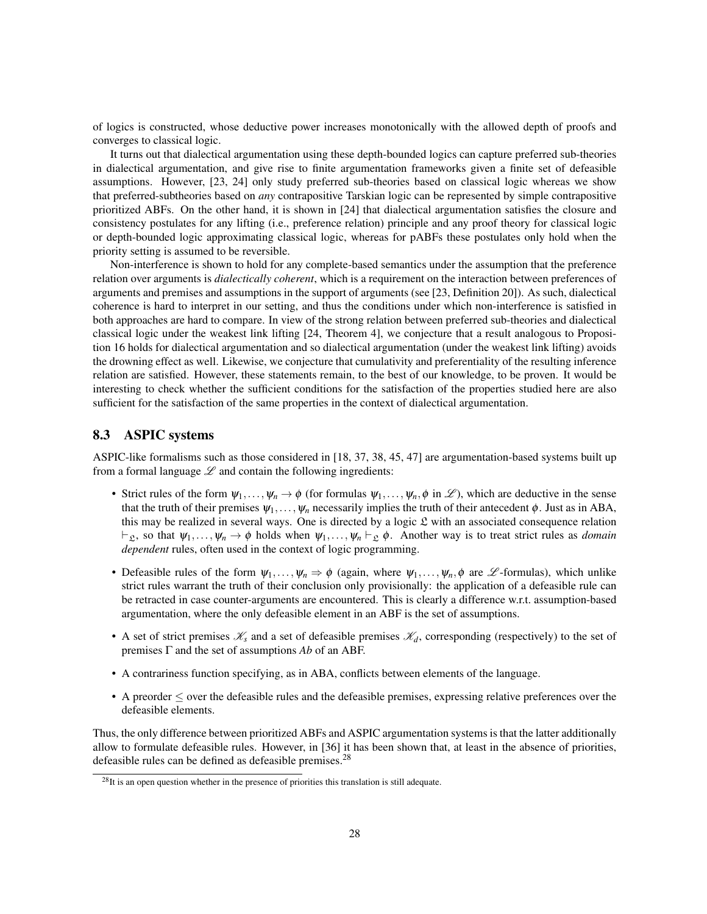of logics is constructed, whose deductive power increases monotonically with the allowed depth of proofs and converges to classical logic.

It turns out that dialectical argumentation using these depth-bounded logics can capture preferred sub-theories in dialectical argumentation, and give rise to finite argumentation frameworks given a finite set of defeasible assumptions. However, [23, 24] only study preferred sub-theories based on classical logic whereas we show that preferred-subtheories based on *any* contrapositive Tarskian logic can be represented by simple contrapositive prioritized ABFs. On the other hand, it is shown in [24] that dialectical argumentation satisfies the closure and consistency postulates for any lifting (i.e., preference relation) principle and any proof theory for classical logic or depth-bounded logic approximating classical logic, whereas for pABFs these postulates only hold when the priority setting is assumed to be reversible.

Non-interference is shown to hold for any complete-based semantics under the assumption that the preference relation over arguments is *dialectically coherent*, which is a requirement on the interaction between preferences of arguments and premises and assumptions in the support of arguments (see [23, Definition 20]). As such, dialectical coherence is hard to interpret in our setting, and thus the conditions under which non-interference is satisfied in both approaches are hard to compare. In view of the strong relation between preferred sub-theories and dialectical classical logic under the weakest link lifting [24, Theorem 4], we conjecture that a result analogous to Proposition 16 holds for dialectical argumentation and so dialectical argumentation (under the weakest link lifting) avoids the drowning effect as well. Likewise, we conjecture that cumulativity and preferentiality of the resulting inference relation are satisfied. However, these statements remain, to the best of our knowledge, to be proven. It would be interesting to check whether the sufficient conditions for the satisfaction of the properties studied here are also sufficient for the satisfaction of the same properties in the context of dialectical argumentation.

## 8.3 ASPIC systems

ASPIC-like formalisms such as those considered in [18, 37, 38, 45, 47] are argumentation-based systems built up from a formal language $\mathscr{L}$ and contain the following ingredients:

- Strict rules of the form $\psi_1, \ldots, \psi_n \rightarrow \phi$ (for formulas $\psi_1, \ldots, \psi_n, \phi$ in $\mathscr{L}$), which are deductive in the sense that the truth of their premises $\psi_1, \ldots, \psi_n$ necessarily implies the truth of their antecedent $\phi$. Just as in ABA, this may be realized in several ways. One is directed by a logic $\mathfrak{L}$ with an associated consequence relation $\vdash_{\mathfrak{L}}$, so that $\psi_1, \ldots, \psi_n \rightarrow \phi$ holds when $\psi_1, \ldots, \psi_n \vdash_{\mathfrak{L}} \phi$. Another way is to treat strict rules as *domain dependent* rules, often used in the context of logic programming.
- Defeasible rules of the form $\psi_1, \ldots, \psi_n \Rightarrow \phi$ (again, where $\psi_1, \ldots, \psi_n, \phi$ are $\mathscr{L}$-formulas), which unlike strict rules warrant the truth of their conclusion only provisionally: the application of a defeasible rule can be retracted in case counter-arguments are encountered. This is clearly a difference w.r.t. assumption-based argumentation, where the only defeasible element in an ABF is the set of assumptions.
- A set of strict premises $\mathscr{K}_s$ and a set of defeasible premises $\mathscr{K}_d$, corresponding (respectively) to the set of premises $\Gamma$ and the set of assumptions *Ab* of an ABF.
- A contrariness function specifying, as in ABA, conflicts between elements of the language.
- A preorder $\leq$ over the defeasible rules and the defeasible premises, expressing relative preferences over the defeasible elements.

Thus, the only difference between prioritized ABFs and ASPIC argumentation systems is that the latter additionally allow to formulate defeasible rules. However, in [36] it has been shown that, at least in the absence of priorities, defeasible rules can be defined as defeasible premises.[28]

[28] It is an open question whether in the presence of priorities this translation is still adequate.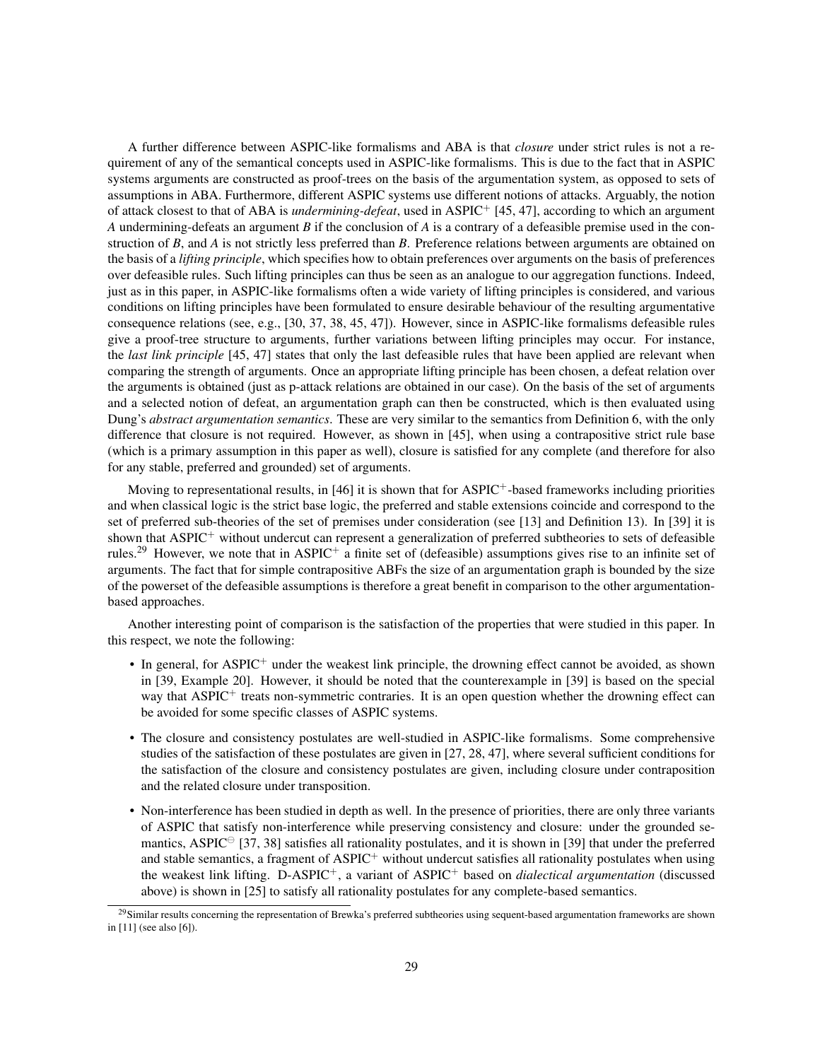A further difference between ASPIC-like formalisms and ABA is that *closure* under strict rules is not a requirement of any of the semantical concepts used in ASPIC-like formalisms. This is due to the fact that in ASPIC systems arguments are constructed as proof-trees on the basis of the argumentation system, as opposed to sets of assumptions in ABA. Furthermore, different ASPIC systems use different notions of attacks. Arguably, the notion of attack closest to that of ABA is *undermining-defeat*, used in ASPIC$^+$ [45, 47], according to which an argument *A* undermining-defeats an argument *B* if the conclusion of *A* is a contrary of a defeasible premise used in the construction of *B*, and *A* is not strictly less preferred than *B*. Preference relations between arguments are obtained on the basis of a *lifting principle*, which specifies how to obtain preferences over arguments on the basis of preferences over defeasible rules. Such lifting principles can thus be seen as an analogue to our aggregation functions. Indeed, just as in this paper, in ASPIC-like formalisms often a wide variety of lifting principles is considered, and various conditions on lifting principles have been formulated to ensure desirable behaviour of the resulting argumentative consequence relations (see, e.g., [30, 37, 38, 45, 47]). However, since in ASPIC-like formalisms defeasible rules give a proof-tree structure to arguments, further variations between lifting principles may occur. For instance, the *last link principle* [45, 47] states that only the last defeasible rules that have been applied are relevant when comparing the strength of arguments. Once an appropriate lifting principle has been chosen, a defeat relation over the arguments is obtained (just as p-attack relations are obtained in our case). On the basis of the set of arguments and a selected notion of defeat, an argumentation graph can then be constructed, which is then evaluated using Dung's *abstract argumentation semantics*. These are very similar to the semantics from Definition 6, with the only difference that closure is not required. However, as shown in [45], when using a contrapositive strict rule base (which is a primary assumption in this paper as well), closure is satisfied for any complete (and therefore for also for any stable, preferred and grounded) set of arguments.

Moving to representational results, in [46] it is shown that for ASPIC$^+$-based frameworks including priorities and when classical logic is the strict base logic, the preferred and stable extensions coincide and correspond to the set of preferred sub-theories of the set of premises under consideration (see [13] and Definition 13). In [39] it is shown that ASPIC$^+$ without undercut can represent a generalization of preferred subtheories to sets of defeasible rules.[29] However, we note that in ASPIC$^+$ a finite set of (defeasible) assumptions gives rise to an infinite set of arguments. The fact that for simple contrapositive ABFs the size of an argumentation graph is bounded by the size of the powerset of the defeasible assumptions is therefore a great benefit in comparison to the other argumentation-based approaches.

Another interesting point of comparison is the satisfaction of the properties that were studied in this paper. In this respect, we note the following:

- In general, for ASPIC$^+$ under the weakest link principle, the drowning effect cannot be avoided, as shown in [39, Example 20]. However, it should be noted that the counterexample in [39] is based on the special way that ASPIC$^+$ treats non-symmetric contraries. It is an open question whether the drowning effect can be avoided for some specific classes of ASPIC systems.
- The closure and consistency postulates are well-studied in ASPIC-like formalisms. Some comprehensive studies of the satisfaction of these postulates are given in [27, 28, 47], where several sufficient conditions for the satisfaction of the closure and consistency postulates are given, including closure under contraposition and the related closure under transposition.
- Non-interference has been studied in depth as well. In the presence of priorities, there are only three variants of ASPIC that satisfy non-interference while preserving consistency and closure: under the grounded semantics, ASPIC$^\ominus$ [37, 38] satisfies all rationality postulates, and it is shown in [39] that under the preferred and stable semantics, a fragment of ASPIC$^+$ without undercut satisfies all rationality postulates when using the weakest link lifting. D-ASPIC$^+$, a variant of ASPIC$^+$ based on *dialectical argumentation* (discussed above) is shown in [25] to satisfy all rationality postulates for any complete-based semantics.

[29] Similar results concerning the representation of Brewka's preferred subtheories using sequent-based argumentation frameworks are shown in [11] (see also [6]).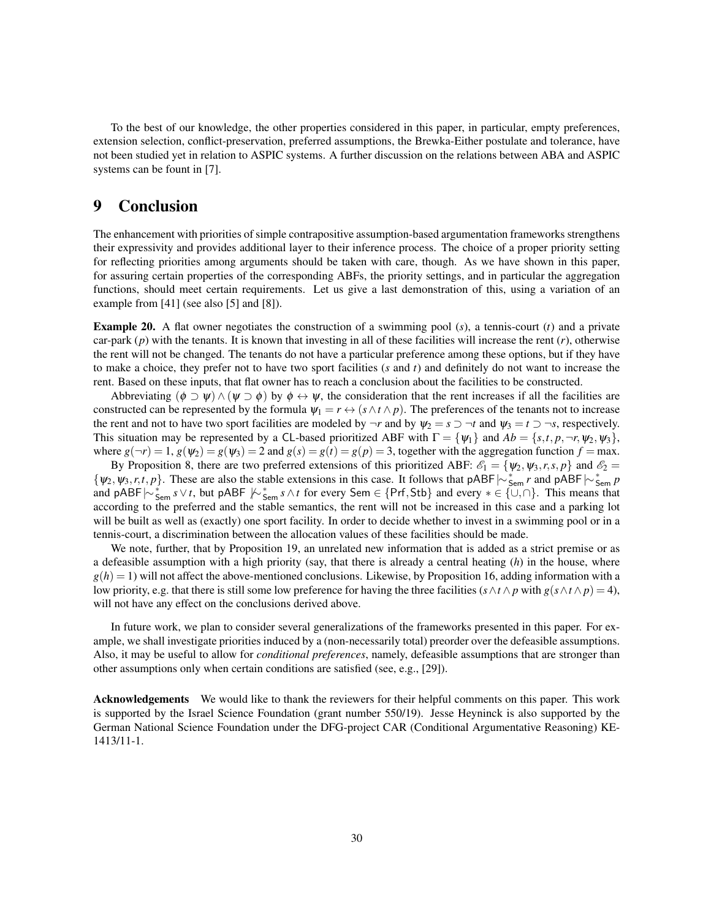To the best of our knowledge, the other properties considered in this paper, in particular, empty preferences, extension selection, conflict-preservation, preferred assumptions, the Brewka-Either postulate and tolerance, have not been studied yet in relation to ASPIC systems. A further discussion on the relations between ABA and ASPIC systems can be fount in [7].

# 9 Conclusion

The enhancement with priorities of simple contrapositive assumption-based argumentation frameworks strengthens their expressivity and provides additional layer to their inference process. The choice of a proper priority setting for reflecting priorities among arguments should be taken with care, though. As we have shown in this paper, for assuring certain properties of the corresponding ABFs, the priority settings, and in particular the aggregation functions, should meet certain requirements. Let us give a last demonstration of this, using a variation of an example from [41] (see also [5] and [8]).

**Example 20.** A flat owner negotiates the construction of a swimming pool ($s$), a tennis-court ($t$) and a private car-park ($p$) with the tenants. It is known that investing in all of these facilities will increase the rent ($r$), otherwise the rent will not be changed. The tenants do not have a particular preference among these options, but if they have to make a choice, they prefer not to have two sport facilities ($s$ and $t$) and definitely do not want to increase the rent. Based on these inputs, that flat owner has to reach a conclusion about the facilities to be constructed.

Abbreviating $(\phi \supset \psi) \wedge (\psi \supset \phi)$ by $\phi \leftrightarrow \psi$, the consideration that the rent increases if all the facilities are constructed can be represented by the formula $\psi_1 = r \leftrightarrow (s \wedge t \wedge p)$. The preferences of the tenants not to increase the rent and not to have two sport facilities are modeled by $\neg r$ and by $\psi_2 = s \supset \neg t$ and $\psi_3 = t \supset \neg s$, respectively. This situation may be represented by a $\mathsf{CL}$-based prioritized ABF with $\Gamma = \{\psi_1\}$ and $Ab = \{s, t, p, \neg r, \psi_2, \psi_3\}$, where $g(\neg r) = 1$, $g(\psi_2) = g(\psi_3) = 2$ and $g(s) = g(t) = g(p) = 3$, together with the aggregation function $f = \max$.

By Proposition 8, there are two preferred extensions of this prioritized ABF: $\mathscr{E}_1 = \{\psi_2, \psi_3, r, s, p\}$ and $\mathscr{E}_2 = \{\psi_2, \psi_3, r, t, p\}$. These are also the stable extensions in this case. It follows that $\mathsf{pABF} \mid\!\sim^{*}_{\mathsf{Sem}} r$ and $\mathsf{pABF} \mid\!\sim^{*}_{\mathsf{Sem}} p$ and $\mathsf{pABF} \mid\!\sim^{*}_{\mathsf{Sem}} s \vee t$, but $\mathsf{pABF} \not\mid\!\sim^{*}_{\mathsf{Sem}} s \wedge t$ for every $\mathsf{Sem} \in \{\mathsf{Prf}, \mathsf{Stb}\}$ and every $* \in \{\cup, \cap\}$. This means that according to the preferred and the stable semantics, the rent will not be increased in this case and a parking lot will be built as well as (exactly) one sport facility. In order to decide whether to invest in a swimming pool or in a tennis-court, a discrimination between the allocation values of these facilities should be made.

We note, further, that by Proposition 19, an unrelated new information that is added as a strict premise or as a defeasible assumption with a high priority (say, that there is already a central heating ($h$) in the house, where $g(h) = 1$) will not affect the above-mentioned conclusions. Likewise, by Proposition 16, adding information with a low priority, e.g. that there is still some low preference for having the three facilities ($s \wedge t \wedge p$ with $g(s \wedge t \wedge p) = 4$), will not have any effect on the conclusions derived above.

In future work, we plan to consider several generalizations of the frameworks presented in this paper. For example, we shall investigate priorities induced by a (non-necessarily total) preorder over the defeasible assumptions. Also, it may be useful to allow for *conditional preferences*, namely, defeasible assumptions that are stronger than other assumptions only when certain conditions are satisfied (see, e.g., [29]).

**Acknowledgements** We would like to thank the reviewers for their helpful comments on this paper. This work is supported by the Israel Science Foundation (grant number 550/19). Jesse Heyninck is also supported by the German National Science Foundation under the DFG-project CAR (Conditional Argumentative Reasoning) KE-1413/11-1.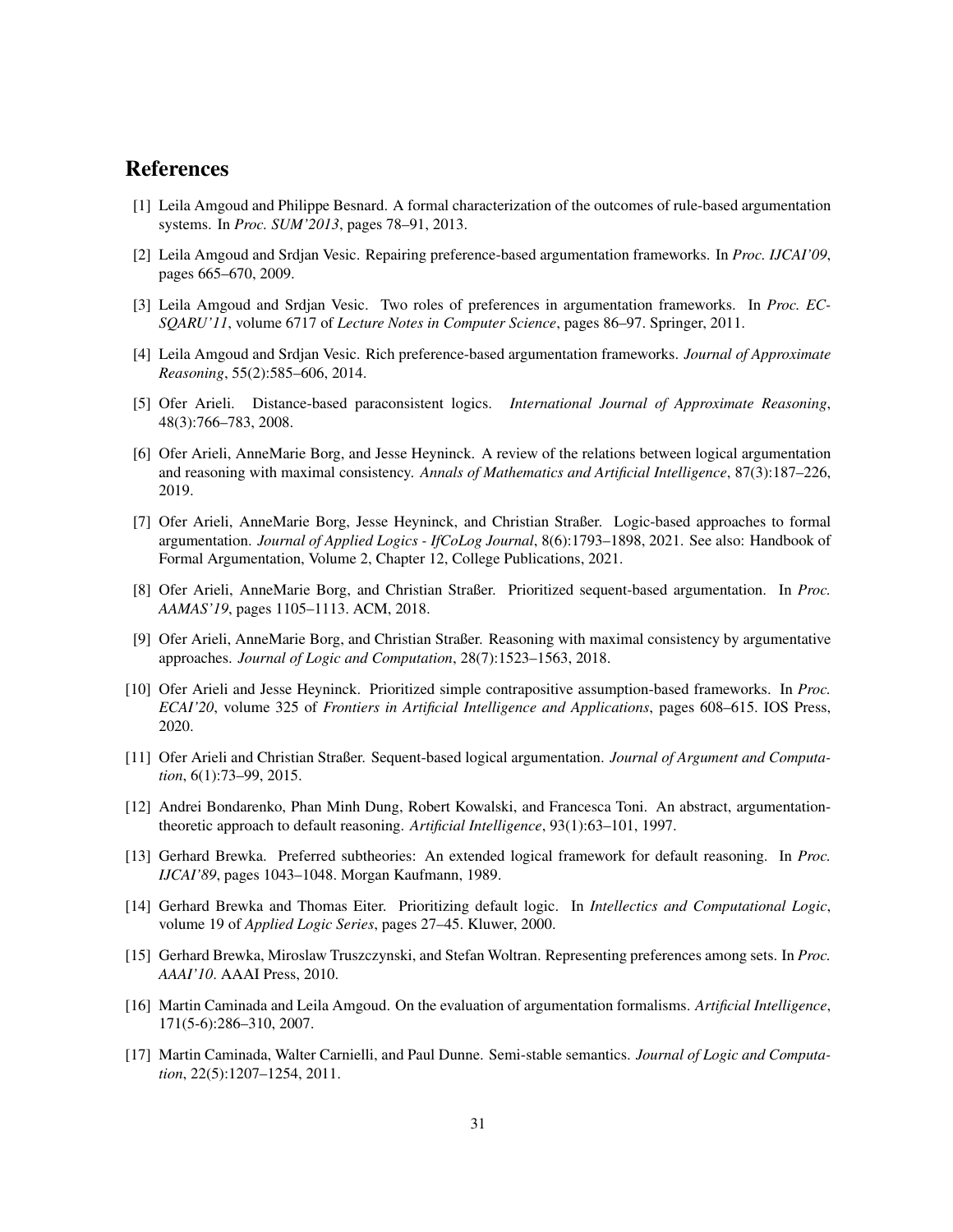# References

[1] Leila Amgoud and Philippe Besnard. A formal characterization of the outcomes of rule-based argumentation systems. In *Proc. SUM'2013*, pages 78–91, 2013.

[2] Leila Amgoud and Srdjan Vesic. Repairing preference-based argumentation frameworks. In *Proc. IJCAI'09*, pages 665–670, 2009.

[3] Leila Amgoud and Srdjan Vesic. Two roles of preferences in argumentation frameworks. In *Proc. ECSQARU'11*, volume 6717 of *Lecture Notes in Computer Science*, pages 86–97. Springer, 2011.

[4] Leila Amgoud and Srdjan Vesic. Rich preference-based argumentation frameworks. *Journal of Approximate Reasoning*, 55(2):585–606, 2014.

[5] Ofer Arieli. Distance-based paraconsistent logics. *International Journal of Approximate Reasoning*, 48(3):766–783, 2008.

[6] Ofer Arieli, AnneMarie Borg, and Jesse Heyninck. A review of the relations between logical argumentation and reasoning with maximal consistency. *Annals of Mathematics and Artificial Intelligence*, 87(3):187–226, 2019.

[7] Ofer Arieli, AnneMarie Borg, Jesse Heyninck, and Christian Straßer. Logic-based approaches to formal argumentation. *Journal of Applied Logics - IfCoLog Journal*, 8(6):1793–1898, 2021. See also: Handbook of Formal Argumentation, Volume 2, Chapter 12, College Publications, 2021.

[8] Ofer Arieli, AnneMarie Borg, and Christian Straßer. Prioritized sequent-based argumentation. In *Proc. AAMAS'19*, pages 1105–1113. ACM, 2018.

[9] Ofer Arieli, AnneMarie Borg, and Christian Straßer. Reasoning with maximal consistency by argumentative approaches. *Journal of Logic and Computation*, 28(7):1523–1563, 2018.

[10] Ofer Arieli and Jesse Heyninck. Prioritized simple contrapositive assumption-based frameworks. In *Proc. ECAI'20*, volume 325 of *Frontiers in Artificial Intelligence and Applications*, pages 608–615. IOS Press, 2020.

[11] Ofer Arieli and Christian Straßer. Sequent-based logical argumentation. *Journal of Argument and Computation*, 6(1):73–99, 2015.

[12] Andrei Bondarenko, Phan Minh Dung, Robert Kowalski, and Francesca Toni. An abstract, argumentation-theoretic approach to default reasoning. *Artificial Intelligence*, 93(1):63–101, 1997.

[13] Gerhard Brewka. Preferred subtheories: An extended logical framework for default reasoning. In *Proc. IJCAI'89*, pages 1043–1048. Morgan Kaufmann, 1989.

[14] Gerhard Brewka and Thomas Eiter. Prioritizing default logic. In *Intellectics and Computational Logic*, volume 19 of *Applied Logic Series*, pages 27–45. Kluwer, 2000.

[15] Gerhard Brewka, Miroslaw Truszczynski, and Stefan Woltran. Representing preferences among sets. In *Proc. AAAI'10*. AAAI Press, 2010.

[16] Martin Caminada and Leila Amgoud. On the evaluation of argumentation formalisms. *Artificial Intelligence*, 171(5-6):286–310, 2007.

[17] Martin Caminada, Walter Carnielli, and Paul Dunne. Semi-stable semantics. *Journal of Logic and Computation*, 22(5):1207–1254, 2011.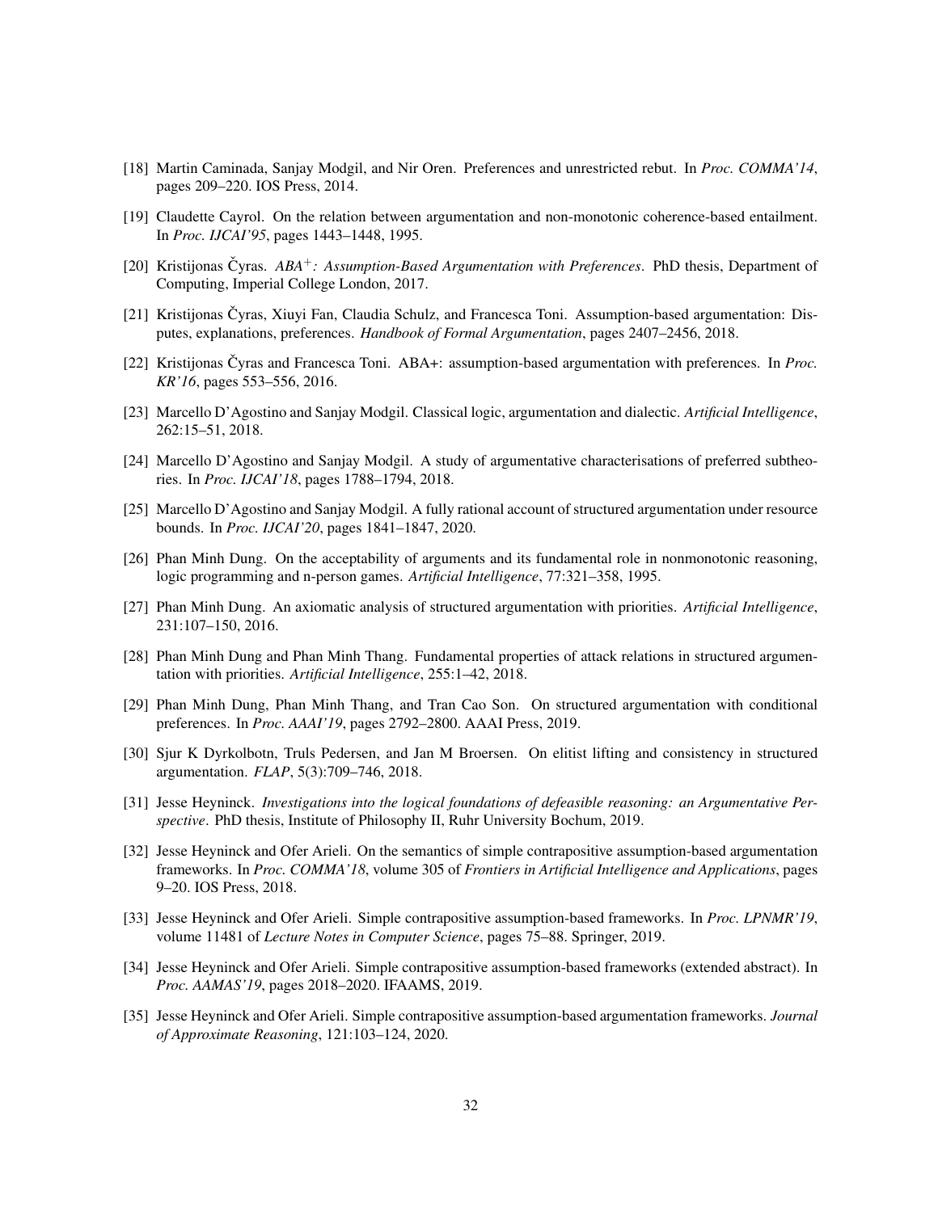[18] Martin Caminada, Sanjay Modgil, and Nir Oren. Preferences and unrestricted rebut. In *Proc. COMMA'14*, pages 209–220. IOS Press, 2014.

[19] Claudette Cayrol. On the relation between argumentation and non-monotonic coherence-based entailment. In *Proc. IJCAI'95*, pages 1443–1448, 1995.

[20] Kristijonas Čyras. *ABA$^+$: Assumption-Based Argumentation with Preferences*. PhD thesis, Department of Computing, Imperial College London, 2017.

[21] Kristijonas Čyras, Xiuyi Fan, Claudia Schulz, and Francesca Toni. Assumption-based argumentation: Disputes, explanations, preferences. *Handbook of Formal Argumentation*, pages 2407–2456, 2018.

[22] Kristijonas Čyras and Francesca Toni. ABA+: assumption-based argumentation with preferences. In *Proc. KR'16*, pages 553–556, 2016.

[23] Marcello D'Agostino and Sanjay Modgil. Classical logic, argumentation and dialectic. *Artificial Intelligence*, 262:15–51, 2018.

[24] Marcello D'Agostino and Sanjay Modgil. A study of argumentative characterisations of preferred subtheories. In *Proc. IJCAI'18*, pages 1788–1794, 2018.

[25] Marcello D'Agostino and Sanjay Modgil. A fully rational account of structured argumentation under resource bounds. In *Proc. IJCAI'20*, pages 1841–1847, 2020.

[26] Phan Minh Dung. On the acceptability of arguments and its fundamental role in nonmonotonic reasoning, logic programming and n-person games. *Artificial Intelligence*, 77:321–358, 1995.

[27] Phan Minh Dung. An axiomatic analysis of structured argumentation with priorities. *Artificial Intelligence*, 231:107–150, 2016.

[28] Phan Minh Dung and Phan Minh Thang. Fundamental properties of attack relations in structured argumentation with priorities. *Artificial Intelligence*, 255:1–42, 2018.

[29] Phan Minh Dung, Phan Minh Thang, and Tran Cao Son. On structured argumentation with conditional preferences. In *Proc. AAAI'19*, pages 2792–2800. AAAI Press, 2019.

[30] Sjur K Dyrkolbotn, Truls Pedersen, and Jan M Broersen. On elitist lifting and consistency in structured argumentation. *FLAP*, 5(3):709–746, 2018.

[31] Jesse Heyninck. *Investigations into the logical foundations of defeasible reasoning: an Argumentative Perspective*. PhD thesis, Institute of Philosophy II, Ruhr University Bochum, 2019.

[32] Jesse Heyninck and Ofer Arieli. On the semantics of simple contrapositive assumption-based argumentation frameworks. In *Proc. COMMA'18*, volume 305 of *Frontiers in Artificial Intelligence and Applications*, pages 9–20. IOS Press, 2018.

[33] Jesse Heyninck and Ofer Arieli. Simple contrapositive assumption-based frameworks. In *Proc. LPNMR'19*, volume 11481 of *Lecture Notes in Computer Science*, pages 75–88. Springer, 2019.

[34] Jesse Heyninck and Ofer Arieli. Simple contrapositive assumption-based frameworks (extended abstract). In *Proc. AAMAS'19*, pages 2018–2020. IFAAMS, 2019.

[35] Jesse Heyninck and Ofer Arieli. Simple contrapositive assumption-based argumentation frameworks. *Journal of Approximate Reasoning*, 121:103–124, 2020.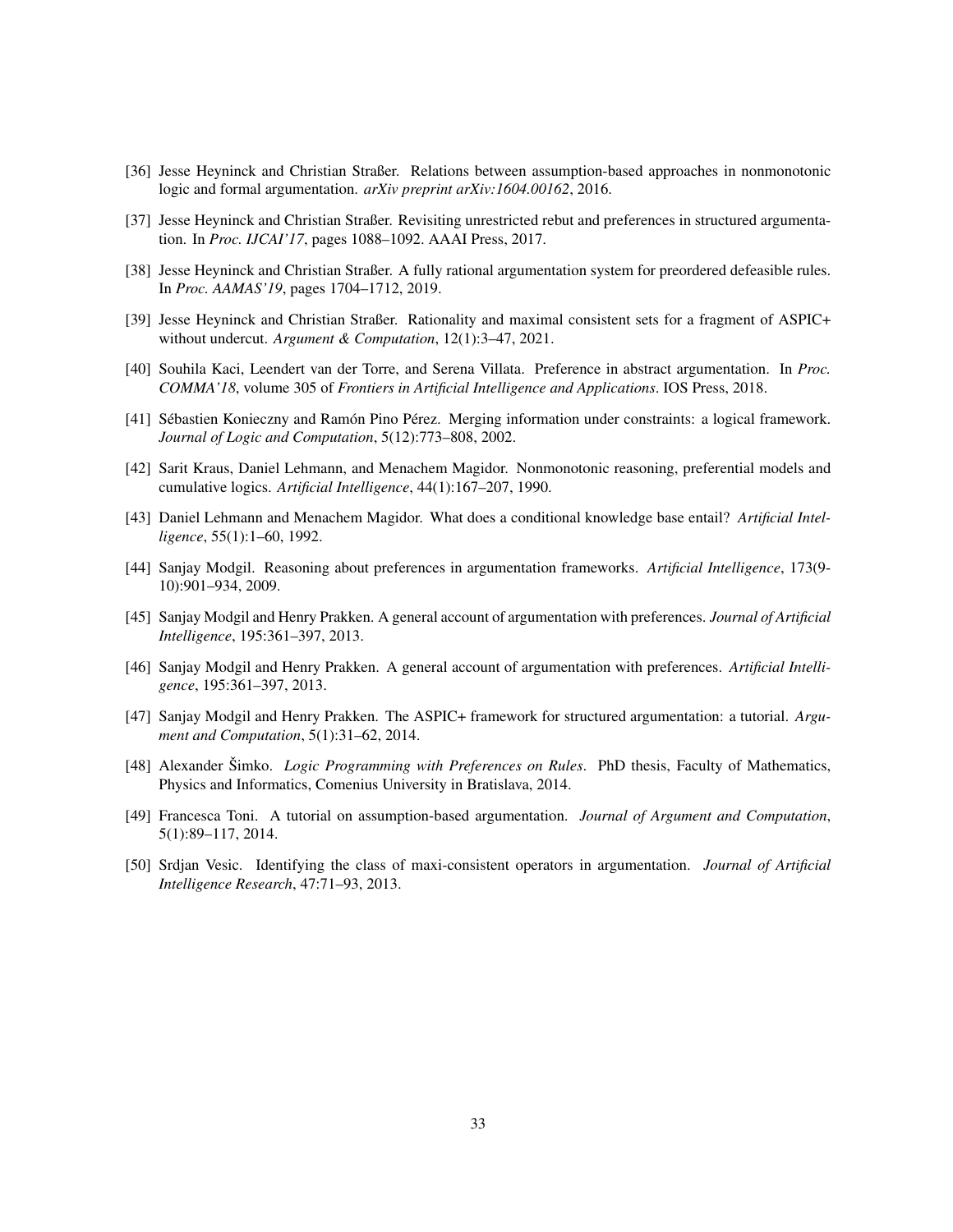[36] Jesse Heyninck and Christian Straßer. Relations between assumption-based approaches in nonmonotonic logic and formal argumentation. *arXiv preprint arXiv:1604.00162*, 2016.

[37] Jesse Heyninck and Christian Straßer. Revisiting unrestricted rebut and preferences in structured argumentation. In *Proc. IJCAI'17*, pages 1088–1092. AAAI Press, 2017.

[38] Jesse Heyninck and Christian Straßer. A fully rational argumentation system for preordered defeasible rules. In *Proc. AAMAS'19*, pages 1704–1712, 2019.

[39] Jesse Heyninck and Christian Straßer. Rationality and maximal consistent sets for a fragment of ASPIC+ without undercut. *Argument & Computation*, 12(1):3–47, 2021.

[40] Souhila Kaci, Leendert van der Torre, and Serena Villata. Preference in abstract argumentation. In *Proc. COMMA'18*, volume 305 of *Frontiers in Artificial Intelligence and Applications*. IOS Press, 2018.

[41] Sébastien Konieczny and Ramón Pino Pérez. Merging information under constraints: a logical framework. *Journal of Logic and Computation*, 5(12):773–808, 2002.

[42] Sarit Kraus, Daniel Lehmann, and Menachem Magidor. Nonmonotonic reasoning, preferential models and cumulative logics. *Artificial Intelligence*, 44(1):167–207, 1990.

[43] Daniel Lehmann and Menachem Magidor. What does a conditional knowledge base entail? *Artificial Intelligence*, 55(1):1–60, 1992.

[44] Sanjay Modgil. Reasoning about preferences in argumentation frameworks. *Artificial Intelligence*, 173(9-10):901–934, 2009.

[45] Sanjay Modgil and Henry Prakken. A general account of argumentation with preferences. *Journal of Artificial Intelligence*, 195:361–397, 2013.

[46] Sanjay Modgil and Henry Prakken. A general account of argumentation with preferences. *Artificial Intelligence*, 195:361–397, 2013.

[47] Sanjay Modgil and Henry Prakken. The ASPIC+ framework for structured argumentation: a tutorial. *Argument and Computation*, 5(1):31–62, 2014.

[48] Alexander Šimko. *Logic Programming with Preferences on Rules*. PhD thesis, Faculty of Mathematics, Physics and Informatics, Comenius University in Bratislava, 2014.

[49] Francesca Toni. A tutorial on assumption-based argumentation. *Journal of Argument and Computation*, 5(1):89–117, 2014.

[50] Srdjan Vesic. Identifying the class of maxi-consistent operators in argumentation. *Journal of Artificial Intelligence Research*, 47:71–93, 2013.